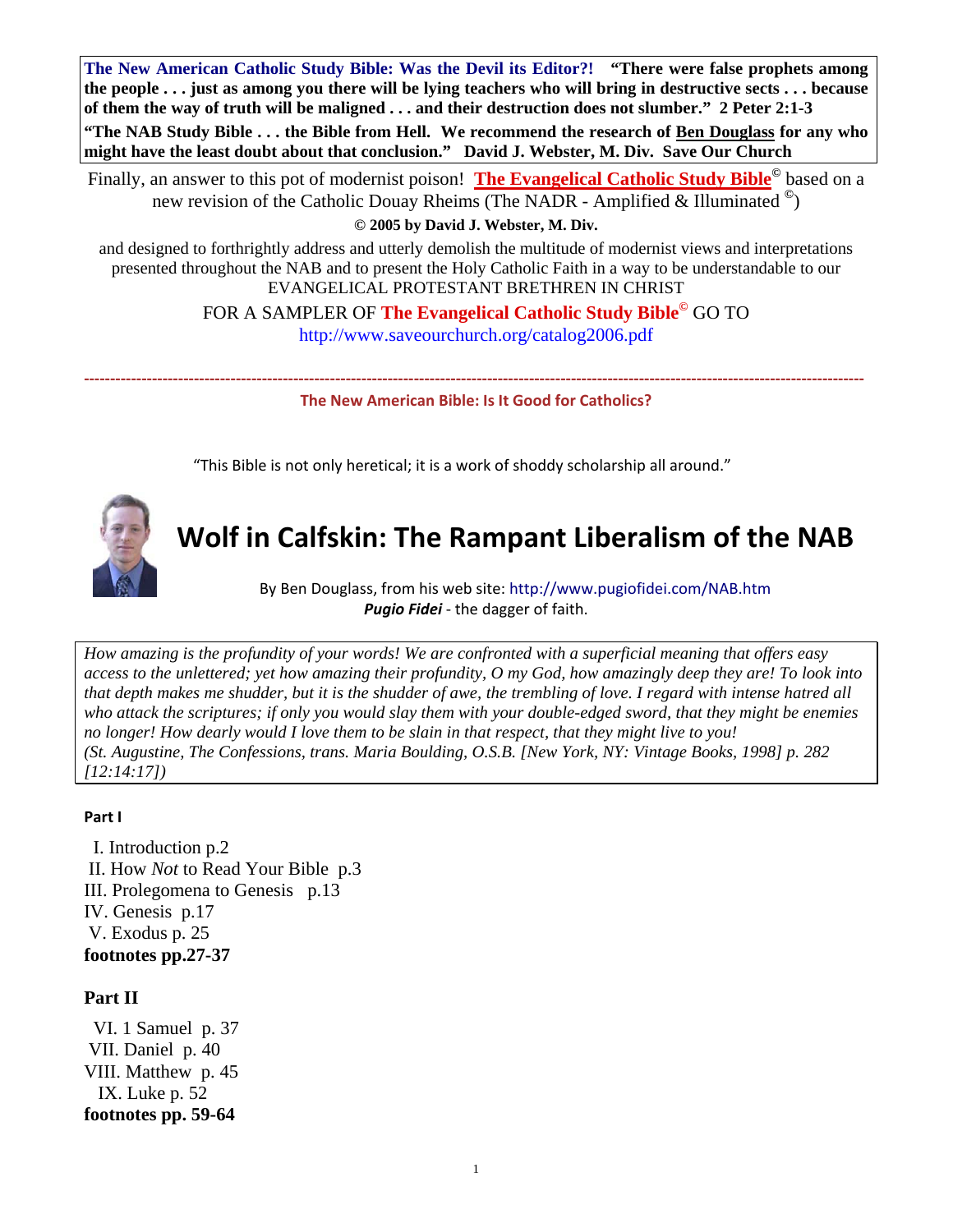**The New American Catholic Study Bible: Was the Devil its Editor?!** **"There were false prophets among the people . . . just as among you there will be lying teachers who will bring in destructive sects . . . because of them the way of truth will be maligned . . . and their destruction does not slumber." 2 Peter 2:1-3**

**"The NAB Study Bible . . . the Bible from Hell. We recommend the research of Ben Douglass for any who might have the least doubt about that conclusion." David J. Webster, M. Div. Save Our Church**

Finally, an answer to this pot of modernist poison! **The Evangelical Catholic Study Bible©** based on a new revision of the Catholic Douay Rheims (The NADR - Amplified & Illuminated ©)

**© 2005 by David J. Webster, M. Div.**

and designed to forthrightly address and utterly demolish the multitude of modernist views and interpretations presented throughout the NAB and to present the Holy Catholic Faith in a way to be understandable to our EVANGELICAL PROTESTANT BRETHREN IN CHRIST

FOR A SAMPLER OF **The Evangelical Catholic Study Bible©** GO TO
http://www.saveourchurch.org/catalog2006.pdf

---

**The New American Bible: Is It Good for Catholics?**

"This Bible is not only heretical; it is a work of shoddy scholarship all around."

# Wolf in Calfskin: The Rampant Liberalism of the NAB

By Ben Douglass, from his web site: http://www.pugiofidei.com/NAB.htm
***Pugio Fidei*** - the dagger of faith.

*How amazing is the profundity of your words! We are confronted with a superficial meaning that offers easy access to the unlettered; yet how amazing their profundity, O my God, how amazingly deep they are! To look into that depth makes me shudder, but it is the shudder of awe, the trembling of love. I regard with intense hatred all who attack the scriptures; if only you would slay them with your double-edged sword, that they might be enemies no longer! How dearly would I love them to be slain in that respect, that they might live to you! (St. Augustine, The Confessions, trans. Maria Boulding, O.S.B. [New York, NY: Vintage Books, 1998] p. 282 [12:14:17])*

**Part I**

I. Introduction p.2
II. How *Not* to Read Your Bible p.3
III. Prolegomena to Genesis p.13
IV. Genesis p.17
V. Exodus p. 25
**footnotes pp.27-37**

**Part II**

VI. 1 Samuel p. 37
VII. Daniel p. 40
VIII. Matthew p. 45
IX. Luke p. 52
**footnotes pp. 59-64**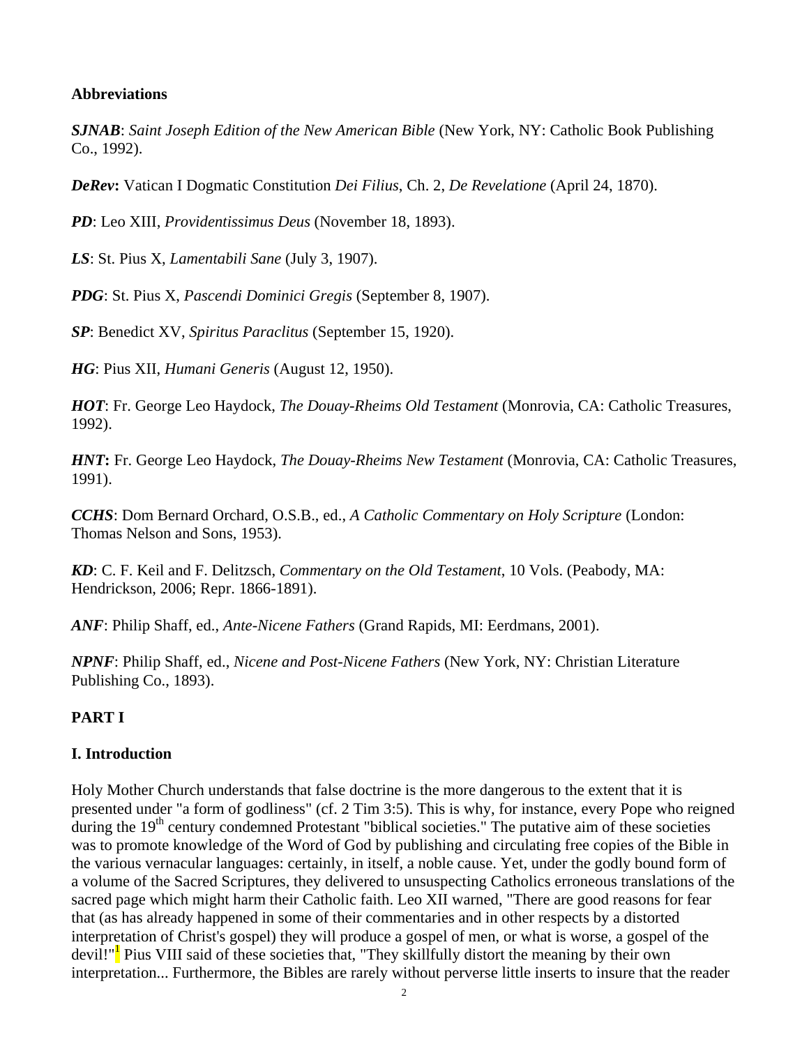**Abbreviations**

***SJNAB***: *Saint Joseph Edition of the New American Bible* (New York, NY: Catholic Book Publishing Co., 1992).

***DeRev*****:** Vatican I Dogmatic Constitution *Dei Filius*, Ch. 2, *De Revelatione* (April 24, 1870).

***PD***: Leo XIII, *Providentissimus Deus* (November 18, 1893).

***LS***: St. Pius X, *Lamentabili Sane* (July 3, 1907).

***PDG***: St. Pius X, *Pascendi Dominici Gregis* (September 8, 1907).

***SP***: Benedict XV, *Spiritus Paraclitus* (September 15, 1920).

***HG***: Pius XII, *Humani Generis* (August 12, 1950).

***HOT***: Fr. George Leo Haydock, *The Douay-Rheims Old Testament* (Monrovia, CA: Catholic Treasures, 1992).

***HNT*****:** Fr. George Leo Haydock, *The Douay-Rheims New Testament* (Monrovia, CA: Catholic Treasures, 1991).

***CCHS***: Dom Bernard Orchard, O.S.B., ed., *A Catholic Commentary on Holy Scripture* (London: Thomas Nelson and Sons, 1953).

***KD***: C. F. Keil and F. Delitzsch, *Commentary on the Old Testament*, 10 Vols. (Peabody, MA: Hendrickson, 2006; Repr. 1866-1891).

***ANF***: Philip Shaff, ed., *Ante-Nicene Fathers* (Grand Rapids, MI: Eerdmans, 2001).

***NPNF***: Philip Shaff, ed., *Nicene and Post-Nicene Fathers* (New York, NY: Christian Literature Publishing Co., 1893).

## PART I

### I. Introduction

Holy Mother Church understands that false doctrine is the more dangerous to the extent that it is presented under "a form of godliness" (cf. 2 Tim 3:5). This is why, for instance, every Pope who reigned during the 19th century condemned Protestant "biblical societies." The putative aim of these societies was to promote knowledge of the Word of God by publishing and circulating free copies of the Bible in the various vernacular languages: certainly, in itself, a noble cause. Yet, under the godly bound form of a volume of the Sacred Scriptures, they delivered to unsuspecting Catholics erroneous translations of the sacred page which might harm their Catholic faith. Leo XII warned, "There are good reasons for fear that (as has already happened in some of their commentaries and in other respects by a distorted interpretation of Christ's gospel) they will produce a gospel of men, or what is worse, a gospel of the devil!"[1] Pius VIII said of these societies that, "They skillfully distort the meaning by their own interpretation... Furthermore, the Bibles are rarely without perverse little inserts to insure that the reader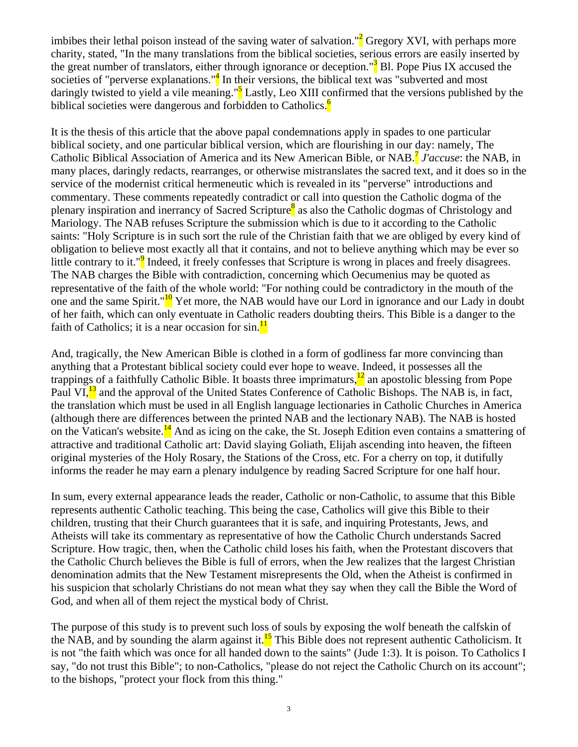imbibes their lethal poison instead of the saving water of salvation."[2] Gregory XVI, with perhaps more charity, stated, "In the many translations from the biblical societies, serious errors are easily inserted by the great number of translators, either through ignorance or deception."[3] Bl. Pope Pius IX accused the societies of "perverse explanations."[4] In their versions, the biblical text was "subverted and most daringly twisted to yield a vile meaning."[5] Lastly, Leo XIII confirmed that the versions published by the biblical societies were dangerous and forbidden to Catholics.[6]

It is the thesis of this article that the above papal condemnations apply in spades to one particular biblical society, and one particular biblical version, which are flourishing in our day: namely, The Catholic Biblical Association of America and its New American Bible, or NAB.[7] *J'accuse*: the NAB, in many places, daringly redacts, rearranges, or otherwise mistranslates the sacred text, and it does so in the service of the modernist critical hermeneutic which is revealed in its "perverse" introductions and commentary. These comments repeatedly contradict or call into question the Catholic dogma of the plenary inspiration and inerrancy of Sacred Scripture[8] as also the Catholic dogmas of Christology and Mariology. The NAB refuses Scripture the submission which is due to it according to the Catholic saints: "Holy Scripture is in such sort the rule of the Christian faith that we are obliged by every kind of obligation to believe most exactly all that it contains, and not to believe anything which may be ever so little contrary to it."[9] Indeed, it freely confesses that Scripture is wrong in places and freely disagrees. The NAB charges the Bible with contradiction, concerning which Oecumenius may be quoted as representative of the faith of the whole world: "For nothing could be contradictory in the mouth of the one and the same Spirit."[10] Yet more, the NAB would have our Lord in ignorance and our Lady in doubt of her faith, which can only eventuate in Catholic readers doubting theirs. This Bible is a danger to the faith of Catholics; it is a near occasion for sin.[11]

And, tragically, the New American Bible is clothed in a form of godliness far more convincing than anything that a Protestant biblical society could ever hope to weave. Indeed, it possesses all the trappings of a faithfully Catholic Bible. It boasts three imprimaturs,[12] an apostolic blessing from Pope Paul VI,[13] and the approval of the United States Conference of Catholic Bishops. The NAB is, in fact, the translation which must be used in all English language lectionaries in Catholic Churches in America (although there are differences between the printed NAB and the lectionary NAB). The NAB is hosted on the Vatican's website.[14] And as icing on the cake, the St. Joseph Edition even contains a smattering of attractive and traditional Catholic art: David slaying Goliath, Elijah ascending into heaven, the fifteen original mysteries of the Holy Rosary, the Stations of the Cross, etc. For a cherry on top, it dutifully informs the reader he may earn a plenary indulgence by reading Sacred Scripture for one half hour.

In sum, every external appearance leads the reader, Catholic or non-Catholic, to assume that this Bible represents authentic Catholic teaching. This being the case, Catholics will give this Bible to their children, trusting that their Church guarantees that it is safe, and inquiring Protestants, Jews, and Atheists will take its commentary as representative of how the Catholic Church understands Sacred Scripture. How tragic, then, when the Catholic child loses his faith, when the Protestant discovers that the Catholic Church believes the Bible is full of errors, when the Jew realizes that the largest Christian denomination admits that the New Testament misrepresents the Old, when the Atheist is confirmed in his suspicion that scholarly Christians do not mean what they say when they call the Bible the Word of God, and when all of them reject the mystical body of Christ.

The purpose of this study is to prevent such loss of souls by exposing the wolf beneath the calfskin of the NAB, and by sounding the alarm against it.[15] This Bible does not represent authentic Catholicism. It is not "the faith which was once for all handed down to the saints" (Jude 1:3). It is poison. To Catholics I say, "do not trust this Bible"; to non-Catholics, "please do not reject the Catholic Church on its account"; to the bishops, "protect your flock from this thing."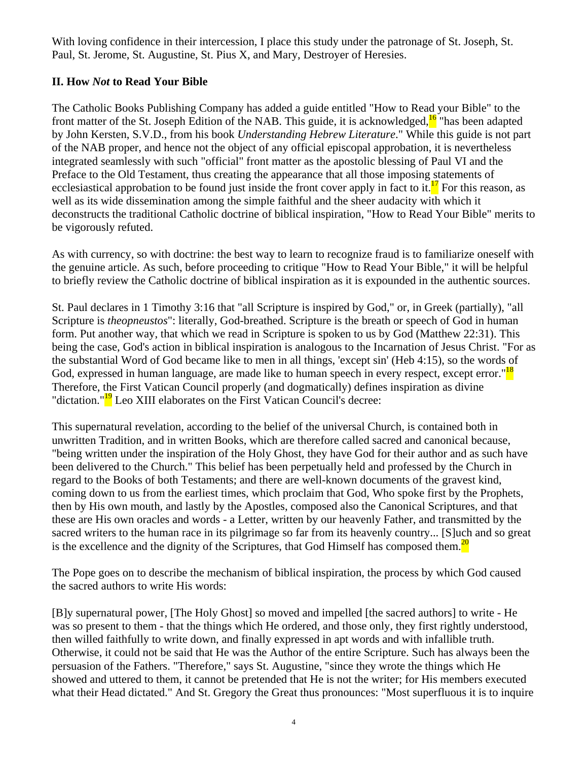With loving confidence in their intercession, I place this study under the patronage of St. Joseph, St. Paul, St. Jerome, St. Augustine, St. Pius X, and Mary, Destroyer of Heresies.

## II. How *Not* to Read Your Bible

The Catholic Books Publishing Company has added a guide entitled "How to Read your Bible" to the front matter of the St. Joseph Edition of the NAB. This guide, it is acknowledged,[16] "has been adapted by John Kersten, S.V.D., from his book *Understanding Hebrew Literature*." While this guide is not part of the NAB proper, and hence not the object of any official episcopal approbation, it is nevertheless integrated seamlessly with such "official" front matter as the apostolic blessing of Paul VI and the Preface to the Old Testament, thus creating the appearance that all those imposing statements of ecclesiastical approbation to be found just inside the front cover apply in fact to it.[17] For this reason, as well as its wide dissemination among the simple faithful and the sheer audacity with which it deconstructs the traditional Catholic doctrine of biblical inspiration, "How to Read Your Bible" merits to be vigorously refuted.

As with currency, so with doctrine: the best way to learn to recognize fraud is to familiarize oneself with the genuine article. As such, before proceeding to critique "How to Read Your Bible," it will be helpful to briefly review the Catholic doctrine of biblical inspiration as it is expounded in the authentic sources.

St. Paul declares in 1 Timothy 3:16 that "all Scripture is inspired by God," or, in Greek (partially), "all Scripture is *theopneustos*": literally, God-breathed. Scripture is the breath or speech of God in human form. Put another way, that which we read in Scripture is spoken to us by God (Matthew 22:31). This being the case, God's action in biblical inspiration is analogous to the Incarnation of Jesus Christ. "For as the substantial Word of God became like to men in all things, 'except sin' (Heb 4:15), so the words of God, expressed in human language, are made like to human speech in every respect, except error."[18] Therefore, the First Vatican Council properly (and dogmatically) defines inspiration as divine "dictation."[19] Leo XIII elaborates on the First Vatican Council's decree:

This supernatural revelation, according to the belief of the universal Church, is contained both in unwritten Tradition, and in written Books, which are therefore called sacred and canonical because, "being written under the inspiration of the Holy Ghost, they have God for their author and as such have been delivered to the Church." This belief has been perpetually held and professed by the Church in regard to the Books of both Testaments; and there are well-known documents of the gravest kind, coming down to us from the earliest times, which proclaim that God, Who spoke first by the Prophets, then by His own mouth, and lastly by the Apostles, composed also the Canonical Scriptures, and that these are His own oracles and words - a Letter, written by our heavenly Father, and transmitted by the sacred writers to the human race in its pilgrimage so far from its heavenly country... [S]uch and so great is the excellence and the dignity of the Scriptures, that God Himself has composed them.[20]

The Pope goes on to describe the mechanism of biblical inspiration, the process by which God caused the sacred authors to write His words:

[B]y supernatural power, [The Holy Ghost] so moved and impelled [the sacred authors] to write - He was so present to them - that the things which He ordered, and those only, they first rightly understood, then willed faithfully to write down, and finally expressed in apt words and with infallible truth. Otherwise, it could not be said that He was the Author of the entire Scripture. Such has always been the persuasion of the Fathers. "Therefore," says St. Augustine, "since they wrote the things which He showed and uttered to them, it cannot be pretended that He is not the writer; for His members executed what their Head dictated." And St. Gregory the Great thus pronounces: "Most superfluous it is to inquire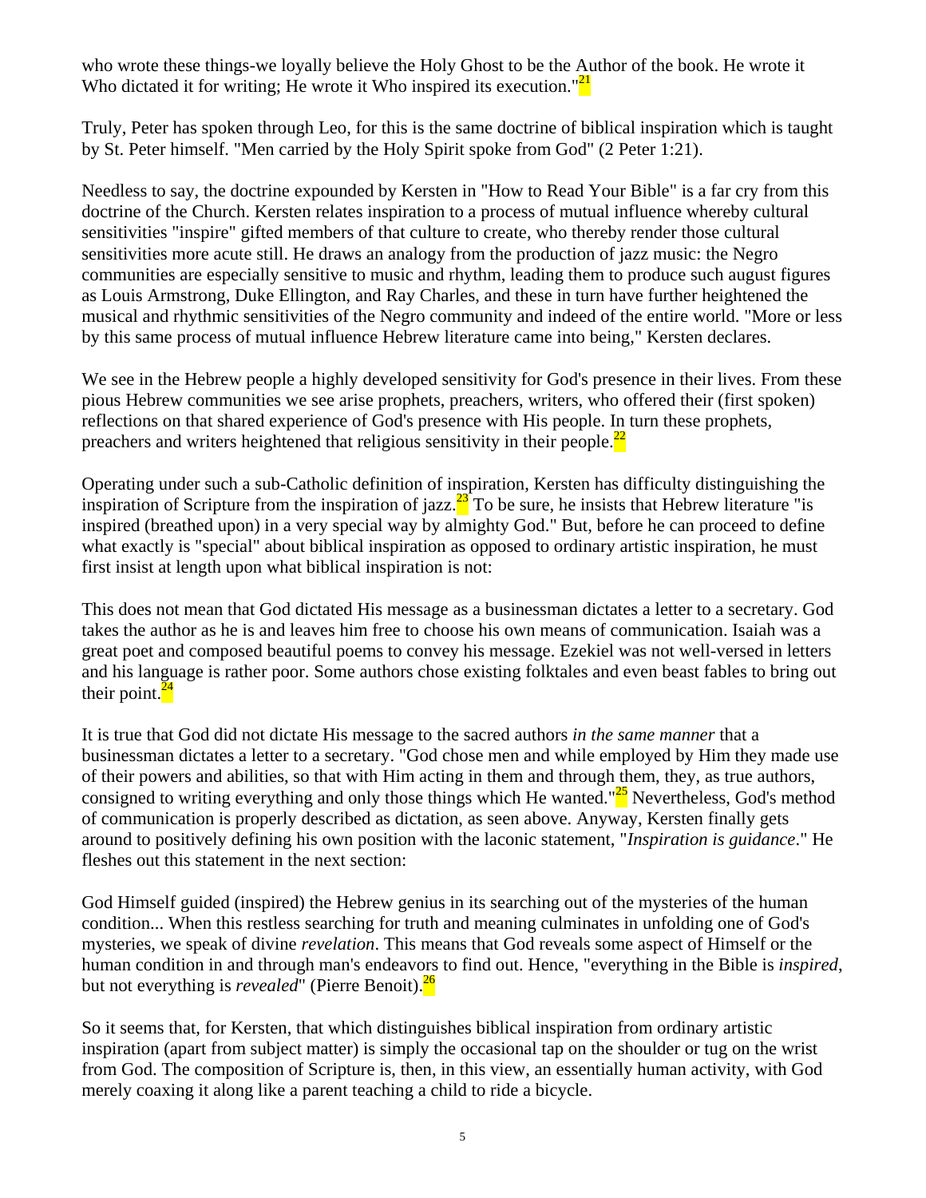who wrote these things-we loyally believe the Holy Ghost to be the Author of the book. He wrote it Who dictated it for writing; He wrote it Who inspired its execution."[21]

Truly, Peter has spoken through Leo, for this is the same doctrine of biblical inspiration which is taught by St. Peter himself. "Men carried by the Holy Spirit spoke from God" (2 Peter 1:21).

Needless to say, the doctrine expounded by Kersten in "How to Read Your Bible" is a far cry from this doctrine of the Church. Kersten relates inspiration to a process of mutual influence whereby cultural sensitivities "inspire" gifted members of that culture to create, who thereby render those cultural sensitivities more acute still. He draws an analogy from the production of jazz music: the Negro communities are especially sensitive to music and rhythm, leading them to produce such august figures as Louis Armstrong, Duke Ellington, and Ray Charles, and these in turn have further heightened the musical and rhythmic sensitivities of the Negro community and indeed of the entire world. "More or less by this same process of mutual influence Hebrew literature came into being," Kersten declares.

We see in the Hebrew people a highly developed sensitivity for God's presence in their lives. From these pious Hebrew communities we see arise prophets, preachers, writers, who offered their (first spoken) reflections on that shared experience of God's presence with His people. In turn these prophets, preachers and writers heightened that religious sensitivity in their people.[22]

Operating under such a sub-Catholic definition of inspiration, Kersten has difficulty distinguishing the inspiration of Scripture from the inspiration of jazz.[23] To be sure, he insists that Hebrew literature "is inspired (breathed upon) in a very special way by almighty God." But, before he can proceed to define what exactly is "special" about biblical inspiration as opposed to ordinary artistic inspiration, he must first insist at length upon what biblical inspiration is not:

This does not mean that God dictated His message as a businessman dictates a letter to a secretary. God takes the author as he is and leaves him free to choose his own means of communication. Isaiah was a great poet and composed beautiful poems to convey his message. Ezekiel was not well-versed in letters and his language is rather poor. Some authors chose existing folktales and even beast fables to bring out their point.[24]

It is true that God did not dictate His message to the sacred authors *in the same manner* that a businessman dictates a letter to a secretary. "God chose men and while employed by Him they made use of their powers and abilities, so that with Him acting in them and through them, they, as true authors, consigned to writing everything and only those things which He wanted."[25] Nevertheless, God's method of communication is properly described as dictation, as seen above. Anyway, Kersten finally gets around to positively defining his own position with the laconic statement, "*Inspiration is guidance*." He fleshes out this statement in the next section:

God Himself guided (inspired) the Hebrew genius in its searching out of the mysteries of the human condition... When this restless searching for truth and meaning culminates in unfolding one of God's mysteries, we speak of divine *revelation*. This means that God reveals some aspect of Himself or the human condition in and through man's endeavors to find out. Hence, "everything in the Bible is *inspired*, but not everything is *revealed*" (Pierre Benoit).[26]

So it seems that, for Kersten, that which distinguishes biblical inspiration from ordinary artistic inspiration (apart from subject matter) is simply the occasional tap on the shoulder or tug on the wrist from God. The composition of Scripture is, then, in this view, an essentially human activity, with God merely coaxing it along like a parent teaching a child to ride a bicycle.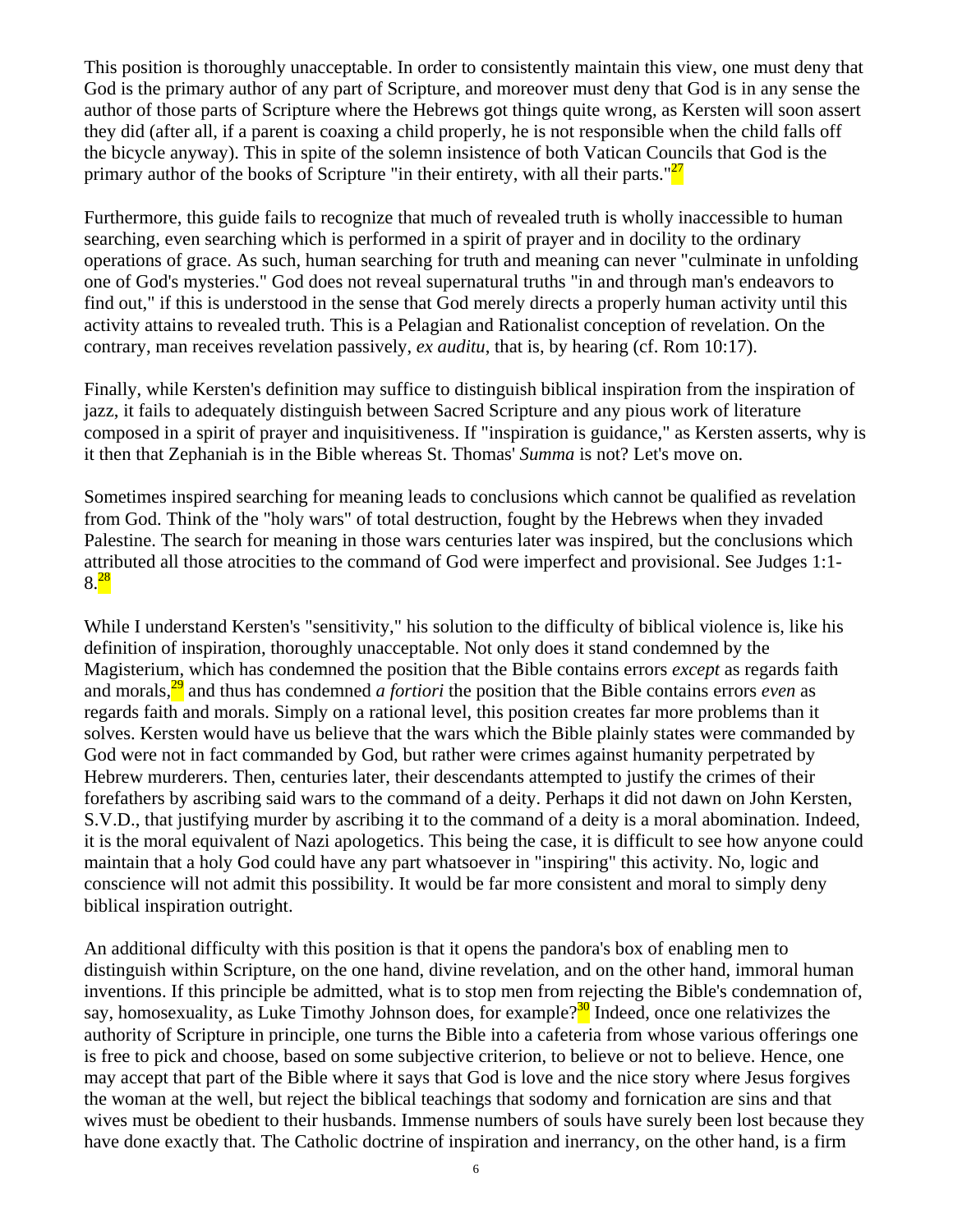This position is thoroughly unacceptable. In order to consistently maintain this view, one must deny that God is the primary author of any part of Scripture, and moreover must deny that God is in any sense the author of those parts of Scripture where the Hebrews got things quite wrong, as Kersten will soon assert they did (after all, if a parent is coaxing a child properly, he is not responsible when the child falls off the bicycle anyway). This in spite of the solemn insistence of both Vatican Councils that God is the primary author of the books of Scripture "in their entirety, with all their parts."[27]

Furthermore, this guide fails to recognize that much of revealed truth is wholly inaccessible to human searching, even searching which is performed in a spirit of prayer and in docility to the ordinary operations of grace. As such, human searching for truth and meaning can never "culminate in unfolding one of God's mysteries." God does not reveal supernatural truths "in and through man's endeavors to find out," if this is understood in the sense that God merely directs a properly human activity until this activity attains to revealed truth. This is a Pelagian and Rationalist conception of revelation. On the contrary, man receives revelation passively, *ex auditu*, that is, by hearing (cf. Rom 10:17).

Finally, while Kersten's definition may suffice to distinguish biblical inspiration from the inspiration of jazz, it fails to adequately distinguish between Sacred Scripture and any pious work of literature composed in a spirit of prayer and inquisitiveness. If "inspiration is guidance," as Kersten asserts, why is it then that Zephaniah is in the Bible whereas St. Thomas' *Summa* is not? Let's move on.

Sometimes inspired searching for meaning leads to conclusions which cannot be qualified as revelation from God. Think of the "holy wars" of total destruction, fought by the Hebrews when they invaded Palestine. The search for meaning in those wars centuries later was inspired, but the conclusions which attributed all those atrocities to the command of God were imperfect and provisional. See Judges 1:1-8.[28]

While I understand Kersten's "sensitivity," his solution to the difficulty of biblical violence is, like his definition of inspiration, thoroughly unacceptable. Not only does it stand condemned by the Magisterium, which has condemned the position that the Bible contains errors *except* as regards faith and morals,[29] and thus has condemned *a fortiori* the position that the Bible contains errors *even* as regards faith and morals. Simply on a rational level, this position creates far more problems than it solves. Kersten would have us believe that the wars which the Bible plainly states were commanded by God were not in fact commanded by God, but rather were crimes against humanity perpetrated by Hebrew murderers. Then, centuries later, their descendants attempted to justify the crimes of their forefathers by ascribing said wars to the command of a deity. Perhaps it did not dawn on John Kersten, S.V.D., that justifying murder by ascribing it to the command of a deity is a moral abomination. Indeed, it is the moral equivalent of Nazi apologetics. This being the case, it is difficult to see how anyone could maintain that a holy God could have any part whatsoever in "inspiring" this activity. No, logic and conscience will not admit this possibility. It would be far more consistent and moral to simply deny biblical inspiration outright.

An additional difficulty with this position is that it opens the pandora's box of enabling men to distinguish within Scripture, on the one hand, divine revelation, and on the other hand, immoral human inventions. If this principle be admitted, what is to stop men from rejecting the Bible's condemnation of, say, homosexuality, as Luke Timothy Johnson does, for example?[30] Indeed, once one relativizes the authority of Scripture in principle, one turns the Bible into a cafeteria from whose various offerings one is free to pick and choose, based on some subjective criterion, to believe or not to believe. Hence, one may accept that part of the Bible where it says that God is love and the nice story where Jesus forgives the woman at the well, but reject the biblical teachings that sodomy and fornication are sins and that wives must be obedient to their husbands. Immense numbers of souls have surely been lost because they have done exactly that. The Catholic doctrine of inspiration and inerrancy, on the other hand, is a firm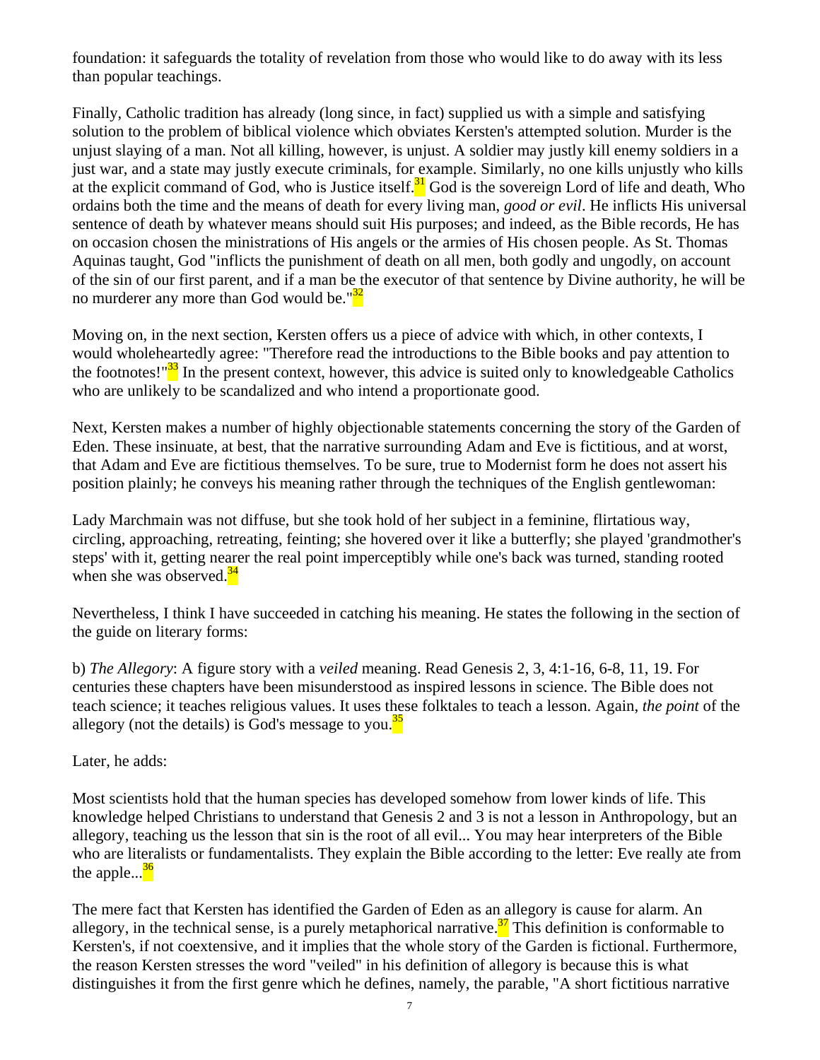foundation: it safeguards the totality of revelation from those who would like to do away with its less than popular teachings.

Finally, Catholic tradition has already (long since, in fact) supplied us with a simple and satisfying solution to the problem of biblical violence which obviates Kersten's attempted solution. Murder is the unjust slaying of a man. Not all killing, however, is unjust. A soldier may justly kill enemy soldiers in a just war, and a state may justly execute criminals, for example. Similarly, no one kills unjustly who kills at the explicit command of God, who is Justice itself.[31] God is the sovereign Lord of life and death, Who ordains both the time and the means of death for every living man, *good or evil*. He inflicts His universal sentence of death by whatever means should suit His purposes; and indeed, as the Bible records, He has on occasion chosen the ministrations of His angels or the armies of His chosen people. As St. Thomas Aquinas taught, God "inflicts the punishment of death on all men, both godly and ungodly, on account of the sin of our first parent, and if a man be the executor of that sentence by Divine authority, he will be no murderer any more than God would be."[32]

Moving on, in the next section, Kersten offers us a piece of advice with which, in other contexts, I would wholeheartedly agree: "Therefore read the introductions to the Bible books and pay attention to the footnotes!"[33] In the present context, however, this advice is suited only to knowledgeable Catholics who are unlikely to be scandalized and who intend a proportionate good.

Next, Kersten makes a number of highly objectionable statements concerning the story of the Garden of Eden. These insinuate, at best, that the narrative surrounding Adam and Eve is fictitious, and at worst, that Adam and Eve are fictitious themselves. To be sure, true to Modernist form he does not assert his position plainly; he conveys his meaning rather through the techniques of the English gentlewoman:

Lady Marchmain was not diffuse, but she took hold of her subject in a feminine, flirtatious way, circling, approaching, retreating, feinting; she hovered over it like a butterfly; she played 'grandmother's steps' with it, getting nearer the real point imperceptibly while one's back was turned, standing rooted when she was observed.[34]

Nevertheless, I think I have succeeded in catching his meaning. He states the following in the section of the guide on literary forms:

b) *The Allegory*: A figure story with a *veiled* meaning. Read Genesis 2, 3, 4:1-16, 6-8, 11, 19. For centuries these chapters have been misunderstood as inspired lessons in science. The Bible does not teach science; it teaches religious values. It uses these folktales to teach a lesson. Again, *the point* of the allegory (not the details) is God's message to you.[35]

Later, he adds:

Most scientists hold that the human species has developed somehow from lower kinds of life. This knowledge helped Christians to understand that Genesis 2 and 3 is not a lesson in Anthropology, but an allegory, teaching us the lesson that sin is the root of all evil... You may hear interpreters of the Bible who are literalists or fundamentalists. They explain the Bible according to the letter: Eve really ate from the apple...[36]

The mere fact that Kersten has identified the Garden of Eden as an allegory is cause for alarm. An allegory, in the technical sense, is a purely metaphorical narrative.[37] This definition is conformable to Kersten's, if not coextensive, and it implies that the whole story of the Garden is fictional. Furthermore, the reason Kersten stresses the word "veiled" in his definition of allegory is because this is what distinguishes it from the first genre which he defines, namely, the parable, "A short fictitious narrative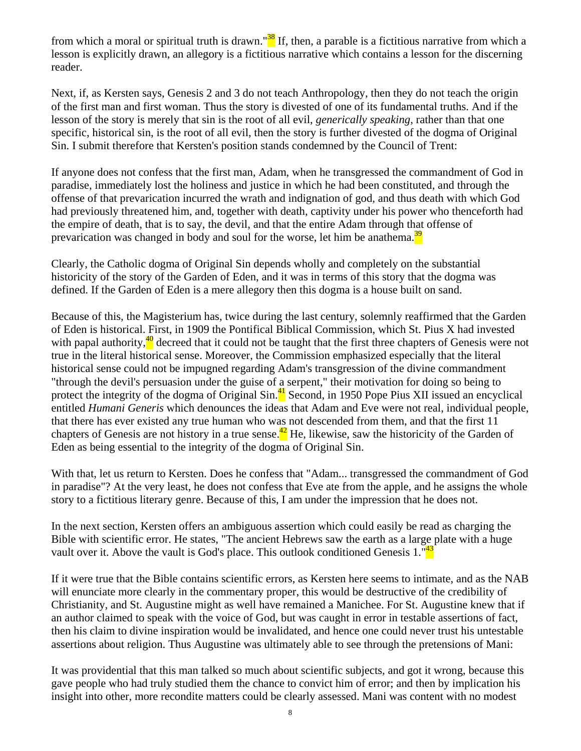from which a moral or spiritual truth is drawn."[38] If, then, a parable is a fictitious narrative from which a lesson is explicitly drawn, an allegory is a fictitious narrative which contains a lesson for the discerning reader.

Next, if, as Kersten says, Genesis 2 and 3 do not teach Anthropology, then they do not teach the origin of the first man and first woman. Thus the story is divested of one of its fundamental truths. And if the lesson of the story is merely that sin is the root of all evil, *generically speaking*, rather than that one specific, historical sin, is the root of all evil, then the story is further divested of the dogma of Original Sin. I submit therefore that Kersten's position stands condemned by the Council of Trent:

If anyone does not confess that the first man, Adam, when he transgressed the commandment of God in paradise, immediately lost the holiness and justice in which he had been constituted, and through the offense of that prevarication incurred the wrath and indignation of god, and thus death with which God had previously threatened him, and, together with death, captivity under his power who thenceforth had the empire of death, that is to say, the devil, and that the entire Adam through that offense of prevarication was changed in body and soul for the worse, let him be anathema.[39]

Clearly, the Catholic dogma of Original Sin depends wholly and completely on the substantial historicity of the story of the Garden of Eden, and it was in terms of this story that the dogma was defined. If the Garden of Eden is a mere allegory then this dogma is a house built on sand.

Because of this, the Magisterium has, twice during the last century, solemnly reaffirmed that the Garden of Eden is historical. First, in 1909 the Pontifical Biblical Commission, which St. Pius X had invested with papal authority,[40] decreed that it could not be taught that the first three chapters of Genesis were not true in the literal historical sense. Moreover, the Commission emphasized especially that the literal historical sense could not be impugned regarding Adam's transgression of the divine commandment "through the devil's persuasion under the guise of a serpent," their motivation for doing so being to protect the integrity of the dogma of Original Sin.[41] Second, in 1950 Pope Pius XII issued an encyclical entitled *Humani Generis* which denounces the ideas that Adam and Eve were not real, individual people, that there has ever existed any true human who was not descended from them, and that the first 11 chapters of Genesis are not history in a true sense.[42] He, likewise, saw the historicity of the Garden of Eden as being essential to the integrity of the dogma of Original Sin.

With that, let us return to Kersten. Does he confess that "Adam... transgressed the commandment of God in paradise"? At the very least, he does not confess that Eve ate from the apple, and he assigns the whole story to a fictitious literary genre. Because of this, I am under the impression that he does not.

In the next section, Kersten offers an ambiguous assertion which could easily be read as charging the Bible with scientific error. He states, "The ancient Hebrews saw the earth as a large plate with a huge vault over it. Above the vault is God's place. This outlook conditioned Genesis 1."[43]

If it were true that the Bible contains scientific errors, as Kersten here seems to intimate, and as the NAB will enunciate more clearly in the commentary proper, this would be destructive of the credibility of Christianity, and St. Augustine might as well have remained a Manichee. For St. Augustine knew that if an author claimed to speak with the voice of God, but was caught in error in testable assertions of fact, then his claim to divine inspiration would be invalidated, and hence one could never trust his untestable assertions about religion. Thus Augustine was ultimately able to see through the pretensions of Mani:

It was providential that this man talked so much about scientific subjects, and got it wrong, because this gave people who had truly studied them the chance to convict him of error; and then by implication his insight into other, more recondite matters could be clearly assessed. Mani was content with no modest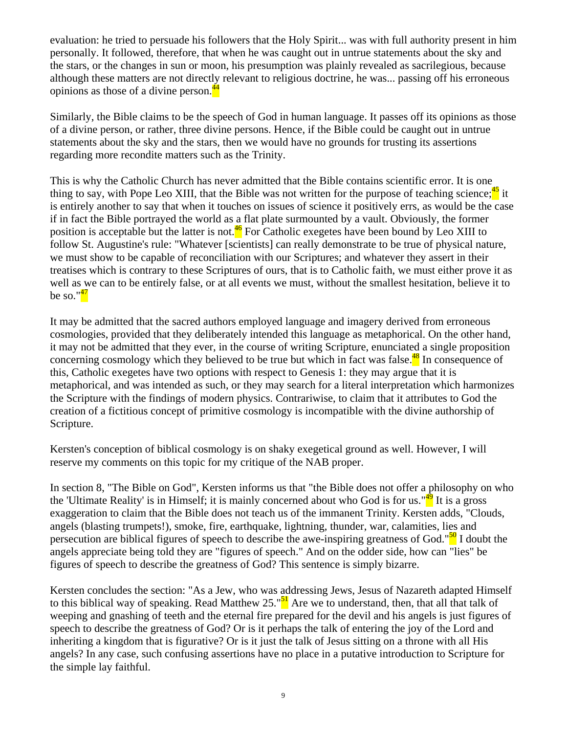evaluation: he tried to persuade his followers that the Holy Spirit... was with full authority present in him personally. It followed, therefore, that when he was caught out in untrue statements about the sky and the stars, or the changes in sun or moon, his presumption was plainly revealed as sacrilegious, because although these matters are not directly relevant to religious doctrine, he was... passing off his erroneous opinions as those of a divine person.[44]

Similarly, the Bible claims to be the speech of God in human language. It passes off its opinions as those of a divine person, or rather, three divine persons. Hence, if the Bible could be caught out in untrue statements about the sky and the stars, then we would have no grounds for trusting its assertions regarding more recondite matters such as the Trinity.

This is why the Catholic Church has never admitted that the Bible contains scientific error. It is one thing to say, with Pope Leo XIII, that the Bible was not written for the purpose of teaching science;[45] it is entirely another to say that when it touches on issues of science it positively errs, as would be the case if in fact the Bible portrayed the world as a flat plate surmounted by a vault. Obviously, the former position is acceptable but the latter is not.[46] For Catholic exegetes have been bound by Leo XIII to follow St. Augustine's rule: "Whatever [scientists] can really demonstrate to be true of physical nature, we must show to be capable of reconciliation with our Scriptures; and whatever they assert in their treatises which is contrary to these Scriptures of ours, that is to Catholic faith, we must either prove it as well as we can to be entirely false, or at all events we must, without the smallest hesitation, believe it to be so."[47]

It may be admitted that the sacred authors employed language and imagery derived from erroneous cosmologies, provided that they deliberately intended this language as metaphorical. On the other hand, it may not be admitted that they ever, in the course of writing Scripture, enunciated a single proposition concerning cosmology which they believed to be true but which in fact was false.[48] In consequence of this, Catholic exegetes have two options with respect to Genesis 1: they may argue that it is metaphorical, and was intended as such, or they may search for a literal interpretation which harmonizes the Scripture with the findings of modern physics. Contrariwise, to claim that it attributes to God the creation of a fictitious concept of primitive cosmology is incompatible with the divine authorship of Scripture.

Kersten's conception of biblical cosmology is on shaky exegetical ground as well. However, I will reserve my comments on this topic for my critique of the NAB proper.

In section 8, "The Bible on God", Kersten informs us that "the Bible does not offer a philosophy on who the 'Ultimate Reality' is in Himself; it is mainly concerned about who God is for us."[49] It is a gross exaggeration to claim that the Bible does not teach us of the immanent Trinity. Kersten adds, "Clouds, angels (blasting trumpets!), smoke, fire, earthquake, lightning, thunder, war, calamities, lies and persecution are biblical figures of speech to describe the awe-inspiring greatness of God."[50] I doubt the angels appreciate being told they are "figures of speech." And on the odder side, how can "lies" be figures of speech to describe the greatness of God? This sentence is simply bizarre.

Kersten concludes the section: "As a Jew, who was addressing Jews, Jesus of Nazareth adapted Himself to this biblical way of speaking. Read Matthew 25."[51] Are we to understand, then, that all that talk of weeping and gnashing of teeth and the eternal fire prepared for the devil and his angels is just figures of speech to describe the greatness of God? Or is it perhaps the talk of entering the joy of the Lord and inheriting a kingdom that is figurative? Or is it just the talk of Jesus sitting on a throne with all His angels? In any case, such confusing assertions have no place in a putative introduction to Scripture for the simple lay faithful.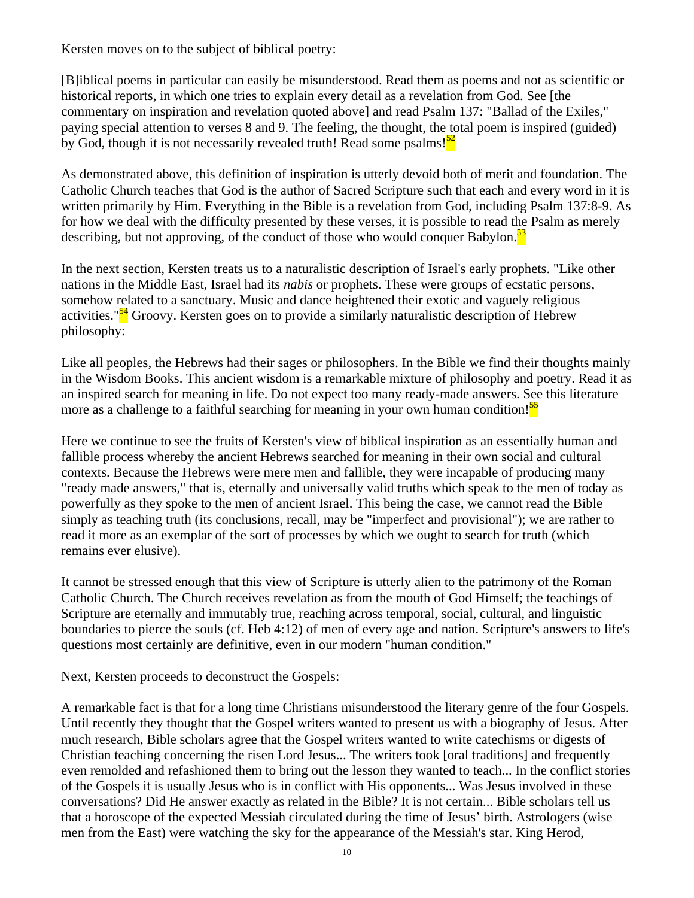Kersten moves on to the subject of biblical poetry:

[B]iblical poems in particular can easily be misunderstood. Read them as poems and not as scientific or historical reports, in which one tries to explain every detail as a revelation from God. See [the commentary on inspiration and revelation quoted above] and read Psalm 137: "Ballad of the Exiles," paying special attention to verses 8 and 9. The feeling, the thought, the total poem is inspired (guided) by God, though it is not necessarily revealed truth! Read some psalms![52]

As demonstrated above, this definition of inspiration is utterly devoid both of merit and foundation. The Catholic Church teaches that God is the author of Sacred Scripture such that each and every word in it is written primarily by Him. Everything in the Bible is a revelation from God, including Psalm 137:8-9. As for how we deal with the difficulty presented by these verses, it is possible to read the Psalm as merely describing, but not approving, of the conduct of those who would conquer Babylon.[53]

In the next section, Kersten treats us to a naturalistic description of Israel's early prophets. "Like other nations in the Middle East, Israel had its *nabis* or prophets. These were groups of ecstatic persons, somehow related to a sanctuary. Music and dance heightened their exotic and vaguely religious activities."[54] Groovy. Kersten goes on to provide a similarly naturalistic description of Hebrew philosophy:

Like all peoples, the Hebrews had their sages or philosophers. In the Bible we find their thoughts mainly in the Wisdom Books. This ancient wisdom is a remarkable mixture of philosophy and poetry. Read it as an inspired search for meaning in life. Do not expect too many ready-made answers. See this literature more as a challenge to a faithful searching for meaning in your own human condition![55]

Here we continue to see the fruits of Kersten's view of biblical inspiration as an essentially human and fallible process whereby the ancient Hebrews searched for meaning in their own social and cultural contexts. Because the Hebrews were mere men and fallible, they were incapable of producing many "ready made answers," that is, eternally and universally valid truths which speak to the men of today as powerfully as they spoke to the men of ancient Israel. This being the case, we cannot read the Bible simply as teaching truth (its conclusions, recall, may be "imperfect and provisional"); we are rather to read it more as an exemplar of the sort of processes by which we ought to search for truth (which remains ever elusive).

It cannot be stressed enough that this view of Scripture is utterly alien to the patrimony of the Roman Catholic Church. The Church receives revelation as from the mouth of God Himself; the teachings of Scripture are eternally and immutably true, reaching across temporal, social, cultural, and linguistic boundaries to pierce the souls (cf. Heb 4:12) of men of every age and nation. Scripture's answers to life's questions most certainly are definitive, even in our modern "human condition."

Next, Kersten proceeds to deconstruct the Gospels:

A remarkable fact is that for a long time Christians misunderstood the literary genre of the four Gospels. Until recently they thought that the Gospel writers wanted to present us with a biography of Jesus. After much research, Bible scholars agree that the Gospel writers wanted to write catechisms or digests of Christian teaching concerning the risen Lord Jesus... The writers took [oral traditions] and frequently even remolded and refashioned them to bring out the lesson they wanted to teach... In the conflict stories of the Gospels it is usually Jesus who is in conflict with His opponents... Was Jesus involved in these conversations? Did He answer exactly as related in the Bible? It is not certain... Bible scholars tell us that a horoscope of the expected Messiah circulated during the time of Jesus' birth. Astrologers (wise men from the East) were watching the sky for the appearance of the Messiah's star. King Herod,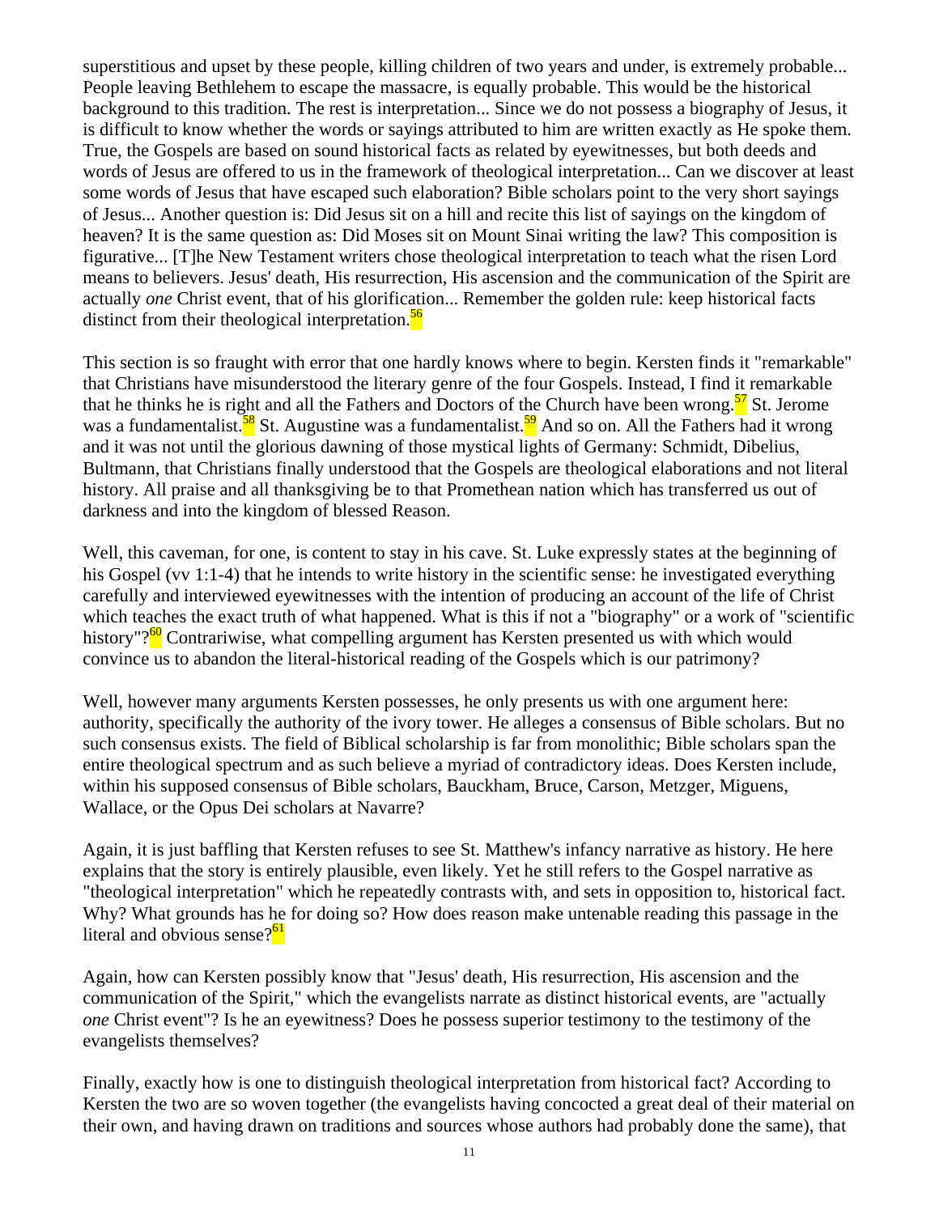superstitious and upset by these people, killing children of two years and under, is extremely probable... People leaving Bethlehem to escape the massacre, is equally probable. This would be the historical background to this tradition. The rest is interpretation... Since we do not possess a biography of Jesus, it is difficult to know whether the words or sayings attributed to him are written exactly as He spoke them. True, the Gospels are based on sound historical facts as related by eyewitnesses, but both deeds and words of Jesus are offered to us in the framework of theological interpretation... Can we discover at least some words of Jesus that have escaped such elaboration? Bible scholars point to the very short sayings of Jesus... Another question is: Did Jesus sit on a hill and recite this list of sayings on the kingdom of heaven? It is the same question as: Did Moses sit on Mount Sinai writing the law? This composition is figurative... [T]he New Testament writers chose theological interpretation to teach what the risen Lord means to believers. Jesus' death, His resurrection, His ascension and the communication of the Spirit are actually *one* Christ event, that of his glorification... Remember the golden rule: keep historical facts distinct from their theological interpretation.[56]

This section is so fraught with error that one hardly knows where to begin. Kersten finds it "remarkable" that Christians have misunderstood the literary genre of the four Gospels. Instead, I find it remarkable that he thinks he is right and all the Fathers and Doctors of the Church have been wrong.[57] St. Jerome was a fundamentalist.[58] St. Augustine was a fundamentalist.[59] And so on. All the Fathers had it wrong and it was not until the glorious dawning of those mystical lights of Germany: Schmidt, Dibelius, Bultmann, that Christians finally understood that the Gospels are theological elaborations and not literal history. All praise and all thanksgiving be to that Promethean nation which has transferred us out of darkness and into the kingdom of blessed Reason.

Well, this caveman, for one, is content to stay in his cave. St. Luke expressly states at the beginning of his Gospel (vv 1:1-4) that he intends to write history in the scientific sense: he investigated everything carefully and interviewed eyewitnesses with the intention of producing an account of the life of Christ which teaches the exact truth of what happened. What is this if not a "biography" or a work of "scientific history"?[60] Contrariwise, what compelling argument has Kersten presented us with which would convince us to abandon the literal-historical reading of the Gospels which is our patrimony?

Well, however many arguments Kersten possesses, he only presents us with one argument here: authority, specifically the authority of the ivory tower. He alleges a consensus of Bible scholars. But no such consensus exists. The field of Biblical scholarship is far from monolithic; Bible scholars span the entire theological spectrum and as such believe a myriad of contradictory ideas. Does Kersten include, within his supposed consensus of Bible scholars, Bauckham, Bruce, Carson, Metzger, Miguens, Wallace, or the Opus Dei scholars at Navarre?

Again, it is just baffling that Kersten refuses to see St. Matthew's infancy narrative as history. He here explains that the story is entirely plausible, even likely. Yet he still refers to the Gospel narrative as "theological interpretation" which he repeatedly contrasts with, and sets in opposition to, historical fact. Why? What grounds has he for doing so? How does reason make untenable reading this passage in the literal and obvious sense?[61]

Again, how can Kersten possibly know that "Jesus' death, His resurrection, His ascension and the communication of the Spirit," which the evangelists narrate as distinct historical events, are "actually *one* Christ event"? Is he an eyewitness? Does he possess superior testimony to the testimony of the evangelists themselves?

Finally, exactly how is one to distinguish theological interpretation from historical fact? According to Kersten the two are so woven together (the evangelists having concocted a great deal of their material on their own, and having drawn on traditions and sources whose authors had probably done the same), that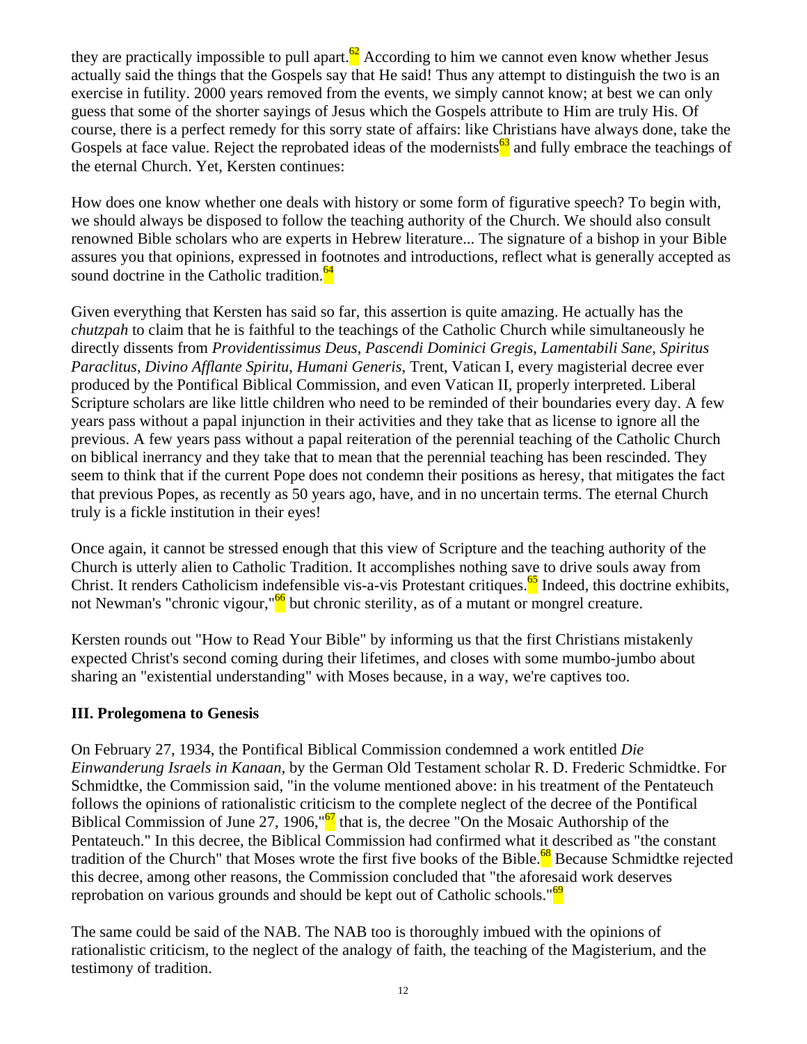they are practically impossible to pull apart.[62] According to him we cannot even know whether Jesus actually said the things that the Gospels say that He said! Thus any attempt to distinguish the two is an exercise in futility. 2000 years removed from the events, we simply cannot know; at best we can only guess that some of the shorter sayings of Jesus which the Gospels attribute to Him are truly His. Of course, there is a perfect remedy for this sorry state of affairs: like Christians have always done, take the Gospels at face value. Reject the reprobated ideas of the modernists[63] and fully embrace the teachings of the eternal Church. Yet, Kersten continues:

How does one know whether one deals with history or some form of figurative speech? To begin with, we should always be disposed to follow the teaching authority of the Church. We should also consult renowned Bible scholars who are experts in Hebrew literature... The signature of a bishop in your Bible assures you that opinions, expressed in footnotes and introductions, reflect what is generally accepted as sound doctrine in the Catholic tradition.[64]

Given everything that Kersten has said so far, this assertion is quite amazing. He actually has the *chutzpah* to claim that he is faithful to the teachings of the Catholic Church while simultaneously he directly dissents from *Providentissimus Deus*, *Pascendi Dominici Gregis*, *Lamentabili Sane*, *Spiritus Paraclitus*, *Divino Afflante Spiritu*, *Humani Generis*, Trent, Vatican I, every magisterial decree ever produced by the Pontifical Biblical Commission, and even Vatican II, properly interpreted. Liberal Scripture scholars are like little children who need to be reminded of their boundaries every day. A few years pass without a papal injunction in their activities and they take that as license to ignore all the previous. A few years pass without a papal reiteration of the perennial teaching of the Catholic Church on biblical inerrancy and they take that to mean that the perennial teaching has been rescinded. They seem to think that if the current Pope does not condemn their positions as heresy, that mitigates the fact that previous Popes, as recently as 50 years ago, have, and in no uncertain terms. The eternal Church truly is a fickle institution in their eyes!

Once again, it cannot be stressed enough that this view of Scripture and the teaching authority of the Church is utterly alien to Catholic Tradition. It accomplishes nothing save to drive souls away from Christ. It renders Catholicism indefensible vis-a-vis Protestant critiques.[65] Indeed, this doctrine exhibits, not Newman's "chronic vigour,"[66] but chronic sterility, as of a mutant or mongrel creature.

Kersten rounds out "How to Read Your Bible" by informing us that the first Christians mistakenly expected Christ's second coming during their lifetimes, and closes with some mumbo-jumbo about sharing an "existential understanding" with Moses because, in a way, we're captives too.

### III. Prolegomena to Genesis

On February 27, 1934, the Pontifical Biblical Commission condemned a work entitled *Die Einwanderung Israels in Kanaan*, by the German Old Testament scholar R. D. Frederic Schmidtke. For Schmidtke, the Commission said, "in the volume mentioned above: in his treatment of the Pentateuch follows the opinions of rationalistic criticism to the complete neglect of the decree of the Pontifical Biblical Commission of June 27, 1906,"[67] that is, the decree "On the Mosaic Authorship of the Pentateuch." In this decree, the Biblical Commission had confirmed what it described as "the constant tradition of the Church" that Moses wrote the first five books of the Bible.[68] Because Schmidtke rejected this decree, among other reasons, the Commission concluded that "the aforesaid work deserves reprobation on various grounds and should be kept out of Catholic schools."[69]

The same could be said of the NAB. The NAB too is thoroughly imbued with the opinions of rationalistic criticism, to the neglect of the analogy of faith, the teaching of the Magisterium, and the testimony of tradition.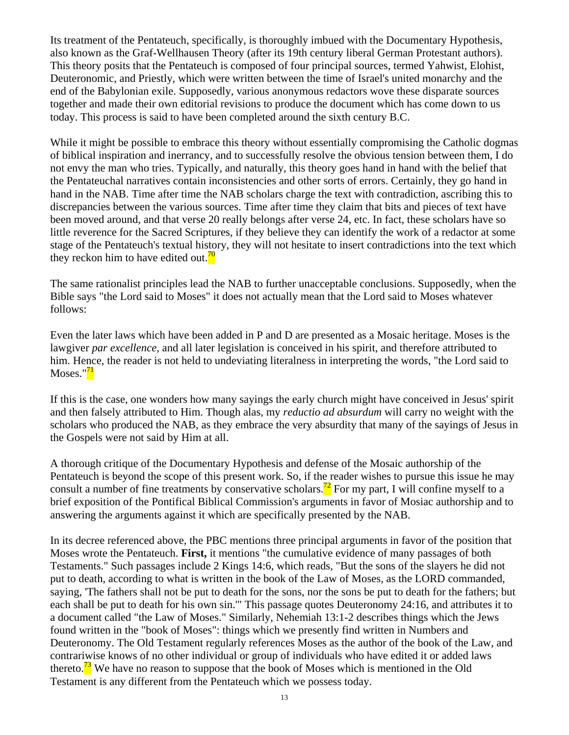Its treatment of the Pentateuch, specifically, is thoroughly imbued with the Documentary Hypothesis, also known as the Graf-Wellhausen Theory (after its 19th century liberal German Protestant authors). This theory posits that the Pentateuch is composed of four principal sources, termed Yahwist, Elohist, Deuteronomic, and Priestly, which were written between the time of Israel's united monarchy and the end of the Babylonian exile. Supposedly, various anonymous redactors wove these disparate sources together and made their own editorial revisions to produce the document which has come down to us today. This process is said to have been completed around the sixth century B.C.

While it might be possible to embrace this theory without essentially compromising the Catholic dogmas of biblical inspiration and inerrancy, and to successfully resolve the obvious tension between them, I do not envy the man who tries. Typically, and naturally, this theory goes hand in hand with the belief that the Pentateuchal narratives contain inconsistencies and other sorts of errors. Certainly, they go hand in hand in the NAB. Time after time the NAB scholars charge the text with contradiction, ascribing this to discrepancies between the various sources. Time after time they claim that bits and pieces of text have been moved around, and that verse 20 really belongs after verse 24, etc. In fact, these scholars have so little reverence for the Sacred Scriptures, if they believe they can identify the work of a redactor at some stage of the Pentateuch's textual history, they will not hesitate to insert contradictions into the text which they reckon him to have edited out.[70]

The same rationalist principles lead the NAB to further unacceptable conclusions. Supposedly, when the Bible says "the Lord said to Moses" it does not actually mean that the Lord said to Moses whatever follows:

Even the later laws which have been added in P and D are presented as a Mosaic heritage. Moses is the lawgiver *par excellence*, and all later legislation is conceived in his spirit, and therefore attributed to him. Hence, the reader is not held to undeviating literalness in interpreting the words, "the Lord said to Moses."[71]

If this is the case, one wonders how many sayings the early church might have conceived in Jesus' spirit and then falsely attributed to Him. Though alas, my *reductio ad absurdum* will carry no weight with the scholars who produced the NAB, as they embrace the very absurdity that many of the sayings of Jesus in the Gospels were not said by Him at all.

A thorough critique of the Documentary Hypothesis and defense of the Mosaic authorship of the Pentateuch is beyond the scope of this present work. So, if the reader wishes to pursue this issue he may consult a number of fine treatments by conservative scholars.[72] For my part, I will confine myself to a brief exposition of the Pontifical Biblical Commission's arguments in favor of Mosiac authorship and to answering the arguments against it which are specifically presented by the NAB.

In its decree referenced above, the PBC mentions three principal arguments in favor of the position that Moses wrote the Pentateuch. **First,** it mentions "the cumulative evidence of many passages of both Testaments." Such passages include 2 Kings 14:6, which reads, "But the sons of the slayers he did not put to death, according to what is written in the book of the Law of Moses, as the LORD commanded, saying, 'The fathers shall not be put to death for the sons, nor the sons be put to death for the fathers; but each shall be put to death for his own sin.'" This passage quotes Deuteronomy 24:16, and attributes it to a document called "the Law of Moses." Similarly, Nehemiah 13:1-2 describes things which the Jews found written in the "book of Moses": things which we presently find written in Numbers and Deuteronomy. The Old Testament regularly references Moses as the author of the book of the Law, and contrariwise knows of no other individual or group of individuals who have edited it or added laws thereto.[73] We have no reason to suppose that the book of Moses which is mentioned in the Old Testament is any different from the Pentateuch which we possess today.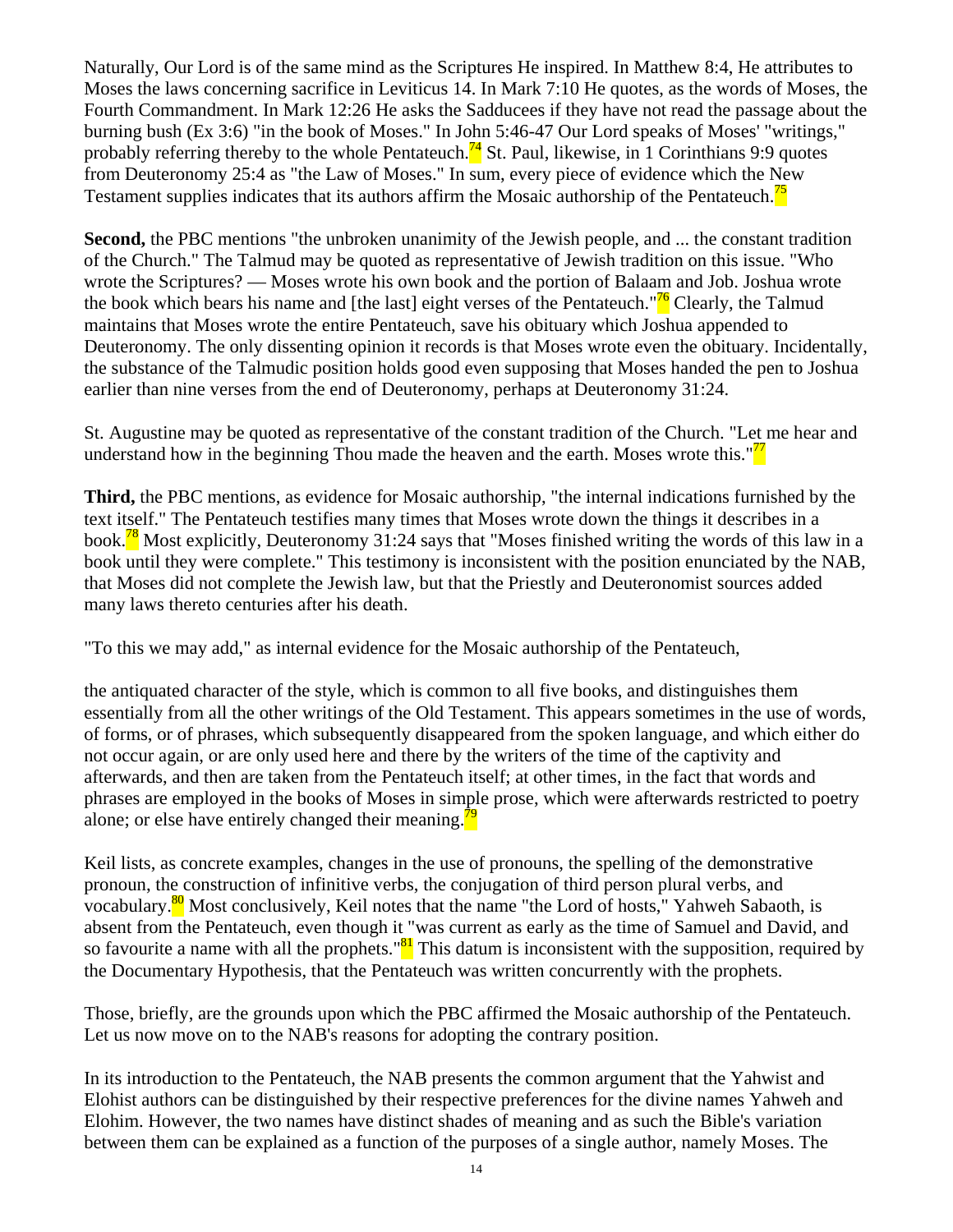Naturally, Our Lord is of the same mind as the Scriptures He inspired. In Matthew 8:4, He attributes to Moses the laws concerning sacrifice in Leviticus 14. In Mark 7:10 He quotes, as the words of Moses, the Fourth Commandment. In Mark 12:26 He asks the Sadducees if they have not read the passage about the burning bush (Ex 3:6) "in the book of Moses." In John 5:46-47 Our Lord speaks of Moses' "writings," probably referring thereby to the whole Pentateuch.[74] St. Paul, likewise, in 1 Corinthians 9:9 quotes from Deuteronomy 25:4 as "the Law of Moses." In sum, every piece of evidence which the New Testament supplies indicates that its authors affirm the Mosaic authorship of the Pentateuch.[75]

**Second,** the PBC mentions "the unbroken unanimity of the Jewish people, and ... the constant tradition of the Church." The Talmud may be quoted as representative of Jewish tradition on this issue. "Who wrote the Scriptures? — Moses wrote his own book and the portion of Balaam and Job. Joshua wrote the book which bears his name and [the last] eight verses of the Pentateuch."[76] Clearly, the Talmud maintains that Moses wrote the entire Pentateuch, save his obituary which Joshua appended to Deuteronomy. The only dissenting opinion it records is that Moses wrote even the obituary. Incidentally, the substance of the Talmudic position holds good even supposing that Moses handed the pen to Joshua earlier than nine verses from the end of Deuteronomy, perhaps at Deuteronomy 31:24.

St. Augustine may be quoted as representative of the constant tradition of the Church. "Let me hear and understand how in the beginning Thou made the heaven and the earth. Moses wrote this."[77]

**Third,** the PBC mentions, as evidence for Mosaic authorship, "the internal indications furnished by the text itself." The Pentateuch testifies many times that Moses wrote down the things it describes in a book.[78] Most explicitly, Deuteronomy 31:24 says that "Moses finished writing the words of this law in a book until they were complete." This testimony is inconsistent with the position enunciated by the NAB, that Moses did not complete the Jewish law, but that the Priestly and Deuteronomist sources added many laws thereto centuries after his death.

"To this we may add," as internal evidence for the Mosaic authorship of the Pentateuch,

the antiquated character of the style, which is common to all five books, and distinguishes them essentially from all the other writings of the Old Testament. This appears sometimes in the use of words, of forms, or of phrases, which subsequently disappeared from the spoken language, and which either do not occur again, or are only used here and there by the writers of the time of the captivity and afterwards, and then are taken from the Pentateuch itself; at other times, in the fact that words and phrases are employed in the books of Moses in simple prose, which were afterwards restricted to poetry alone; or else have entirely changed their meaning.[79]

Keil lists, as concrete examples, changes in the use of pronouns, the spelling of the demonstrative pronoun, the construction of infinitive verbs, the conjugation of third person plural verbs, and vocabulary.[80] Most conclusively, Keil notes that the name "the Lord of hosts," Yahweh Sabaoth, is absent from the Pentateuch, even though it "was current as early as the time of Samuel and David, and so favourite a name with all the prophets."[81] This datum is inconsistent with the supposition, required by the Documentary Hypothesis, that the Pentateuch was written concurrently with the prophets.

Those, briefly, are the grounds upon which the PBC affirmed the Mosaic authorship of the Pentateuch. Let us now move on to the NAB's reasons for adopting the contrary position.

In its introduction to the Pentateuch, the NAB presents the common argument that the Yahwist and Elohist authors can be distinguished by their respective preferences for the divine names Yahweh and Elohim. However, the two names have distinct shades of meaning and as such the Bible's variation between them can be explained as a function of the purposes of a single author, namely Moses. The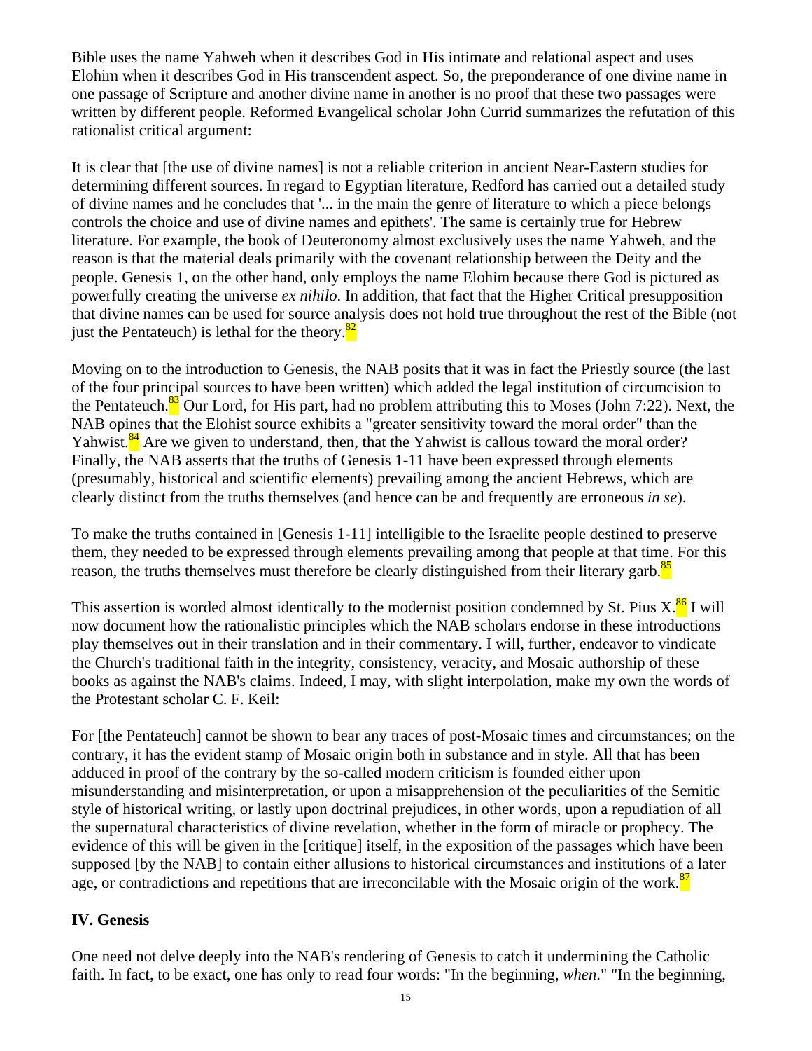Bible uses the name Yahweh when it describes God in His intimate and relational aspect and uses Elohim when it describes God in His transcendent aspect. So, the preponderance of one divine name in one passage of Scripture and another divine name in another is no proof that these two passages were written by different people. Reformed Evangelical scholar John Currid summarizes the refutation of this rationalist critical argument:

It is clear that [the use of divine names] is not a reliable criterion in ancient Near-Eastern studies for determining different sources. In regard to Egyptian literature, Redford has carried out a detailed study of divine names and he concludes that '... in the main the genre of literature to which a piece belongs controls the choice and use of divine names and epithets'. The same is certainly true for Hebrew literature. For example, the book of Deuteronomy almost exclusively uses the name Yahweh, and the reason is that the material deals primarily with the covenant relationship between the Deity and the people. Genesis 1, on the other hand, only employs the name Elohim because there God is pictured as powerfully creating the universe *ex nihilo*. In addition, that fact that the Higher Critical presupposition that divine names can be used for source analysis does not hold true throughout the rest of the Bible (not just the Pentateuch) is lethal for the theory.[82]

Moving on to the introduction to Genesis, the NAB posits that it was in fact the Priestly source (the last of the four principal sources to have been written) which added the legal institution of circumcision to the Pentateuch.[83] Our Lord, for His part, had no problem attributing this to Moses (John 7:22). Next, the NAB opines that the Elohist source exhibits a "greater sensitivity toward the moral order" than the Yahwist.[84] Are we given to understand, then, that the Yahwist is callous toward the moral order? Finally, the NAB asserts that the truths of Genesis 1-11 have been expressed through elements (presumably, historical and scientific elements) prevailing among the ancient Hebrews, which are clearly distinct from the truths themselves (and hence can be and frequently are erroneous *in se*).

To make the truths contained in [Genesis 1-11] intelligible to the Israelite people destined to preserve them, they needed to be expressed through elements prevailing among that people at that time. For this reason, the truths themselves must therefore be clearly distinguished from their literary garb.[85]

This assertion is worded almost identically to the modernist position condemned by St. Pius X.[86] I will now document how the rationalistic principles which the NAB scholars endorse in these introductions play themselves out in their translation and in their commentary. I will, further, endeavor to vindicate the Church's traditional faith in the integrity, consistency, veracity, and Mosaic authorship of these books as against the NAB's claims. Indeed, I may, with slight interpolation, make my own the words of the Protestant scholar C. F. Keil:

For [the Pentateuch] cannot be shown to bear any traces of post-Mosaic times and circumstances; on the contrary, it has the evident stamp of Mosaic origin both in substance and in style. All that has been adduced in proof of the contrary by the so-called modern criticism is founded either upon misunderstanding and misinterpretation, or upon a misapprehension of the peculiarities of the Semitic style of historical writing, or lastly upon doctrinal prejudices, in other words, upon a repudiation of all the supernatural characteristics of divine revelation, whether in the form of miracle or prophecy. The evidence of this will be given in the [critique] itself, in the exposition of the passages which have been supposed [by the NAB] to contain either allusions to historical circumstances and institutions of a later age, or contradictions and repetitions that are irreconcilable with the Mosaic origin of the work.[87]

## IV. Genesis

One need not delve deeply into the NAB's rendering of Genesis to catch it undermining the Catholic faith. In fact, to be exact, one has only to read four words: "In the beginning, *when*." "In the beginning,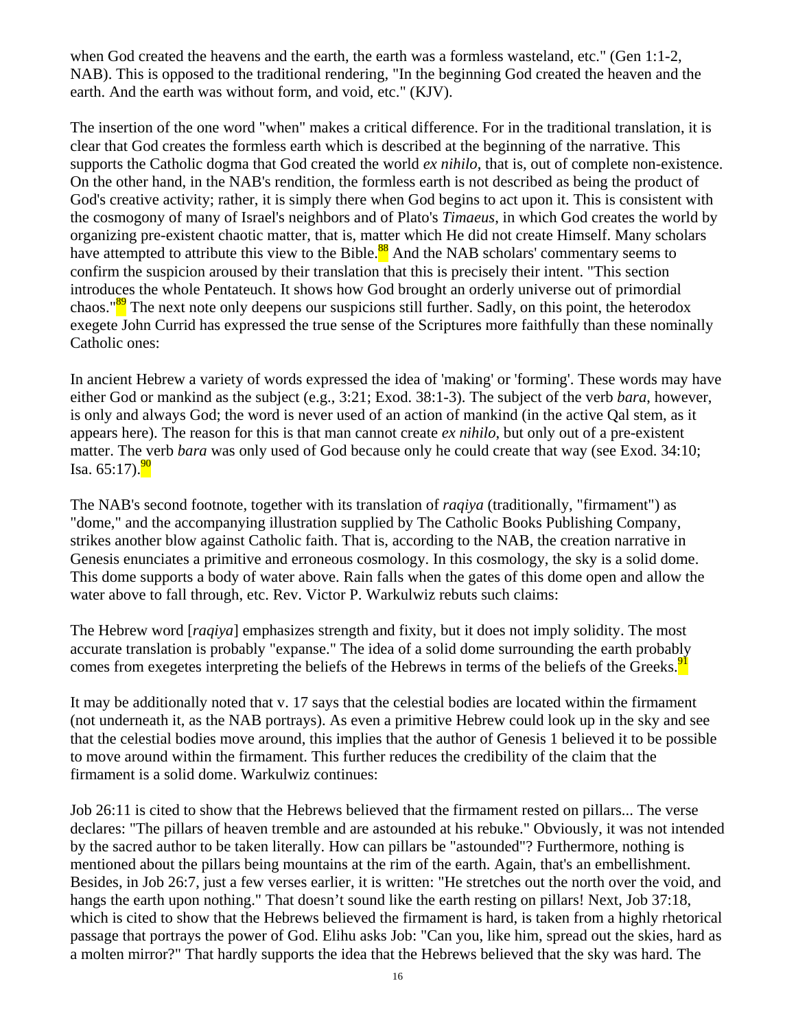when God created the heavens and the earth, the earth was a formless wasteland, etc." (Gen 1:1-2, NAB). This is opposed to the traditional rendering, "In the beginning God created the heaven and the earth. And the earth was without form, and void, etc." (KJV).

The insertion of the one word "when" makes a critical difference. For in the traditional translation, it is clear that God creates the formless earth which is described at the beginning of the narrative. This supports the Catholic dogma that God created the world *ex nihilo*, that is, out of complete non-existence. On the other hand, in the NAB's rendition, the formless earth is not described as being the product of God's creative activity; rather, it is simply there when God begins to act upon it. This is consistent with the cosmogony of many of Israel's neighbors and of Plato's *Timaeus*, in which God creates the world by organizing pre-existent chaotic matter, that is, matter which He did not create Himself. Many scholars have attempted to attribute this view to the Bible.[88] And the NAB scholars' commentary seems to confirm the suspicion aroused by their translation that this is precisely their intent. "This section introduces the whole Pentateuch. It shows how God brought an orderly universe out of primordial chaos."[89] The next note only deepens our suspicions still further. Sadly, on this point, the heterodox exegete John Currid has expressed the true sense of the Scriptures more faithfully than these nominally Catholic ones:

In ancient Hebrew a variety of words expressed the idea of 'making' or 'forming'. These words may have either God or mankind as the subject (e.g., 3:21; Exod. 38:1-3). The subject of the verb *bara*, however, is only and always God; the word is never used of an action of mankind (in the active Qal stem, as it appears here). The reason for this is that man cannot create *ex nihilo*, but only out of a pre-existent matter. The verb *bara* was only used of God because only he could create that way (see Exod. 34:10; Isa. 65:17).[90]

The NAB's second footnote, together with its translation of *raqiya* (traditionally, "firmament") as "dome," and the accompanying illustration supplied by The Catholic Books Publishing Company, strikes another blow against Catholic faith. That is, according to the NAB, the creation narrative in Genesis enunciates a primitive and erroneous cosmology. In this cosmology, the sky is a solid dome. This dome supports a body of water above. Rain falls when the gates of this dome open and allow the water above to fall through, etc. Rev. Victor P. Warkulwiz rebuts such claims:

The Hebrew word [*raqiya*] emphasizes strength and fixity, but it does not imply solidity. The most accurate translation is probably "expanse." The idea of a solid dome surrounding the earth probably comes from exegetes interpreting the beliefs of the Hebrews in terms of the beliefs of the Greeks.[91]

It may be additionally noted that v. 17 says that the celestial bodies are located within the firmament (not underneath it, as the NAB portrays). As even a primitive Hebrew could look up in the sky and see that the celestial bodies move around, this implies that the author of Genesis 1 believed it to be possible to move around within the firmament. This further reduces the credibility of the claim that the firmament is a solid dome. Warkulwiz continues:

Job 26:11 is cited to show that the Hebrews believed that the firmament rested on pillars... The verse declares: "The pillars of heaven tremble and are astounded at his rebuke." Obviously, it was not intended by the sacred author to be taken literally. How can pillars be "astounded"? Furthermore, nothing is mentioned about the pillars being mountains at the rim of the earth. Again, that's an embellishment. Besides, in Job 26:7, just a few verses earlier, it is written: "He stretches out the north over the void, and hangs the earth upon nothing." That doesn't sound like the earth resting on pillars! Next, Job 37:18, which is cited to show that the Hebrews believed the firmament is hard, is taken from a highly rhetorical passage that portrays the power of God. Elihu asks Job: "Can you, like him, spread out the skies, hard as a molten mirror?" That hardly supports the idea that the Hebrews believed that the sky was hard. The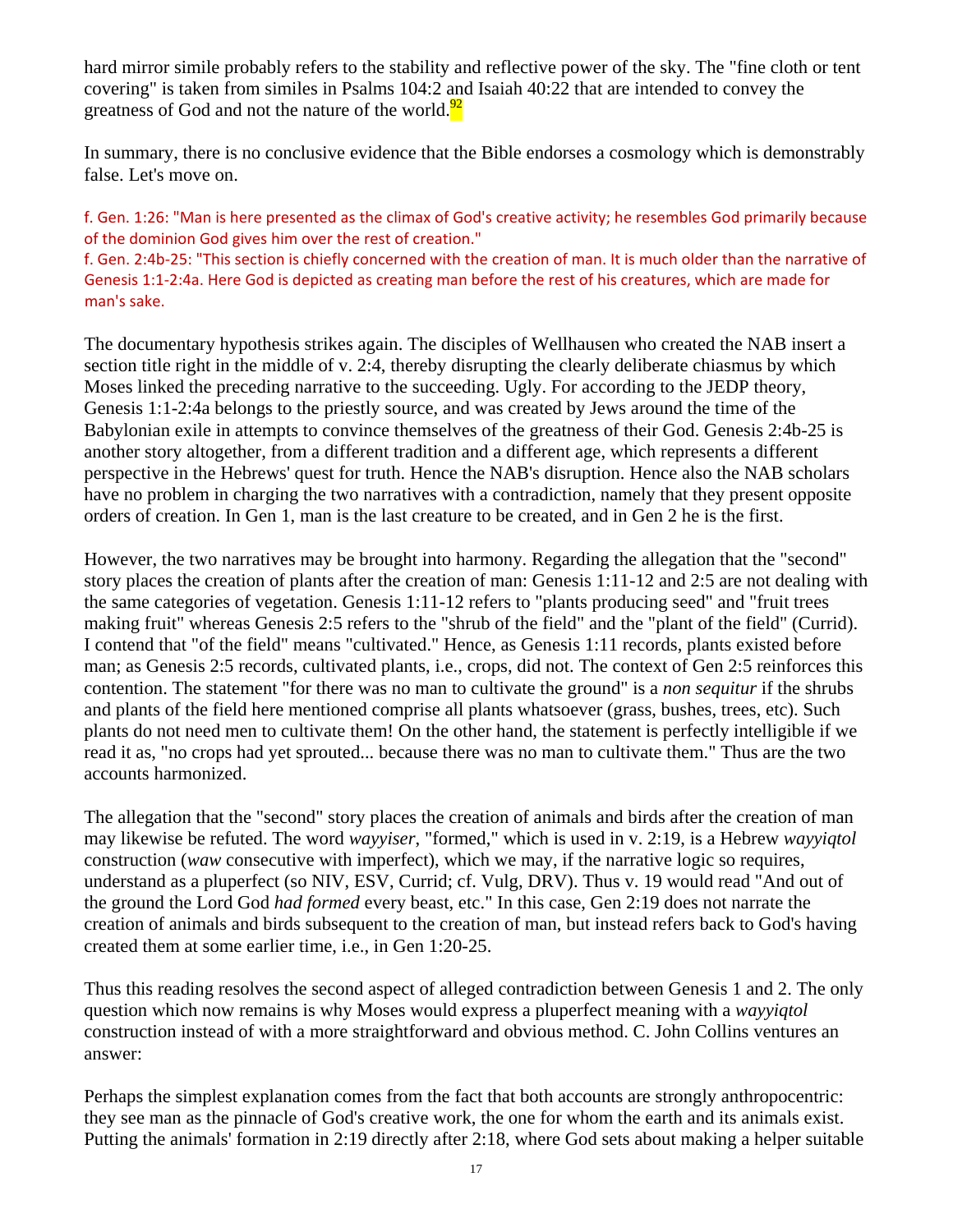hard mirror simile probably refers to the stability and reflective power of the sky. The "fine cloth or tent covering" is taken from similes in Psalms 104:2 and Isaiah 40:22 that are intended to convey the greatness of God and not the nature of the world.[92]

In summary, there is no conclusive evidence that the Bible endorses a cosmology which is demonstrably false. Let's move on.

f. Gen. 1:26: "Man is here presented as the climax of God's creative activity; he resembles God primarily because of the dominion God gives him over the rest of creation."
f. Gen. 2:4b-25: "This section is chiefly concerned with the creation of man. It is much older than the narrative of Genesis 1:1-2:4a. Here God is depicted as creating man before the rest of his creatures, which are made for man's sake.

The documentary hypothesis strikes again. The disciples of Wellhausen who created the NAB insert a section title right in the middle of v. 2:4, thereby disrupting the clearly deliberate chiasmus by which Moses linked the preceding narrative to the succeeding. Ugly. For according to the JEDP theory, Genesis 1:1-2:4a belongs to the priestly source, and was created by Jews around the time of the Babylonian exile in attempts to convince themselves of the greatness of their God. Genesis 2:4b-25 is another story altogether, from a different tradition and a different age, which represents a different perspective in the Hebrews' quest for truth. Hence the NAB's disruption. Hence also the NAB scholars have no problem in charging the two narratives with a contradiction, namely that they present opposite orders of creation. In Gen 1, man is the last creature to be created, and in Gen 2 he is the first.

However, the two narratives may be brought into harmony. Regarding the allegation that the "second" story places the creation of plants after the creation of man: Genesis 1:11-12 and 2:5 are not dealing with the same categories of vegetation. Genesis 1:11-12 refers to "plants producing seed" and "fruit trees making fruit" whereas Genesis 2:5 refers to the "shrub of the field" and the "plant of the field" (Currid). I contend that "of the field" means "cultivated." Hence, as Genesis 1:11 records, plants existed before man; as Genesis 2:5 records, cultivated plants, i.e., crops, did not. The context of Gen 2:5 reinforces this contention. The statement "for there was no man to cultivate the ground" is a *non sequitur* if the shrubs and plants of the field here mentioned comprise all plants whatsoever (grass, bushes, trees, etc). Such plants do not need men to cultivate them! On the other hand, the statement is perfectly intelligible if we read it as, "no crops had yet sprouted... because there was no man to cultivate them." Thus are the two accounts harmonized.

The allegation that the "second" story places the creation of animals and birds after the creation of man may likewise be refuted. The word *wayyiser*, "formed," which is used in v. 2:19, is a Hebrew *wayyiqtol* construction (*waw* consecutive with imperfect), which we may, if the narrative logic so requires, understand as a pluperfect (so NIV, ESV, Currid; cf. Vulg, DRV). Thus v. 19 would read "And out of the ground the Lord God *had formed* every beast, etc." In this case, Gen 2:19 does not narrate the creation of animals and birds subsequent to the creation of man, but instead refers back to God's having created them at some earlier time, i.e., in Gen 1:20-25.

Thus this reading resolves the second aspect of alleged contradiction between Genesis 1 and 2. The only question which now remains is why Moses would express a pluperfect meaning with a *wayyiqtol* construction instead of with a more straightforward and obvious method. C. John Collins ventures an answer:

Perhaps the simplest explanation comes from the fact that both accounts are strongly anthropocentric: they see man as the pinnacle of God's creative work, the one for whom the earth and its animals exist. Putting the animals' formation in 2:19 directly after 2:18, where God sets about making a helper suitable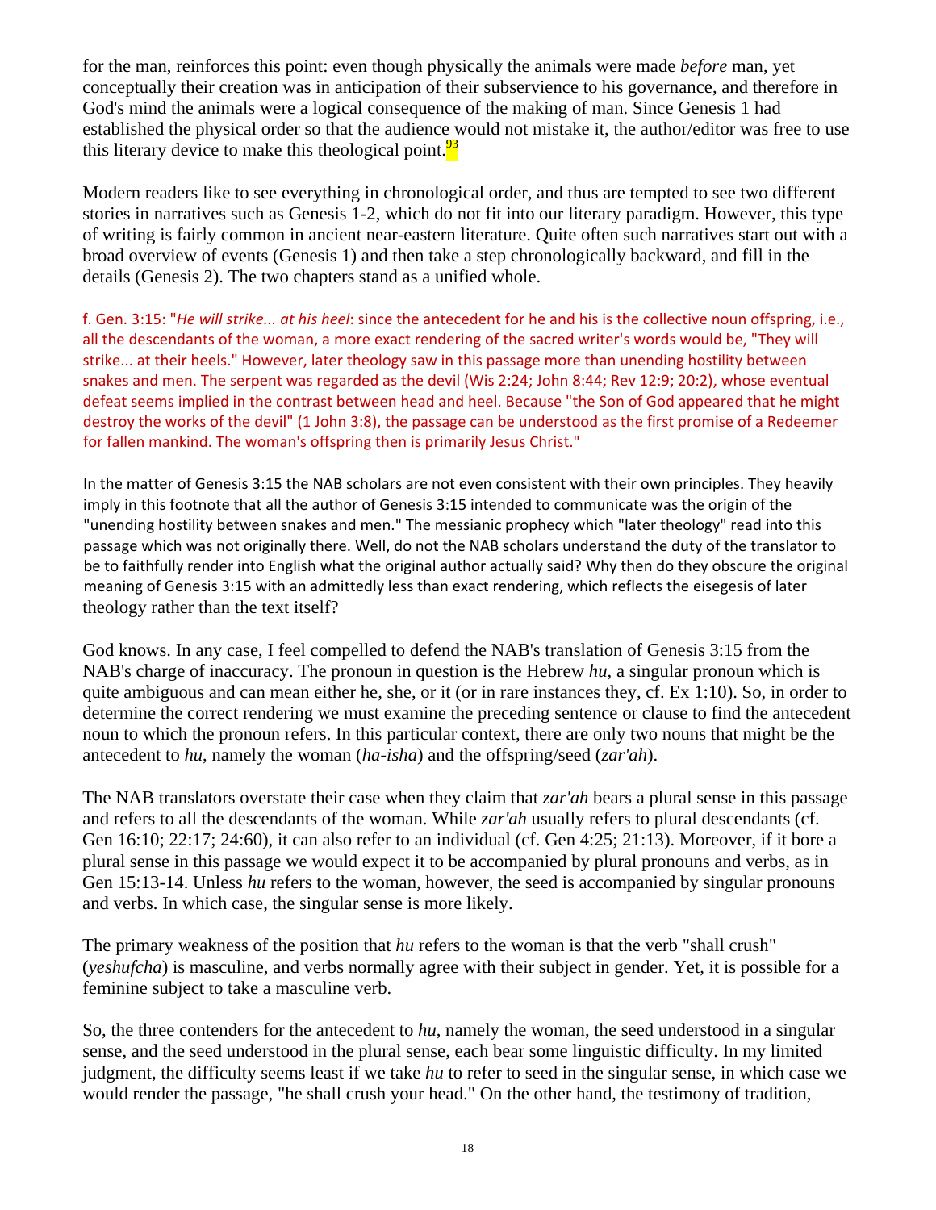for the man, reinforces this point: even though physically the animals were made *before* man, yet conceptually their creation was in anticipation of their subservience to his governance, and therefore in God's mind the animals were a logical consequence of the making of man. Since Genesis 1 had established the physical order so that the audience would not mistake it, the author/editor was free to use this literary device to make this theological point.[93]

Modern readers like to see everything in chronological order, and thus are tempted to see two different stories in narratives such as Genesis 1-2, which do not fit into our literary paradigm. However, this type of writing is fairly common in ancient near-eastern literature. Quite often such narratives start out with a broad overview of events (Genesis 1) and then take a step chronologically backward, and fill in the details (Genesis 2). The two chapters stand as a unified whole.

f. Gen. 3:15: "*He will strike... at his heel*: since the antecedent for he and his is the collective noun offspring, i.e., all the descendants of the woman, a more exact rendering of the sacred writer's words would be, "They will strike... at their heels." However, later theology saw in this passage more than unending hostility between snakes and men. The serpent was regarded as the devil (Wis 2:24; John 8:44; Rev 12:9; 20:2), whose eventual defeat seems implied in the contrast between head and heel. Because "the Son of God appeared that he might destroy the works of the devil" (1 John 3:8), the passage can be understood as the first promise of a Redeemer for fallen mankind. The woman's offspring then is primarily Jesus Christ."

In the matter of Genesis 3:15 the NAB scholars are not even consistent with their own principles. They heavily imply in this footnote that all the author of Genesis 3:15 intended to communicate was the origin of the "unending hostility between snakes and men." The messianic prophecy which "later theology" read into this passage which was not originally there. Well, do not the NAB scholars understand the duty of the translator to be to faithfully render into English what the original author actually said? Why then do they obscure the original meaning of Genesis 3:15 with an admittedly less than exact rendering, which reflects the eisegesis of later theology rather than the text itself?

God knows. In any case, I feel compelled to defend the NAB's translation of Genesis 3:15 from the NAB's charge of inaccuracy. The pronoun in question is the Hebrew *hu*, a singular pronoun which is quite ambiguous and can mean either he, she, or it (or in rare instances they, cf. Ex 1:10). So, in order to determine the correct rendering we must examine the preceding sentence or clause to find the antecedent noun to which the pronoun refers. In this particular context, there are only two nouns that might be the antecedent to *hu*, namely the woman (*ha-isha*) and the offspring/seed (*zar'ah*).

The NAB translators overstate their case when they claim that *zar'ah* bears a plural sense in this passage and refers to all the descendants of the woman. While *zar'ah* usually refers to plural descendants (cf. Gen 16:10; 22:17; 24:60), it can also refer to an individual (cf. Gen 4:25; 21:13). Moreover, if it bore a plural sense in this passage we would expect it to be accompanied by plural pronouns and verbs, as in Gen 15:13-14. Unless *hu* refers to the woman, however, the seed is accompanied by singular pronouns and verbs. In which case, the singular sense is more likely.

The primary weakness of the position that *hu* refers to the woman is that the verb "shall crush" (*yeshufcha*) is masculine, and verbs normally agree with their subject in gender. Yet, it is possible for a feminine subject to take a masculine verb.

So, the three contenders for the antecedent to *hu*, namely the woman, the seed understood in a singular sense, and the seed understood in the plural sense, each bear some linguistic difficulty. In my limited judgment, the difficulty seems least if we take *hu* to refer to seed in the singular sense, in which case we would render the passage, "he shall crush your head." On the other hand, the testimony of tradition,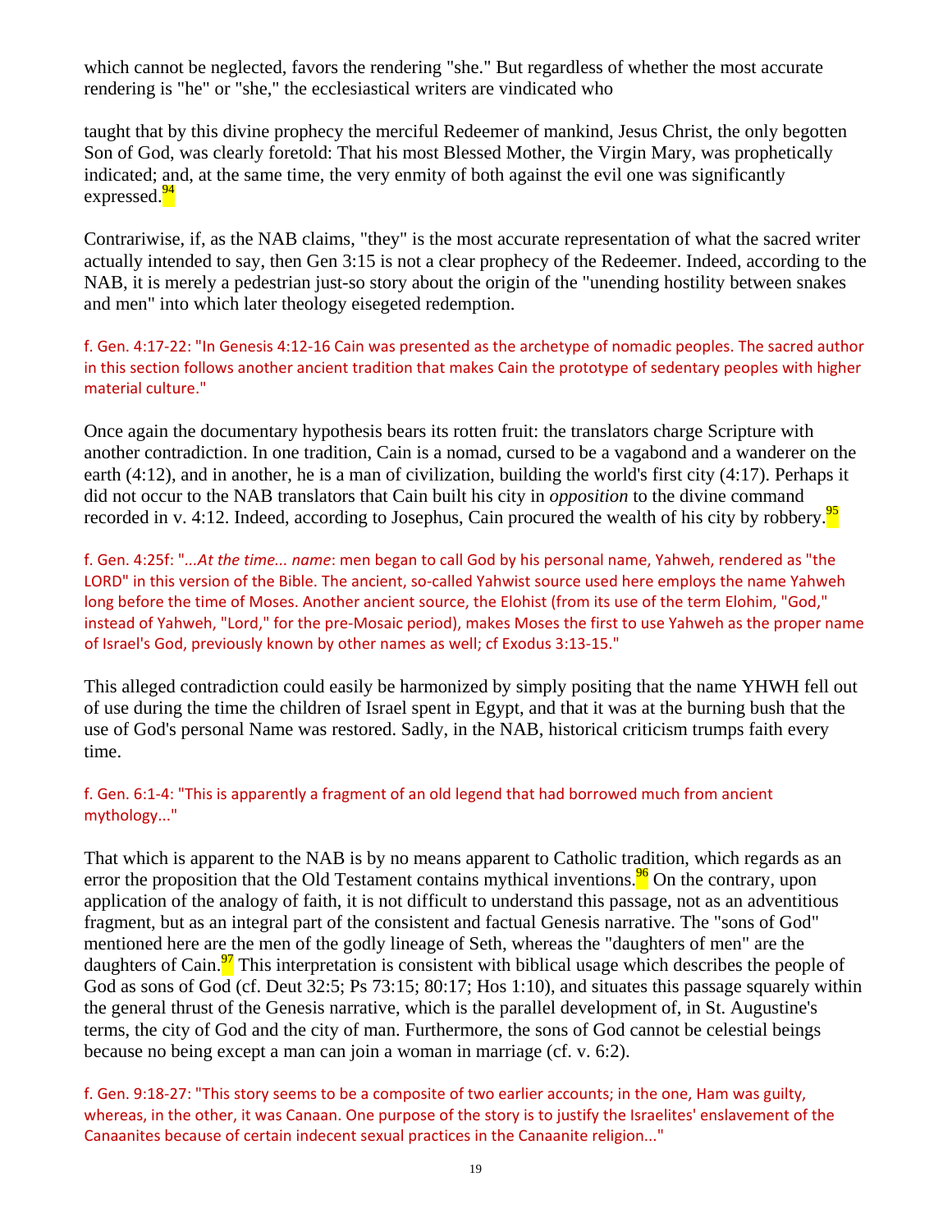which cannot be neglected, favors the rendering "she." But regardless of whether the most accurate rendering is "he" or "she," the ecclesiastical writers are vindicated who

taught that by this divine prophecy the merciful Redeemer of mankind, Jesus Christ, the only begotten Son of God, was clearly foretold: That his most Blessed Mother, the Virgin Mary, was prophetically indicated; and, at the same time, the very enmity of both against the evil one was significantly expressed.[94]

Contrariwise, if, as the NAB claims, "they" is the most accurate representation of what the sacred writer actually intended to say, then Gen 3:15 is not a clear prophecy of the Redeemer. Indeed, according to the NAB, it is merely a pedestrian just-so story about the origin of the "unending hostility between snakes and men" into which later theology eisegeted redemption.

f. Gen. 4:17-22: "In Genesis 4:12-16 Cain was presented as the archetype of nomadic peoples. The sacred author in this section follows another ancient tradition that makes Cain the prototype of sedentary peoples with higher material culture."

Once again the documentary hypothesis bears its rotten fruit: the translators charge Scripture with another contradiction. In one tradition, Cain is a nomad, cursed to be a vagabond and a wanderer on the earth (4:12), and in another, he is a man of civilization, building the world's first city (4:17). Perhaps it did not occur to the NAB translators that Cain built his city in *opposition* to the divine command recorded in v. 4:12. Indeed, according to Josephus, Cain procured the wealth of his city by robbery.[95]

f. Gen. 4:25f: "*...At the time... name*: men began to call God by his personal name, Yahweh, rendered as "the LORD" in this version of the Bible. The ancient, so-called Yahwist source used here employs the name Yahweh long before the time of Moses. Another ancient source, the Elohist (from its use of the term Elohim, "God," instead of Yahweh, "Lord," for the pre-Mosaic period), makes Moses the first to use Yahweh as the proper name of Israel's God, previously known by other names as well; cf Exodus 3:13-15."

This alleged contradiction could easily be harmonized by simply positing that the name YHWH fell out of use during the time the children of Israel spent in Egypt, and that it was at the burning bush that the use of God's personal Name was restored. Sadly, in the NAB, historical criticism trumps faith every time.

f. Gen. 6:1-4: "This is apparently a fragment of an old legend that had borrowed much from ancient mythology..."

That which is apparent to the NAB is by no means apparent to Catholic tradition, which regards as an error the proposition that the Old Testament contains mythical inventions.[96] On the contrary, upon application of the analogy of faith, it is not difficult to understand this passage, not as an adventitious fragment, but as an integral part of the consistent and factual Genesis narrative. The "sons of God" mentioned here are the men of the godly lineage of Seth, whereas the "daughters of men" are the daughters of Cain.[97] This interpretation is consistent with biblical usage which describes the people of God as sons of God (cf. Deut 32:5; Ps 73:15; 80:17; Hos 1:10), and situates this passage squarely within the general thrust of the Genesis narrative, which is the parallel development of, in St. Augustine's terms, the city of God and the city of man. Furthermore, the sons of God cannot be celestial beings because no being except a man can join a woman in marriage (cf. v. 6:2).

f. Gen. 9:18-27: "This story seems to be a composite of two earlier accounts; in the one, Ham was guilty, whereas, in the other, it was Canaan. One purpose of the story is to justify the Israelites' enslavement of the Canaanites because of certain indecent sexual practices in the Canaanite religion..."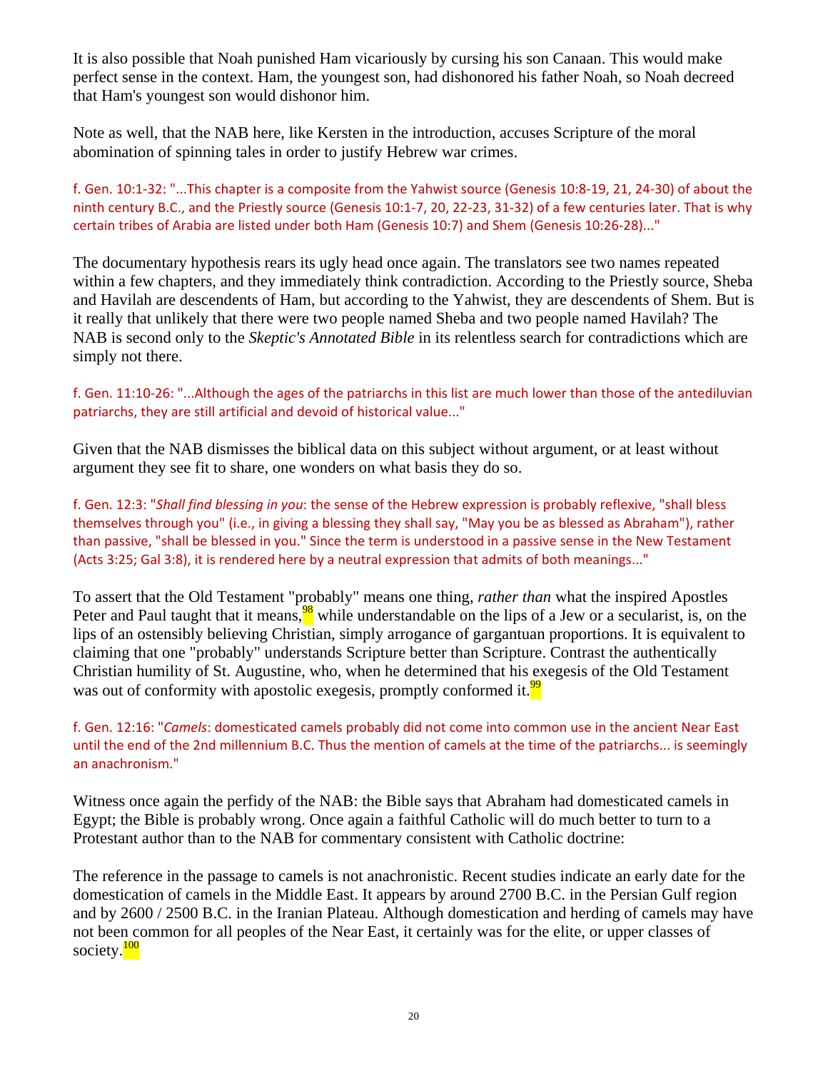It is also possible that Noah punished Ham vicariously by cursing his son Canaan. This would make perfect sense in the context. Ham, the youngest son, had dishonored his father Noah, so Noah decreed that Ham's youngest son would dishonor him.

Note as well, that the NAB here, like Kersten in the introduction, accuses Scripture of the moral abomination of spinning tales in order to justify Hebrew war crimes.

f. Gen. 10:1-32: "...This chapter is a composite from the Yahwist source (Genesis 10:8-19, 21, 24-30) of about the ninth century B.C., and the Priestly source (Genesis 10:1-7, 20, 22-23, 31-32) of a few centuries later. That is why certain tribes of Arabia are listed under both Ham (Genesis 10:7) and Shem (Genesis 10:26-28)..."

The documentary hypothesis rears its ugly head once again. The translators see two names repeated within a few chapters, and they immediately think contradiction. According to the Priestly source, Sheba and Havilah are descendents of Ham, but according to the Yahwist, they are descendents of Shem. But is it really that unlikely that there were two people named Sheba and two people named Havilah? The NAB is second only to the *Skeptic's Annotated Bible* in its relentless search for contradictions which are simply not there.

f. Gen. 11:10-26: "...Although the ages of the patriarchs in this list are much lower than those of the antediluvian patriarchs, they are still artificial and devoid of historical value..."

Given that the NAB dismisses the biblical data on this subject without argument, or at least without argument they see fit to share, one wonders on what basis they do so.

f. Gen. 12:3: "*Shall find blessing in you*: the sense of the Hebrew expression is probably reflexive, "shall bless themselves through you" (i.e., in giving a blessing they shall say, "May you be as blessed as Abraham"), rather than passive, "shall be blessed in you." Since the term is understood in a passive sense in the New Testament (Acts 3:25; Gal 3:8), it is rendered here by a neutral expression that admits of both meanings..."

To assert that the Old Testament "probably" means one thing, *rather than* what the inspired Apostles Peter and Paul taught that it means,[98] while understandable on the lips of a Jew or a secularist, is, on the lips of an ostensibly believing Christian, simply arrogance of gargantuan proportions. It is equivalent to claiming that one "probably" understands Scripture better than Scripture. Contrast the authentically Christian humility of St. Augustine, who, when he determined that his exegesis of the Old Testament was out of conformity with apostolic exegesis, promptly conformed it.[99]

f. Gen. 12:16: "*Camels*: domesticated camels probably did not come into common use in the ancient Near East until the end of the 2nd millennium B.C. Thus the mention of camels at the time of the patriarchs... is seemingly an anachronism."

Witness once again the perfidy of the NAB: the Bible says that Abraham had domesticated camels in Egypt; the Bible is probably wrong. Once again a faithful Catholic will do much better to turn to a Protestant author than to the NAB for commentary consistent with Catholic doctrine:

The reference in the passage to camels is not anachronistic. Recent studies indicate an early date for the domestication of camels in the Middle East. It appears by around 2700 B.C. in the Persian Gulf region and by 2600 / 2500 B.C. in the Iranian Plateau. Although domestication and herding of camels may have not been common for all peoples of the Near East, it certainly was for the elite, or upper classes of society.[100]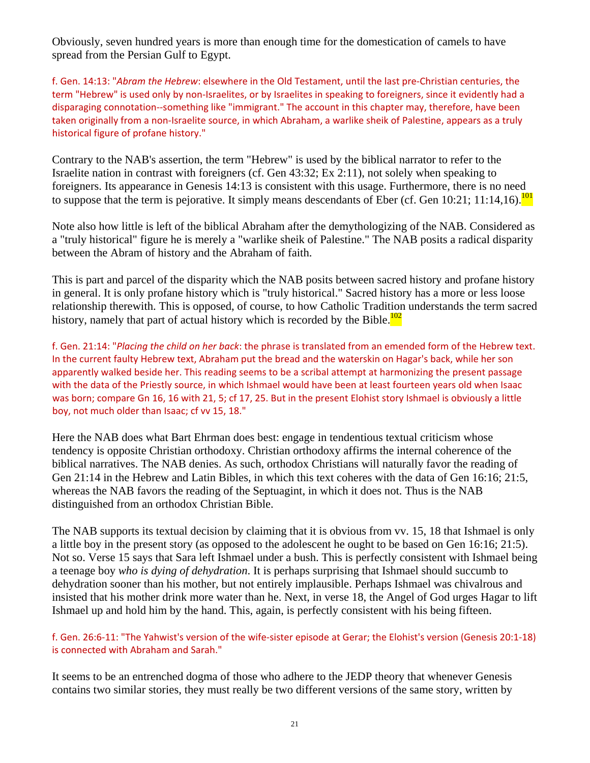Obviously, seven hundred years is more than enough time for the domestication of camels to have spread from the Persian Gulf to Egypt.

f. Gen. 14:13: "*Abram the Hebrew*: elsewhere in the Old Testament, until the last pre-Christian centuries, the term "Hebrew" is used only by non-Israelites, or by Israelites in speaking to foreigners, since it evidently had a disparaging connotation--something like "immigrant." The account in this chapter may, therefore, have been taken originally from a non-Israelite source, in which Abraham, a warlike sheik of Palestine, appears as a truly historical figure of profane history."

Contrary to the NAB's assertion, the term "Hebrew" is used by the biblical narrator to refer to the Israelite nation in contrast with foreigners (cf. Gen 43:32; Ex 2:11), not solely when speaking to foreigners. Its appearance in Genesis 14:13 is consistent with this usage. Furthermore, there is no need to suppose that the term is pejorative. It simply means descendants of Eber (cf. Gen 10:21; 11:14,16).[101]

Note also how little is left of the biblical Abraham after the demythologizing of the NAB. Considered as a "truly historical" figure he is merely a "warlike sheik of Palestine." The NAB posits a radical disparity between the Abram of history and the Abraham of faith.

This is part and parcel of the disparity which the NAB posits between sacred history and profane history in general. It is only profane history which is "truly historical." Sacred history has a more or less loose relationship therewith. This is opposed, of course, to how Catholic Tradition understands the term sacred history, namely that part of actual history which is recorded by the Bible.[102]

f. Gen. 21:14: "*Placing the child on her back*: the phrase is translated from an emended form of the Hebrew text. In the current faulty Hebrew text, Abraham put the bread and the waterskin on Hagar's back, while her son apparently walked beside her. This reading seems to be a scribal attempt at harmonizing the present passage with the data of the Priestly source, in which Ishmael would have been at least fourteen years old when Isaac was born; compare Gn 16, 16 with 21, 5; cf 17, 25. But in the present Elohist story Ishmael is obviously a little boy, not much older than Isaac; cf vv 15, 18."

Here the NAB does what Bart Ehrman does best: engage in tendentious textual criticism whose tendency is opposite Christian orthodoxy. Christian orthodoxy affirms the internal coherence of the biblical narratives. The NAB denies. As such, orthodox Christians will naturally favor the reading of Gen 21:14 in the Hebrew and Latin Bibles, in which this text coheres with the data of Gen 16:16; 21:5, whereas the NAB favors the reading of the Septuagint, in which it does not. Thus is the NAB distinguished from an orthodox Christian Bible.

The NAB supports its textual decision by claiming that it is obvious from vv. 15, 18 that Ishmael is only a little boy in the present story (as opposed to the adolescent he ought to be based on Gen 16:16; 21:5). Not so. Verse 15 says that Sara left Ishmael under a bush. This is perfectly consistent with Ishmael being a teenage boy *who is dying of dehydration*. It is perhaps surprising that Ishmael should succumb to dehydration sooner than his mother, but not entirely implausible. Perhaps Ishmael was chivalrous and insisted that his mother drink more water than he. Next, in verse 18, the Angel of God urges Hagar to lift Ishmael up and hold him by the hand. This, again, is perfectly consistent with his being fifteen.

f. Gen. 26:6-11: "The Yahwist's version of the wife-sister episode at Gerar; the Elohist's version (Genesis 20:1-18) is connected with Abraham and Sarah."

It seems to be an entrenched dogma of those who adhere to the JEDP theory that whenever Genesis contains two similar stories, they must really be two different versions of the same story, written by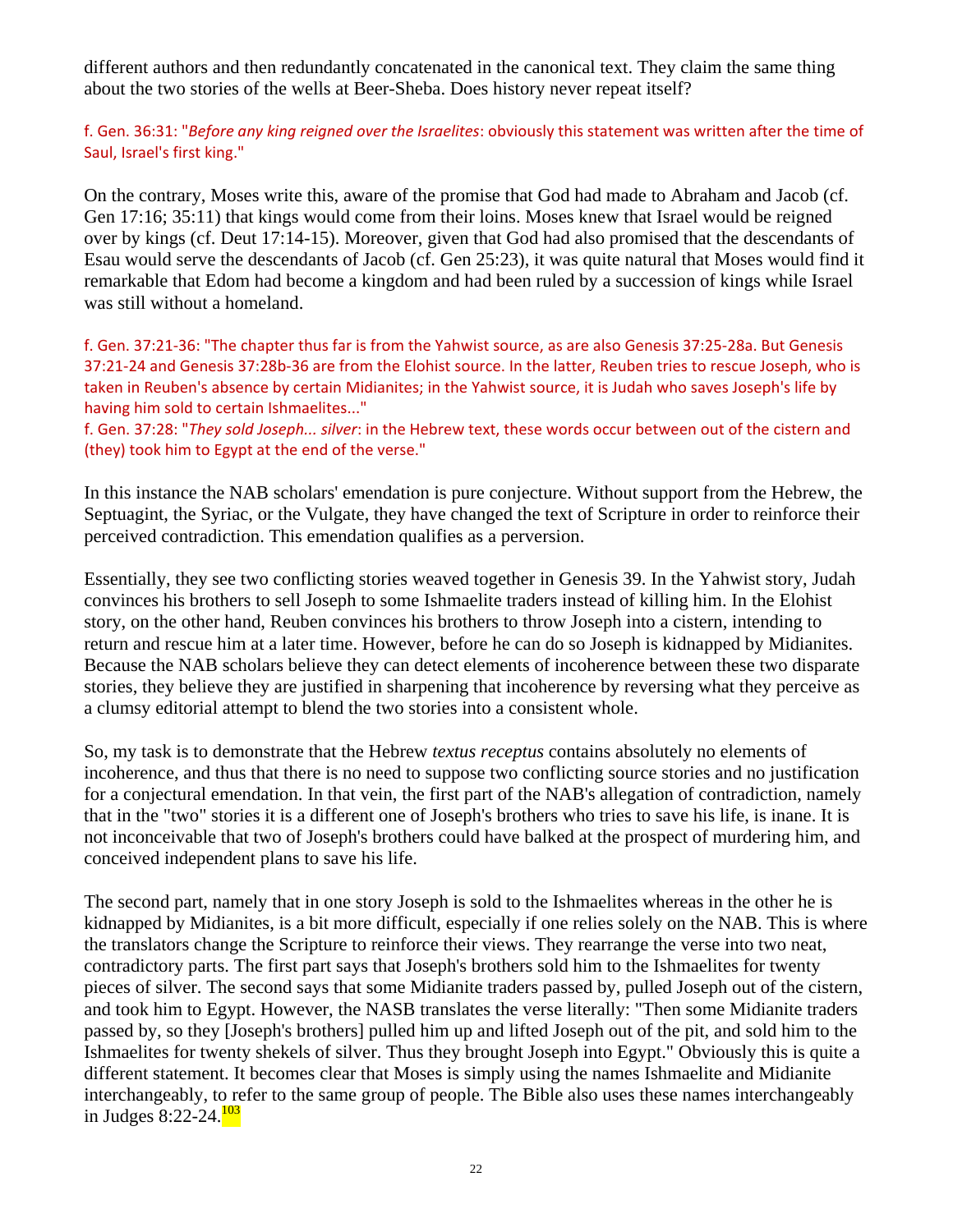different authors and then redundantly concatenated in the canonical text. They claim the same thing about the two stories of the wells at Beer-Sheba. Does history never repeat itself?

f. Gen. 36:31: "*Before any king reigned over the Israelites*: obviously this statement was written after the time of Saul, Israel's first king."

On the contrary, Moses write this, aware of the promise that God had made to Abraham and Jacob (cf. Gen 17:16; 35:11) that kings would come from their loins. Moses knew that Israel would be reigned over by kings (cf. Deut 17:14-15). Moreover, given that God had also promised that the descendants of Esau would serve the descendants of Jacob (cf. Gen 25:23), it was quite natural that Moses would find it remarkable that Edom had become a kingdom and had been ruled by a succession of kings while Israel was still without a homeland.

f. Gen. 37:21-36: "The chapter thus far is from the Yahwist source, as are also Genesis 37:25-28a. But Genesis 37:21-24 and Genesis 37:28b-36 are from the Elohist source. In the latter, Reuben tries to rescue Joseph, who is taken in Reuben's absence by certain Midianites; in the Yahwist source, it is Judah who saves Joseph's life by having him sold to certain Ishmaelites..."
f. Gen. 37:28: "*They sold Joseph... silver*: in the Hebrew text, these words occur between out of the cistern and (they) took him to Egypt at the end of the verse."

In this instance the NAB scholars' emendation is pure conjecture. Without support from the Hebrew, the Septuagint, the Syriac, or the Vulgate, they have changed the text of Scripture in order to reinforce their perceived contradiction. This emendation qualifies as a perversion.

Essentially, they see two conflicting stories weaved together in Genesis 39. In the Yahwist story, Judah convinces his brothers to sell Joseph to some Ishmaelite traders instead of killing him. In the Elohist story, on the other hand, Reuben convinces his brothers to throw Joseph into a cistern, intending to return and rescue him at a later time. However, before he can do so Joseph is kidnapped by Midianites. Because the NAB scholars believe they can detect elements of incoherence between these two disparate stories, they believe they are justified in sharpening that incoherence by reversing what they perceive as a clumsy editorial attempt to blend the two stories into a consistent whole.

So, my task is to demonstrate that the Hebrew *textus receptus* contains absolutely no elements of incoherence, and thus that there is no need to suppose two conflicting source stories and no justification for a conjectural emendation. In that vein, the first part of the NAB's allegation of contradiction, namely that in the "two" stories it is a different one of Joseph's brothers who tries to save his life, is inane. It is not inconceivable that two of Joseph's brothers could have balked at the prospect of murdering him, and conceived independent plans to save his life.

The second part, namely that in one story Joseph is sold to the Ishmaelites whereas in the other he is kidnapped by Midianites, is a bit more difficult, especially if one relies solely on the NAB. This is where the translators change the Scripture to reinforce their views. They rearrange the verse into two neat, contradictory parts. The first part says that Joseph's brothers sold him to the Ishmaelites for twenty pieces of silver. The second says that some Midianite traders passed by, pulled Joseph out of the cistern, and took him to Egypt. However, the NASB translates the verse literally: "Then some Midianite traders passed by, so they [Joseph's brothers] pulled him up and lifted Joseph out of the pit, and sold him to the Ishmaelites for twenty shekels of silver. Thus they brought Joseph into Egypt." Obviously this is quite a different statement. It becomes clear that Moses is simply using the names Ishmaelite and Midianite interchangeably, to refer to the same group of people. The Bible also uses these names interchangeably in Judges 8:22-24.[103]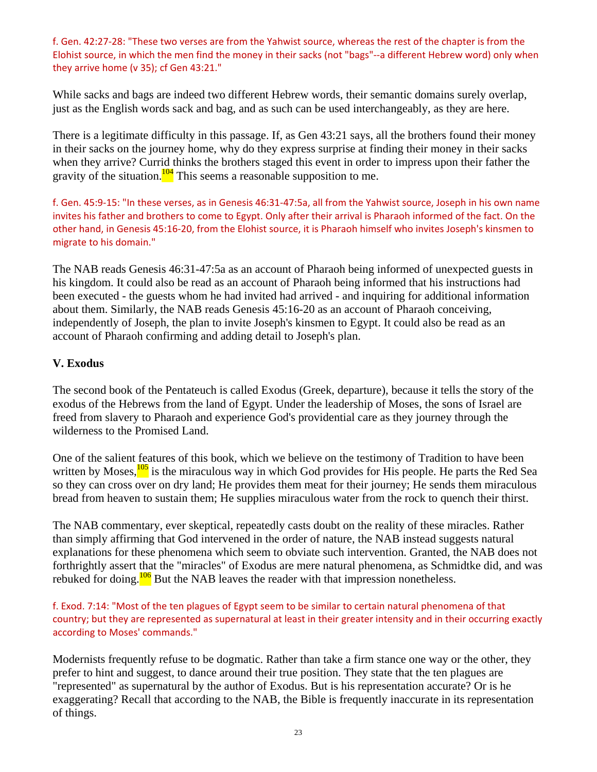f. Gen. 42:27-28: "These two verses are from the Yahwist source, whereas the rest of the chapter is from the Elohist source, in which the men find the money in their sacks (not "bags"--a different Hebrew word) only when they arrive home (v 35); cf Gen 43:21."

While sacks and bags are indeed two different Hebrew words, their semantic domains surely overlap, just as the English words sack and bag, and as such can be used interchangeably, as they are here.

There is a legitimate difficulty in this passage. If, as Gen 43:21 says, all the brothers found their money in their sacks on the journey home, why do they express surprise at finding their money in their sacks when they arrive? Currid thinks the brothers staged this event in order to impress upon their father the gravity of the situation.[104] This seems a reasonable supposition to me.

f. Gen. 45:9-15: "In these verses, as in Genesis 46:31-47:5a, all from the Yahwist source, Joseph in his own name invites his father and brothers to come to Egypt. Only after their arrival is Pharaoh informed of the fact. On the other hand, in Genesis 45:16-20, from the Elohist source, it is Pharaoh himself who invites Joseph's kinsmen to migrate to his domain."

The NAB reads Genesis 46:31-47:5a as an account of Pharaoh being informed of unexpected guests in his kingdom. It could also be read as an account of Pharaoh being informed that his instructions had been executed - the guests whom he had invited had arrived - and inquiring for additional information about them. Similarly, the NAB reads Genesis 45:16-20 as an account of Pharaoh conceiving, independently of Joseph, the plan to invite Joseph's kinsmen to Egypt. It could also be read as an account of Pharaoh confirming and adding detail to Joseph's plan.

## V. Exodus

The second book of the Pentateuch is called Exodus (Greek, departure), because it tells the story of the exodus of the Hebrews from the land of Egypt. Under the leadership of Moses, the sons of Israel are freed from slavery to Pharaoh and experience God's providential care as they journey through the wilderness to the Promised Land.

One of the salient features of this book, which we believe on the testimony of Tradition to have been written by Moses,[105] is the miraculous way in which God provides for His people. He parts the Red Sea so they can cross over on dry land; He provides them meat for their journey; He sends them miraculous bread from heaven to sustain them; He supplies miraculous water from the rock to quench their thirst.

The NAB commentary, ever skeptical, repeatedly casts doubt on the reality of these miracles. Rather than simply affirming that God intervened in the order of nature, the NAB instead suggests natural explanations for these phenomena which seem to obviate such intervention. Granted, the NAB does not forthrightly assert that the "miracles" of Exodus are mere natural phenomena, as Schmidtke did, and was rebuked for doing.[106] But the NAB leaves the reader with that impression nonetheless.

f. Exod. 7:14: "Most of the ten plagues of Egypt seem to be similar to certain natural phenomena of that country; but they are represented as supernatural at least in their greater intensity and in their occurring exactly according to Moses' commands."

Modernists frequently refuse to be dogmatic. Rather than take a firm stance one way or the other, they prefer to hint and suggest, to dance around their true position. They state that the ten plagues are "represented" as supernatural by the author of Exodus. But is his representation accurate? Or is he exaggerating? Recall that according to the NAB, the Bible is frequently inaccurate in its representation of things.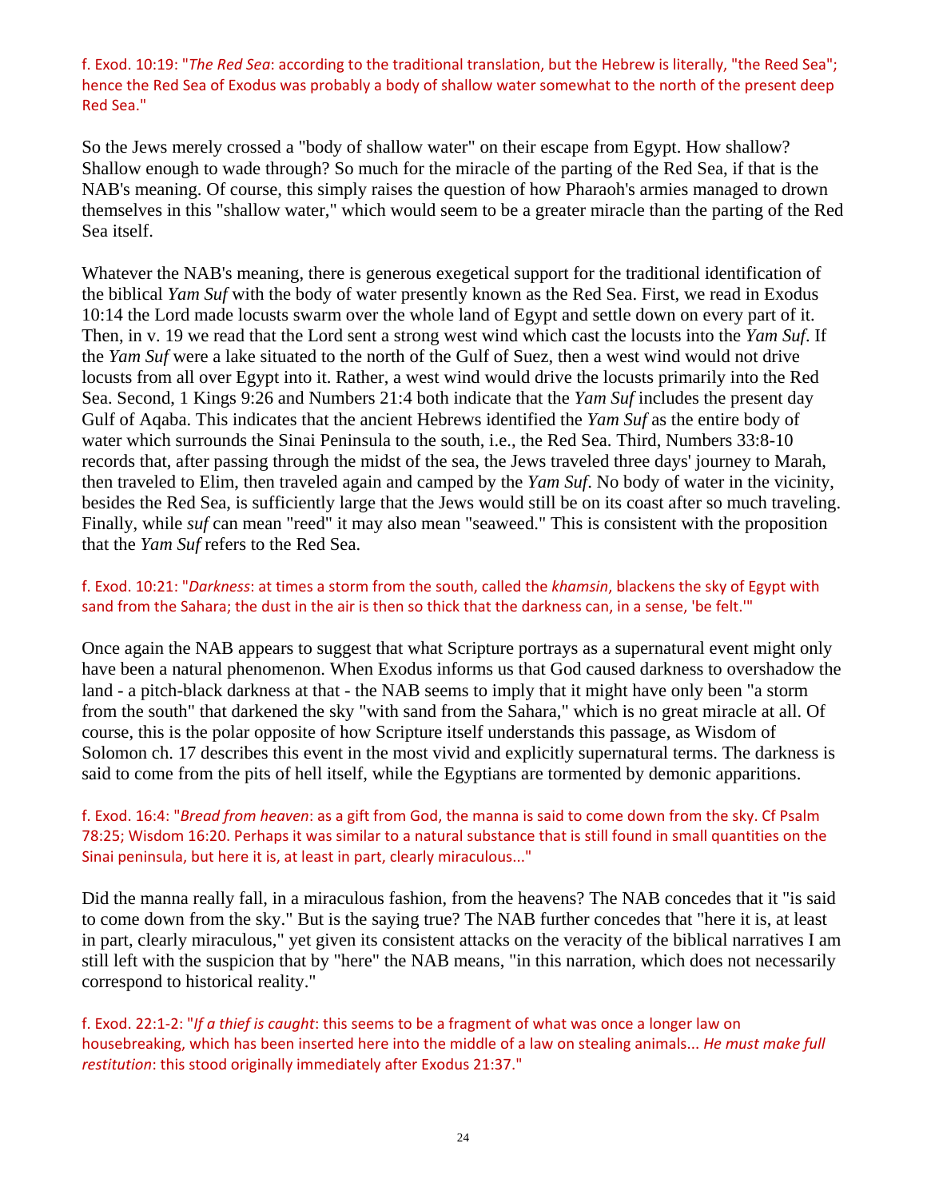f. Exod. 10:19: "*The Red Sea*: according to the traditional translation, but the Hebrew is literally, "the Reed Sea"; hence the Red Sea of Exodus was probably a body of shallow water somewhat to the north of the present deep Red Sea."

So the Jews merely crossed a "body of shallow water" on their escape from Egypt. How shallow? Shallow enough to wade through? So much for the miracle of the parting of the Red Sea, if that is the NAB's meaning. Of course, this simply raises the question of how Pharaoh's armies managed to drown themselves in this "shallow water," which would seem to be a greater miracle than the parting of the Red Sea itself.

Whatever the NAB's meaning, there is generous exegetical support for the traditional identification of the biblical *Yam Suf* with the body of water presently known as the Red Sea. First, we read in Exodus 10:14 the Lord made locusts swarm over the whole land of Egypt and settle down on every part of it. Then, in v. 19 we read that the Lord sent a strong west wind which cast the locusts into the *Yam Suf*. If the *Yam Suf* were a lake situated to the north of the Gulf of Suez, then a west wind would not drive locusts from all over Egypt into it. Rather, a west wind would drive the locusts primarily into the Red Sea. Second, 1 Kings 9:26 and Numbers 21:4 both indicate that the *Yam Suf* includes the present day Gulf of Aqaba. This indicates that the ancient Hebrews identified the *Yam Suf* as the entire body of water which surrounds the Sinai Peninsula to the south, i.e., the Red Sea. Third, Numbers 33:8-10 records that, after passing through the midst of the sea, the Jews traveled three days' journey to Marah, then traveled to Elim, then traveled again and camped by the *Yam Suf*. No body of water in the vicinity, besides the Red Sea, is sufficiently large that the Jews would still be on its coast after so much traveling. Finally, while *suf* can mean "reed" it may also mean "seaweed." This is consistent with the proposition that the *Yam Suf* refers to the Red Sea.

f. Exod. 10:21: "*Darkness*: at times a storm from the south, called the *khamsin*, blackens the sky of Egypt with sand from the Sahara; the dust in the air is then so thick that the darkness can, in a sense, 'be felt.'"

Once again the NAB appears to suggest that what Scripture portrays as a supernatural event might only have been a natural phenomenon. When Exodus informs us that God caused darkness to overshadow the land - a pitch-black darkness at that - the NAB seems to imply that it might have only been "a storm from the south" that darkened the sky "with sand from the Sahara," which is no great miracle at all. Of course, this is the polar opposite of how Scripture itself understands this passage, as Wisdom of Solomon ch. 17 describes this event in the most vivid and explicitly supernatural terms. The darkness is said to come from the pits of hell itself, while the Egyptians are tormented by demonic apparitions.

f. Exod. 16:4: "*Bread from heaven*: as a gift from God, the manna is said to come down from the sky. Cf Psalm 78:25; Wisdom 16:20. Perhaps it was similar to a natural substance that is still found in small quantities on the Sinai peninsula, but here it is, at least in part, clearly miraculous..."

Did the manna really fall, in a miraculous fashion, from the heavens? The NAB concedes that it "is said to come down from the sky." But is the saying true? The NAB further concedes that "here it is, at least in part, clearly miraculous," yet given its consistent attacks on the veracity of the biblical narratives I am still left with the suspicion that by "here" the NAB means, "in this narration, which does not necessarily correspond to historical reality."

f. Exod. 22:1-2: "*If a thief is caught*: this seems to be a fragment of what was once a longer law on housebreaking, which has been inserted here into the middle of a law on stealing animals... *He must make full restitution*: this stood originally immediately after Exodus 21:37."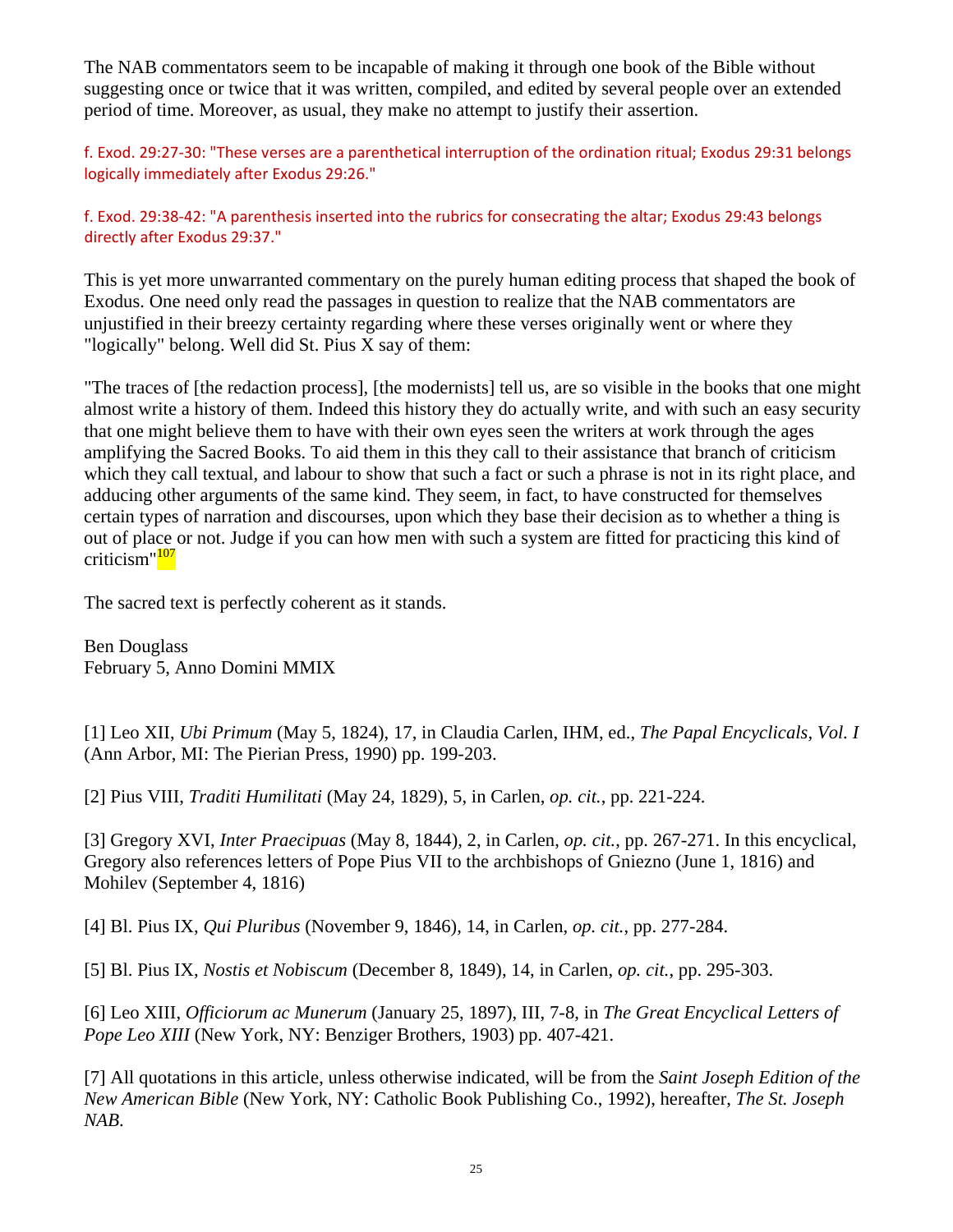The NAB commentators seem to be incapable of making it through one book of the Bible without suggesting once or twice that it was written, compiled, and edited by several people over an extended period of time. Moreover, as usual, they make no attempt to justify their assertion.

f. Exod. 29:27-30: "These verses are a parenthetical interruption of the ordination ritual; Exodus 29:31 belongs logically immediately after Exodus 29:26."

f. Exod. 29:38-42: "A parenthesis inserted into the rubrics for consecrating the altar; Exodus 29:43 belongs directly after Exodus 29:37."

This is yet more unwarranted commentary on the purely human editing process that shaped the book of Exodus. One need only read the passages in question to realize that the NAB commentators are unjustified in their breezy certainty regarding where these verses originally went or where they "logically" belong. Well did St. Pius X say of them:

"The traces of [the redaction process], [the modernists] tell us, are so visible in the books that one might almost write a history of them. Indeed this history they do actually write, and with such an easy security that one might believe them to have with their own eyes seen the writers at work through the ages amplifying the Sacred Books. To aid them in this they call to their assistance that branch of criticism which they call textual, and labour to show that such a fact or such a phrase is not in its right place, and adducing other arguments of the same kind. They seem, in fact, to have constructed for themselves certain types of narration and discourses, upon which they base their decision as to whether a thing is out of place or not. Judge if you can how men with such a system are fitted for practicing this kind of criticism"[107]

The sacred text is perfectly coherent as it stands.

Ben Douglass
February 5, Anno Domini MMIX

[1] Leo XII, *Ubi Primum* (May 5, 1824), 17, in Claudia Carlen, IHM, ed., *The Papal Encyclicals, Vol. I* (Ann Arbor, MI: The Pierian Press, 1990) pp. 199-203.

[2] Pius VIII, *Traditi Humilitati* (May 24, 1829), 5, in Carlen, *op. cit.*, pp. 221-224.

[3] Gregory XVI, *Inter Praecipuas* (May 8, 1844), 2, in Carlen, *op. cit.*, pp. 267-271. In this encyclical, Gregory also references letters of Pope Pius VII to the archbishops of Gniezno (June 1, 1816) and Mohilev (September 4, 1816)

[4] Bl. Pius IX, *Qui Pluribus* (November 9, 1846), 14, in Carlen, *op. cit.*, pp. 277-284.

[5] Bl. Pius IX, *Nostis et Nobiscum* (December 8, 1849), 14, in Carlen, *op. cit.*, pp. 295-303.

[6] Leo XIII, *Officiorum ac Munerum* (January 25, 1897), III, 7-8, in *The Great Encyclical Letters of Pope Leo XIII* (New York, NY: Benziger Brothers, 1903) pp. 407-421.

[7] All quotations in this article, unless otherwise indicated, will be from the *Saint Joseph Edition of the New American Bible* (New York, NY: Catholic Book Publishing Co., 1992), hereafter, *The St. Joseph NAB.*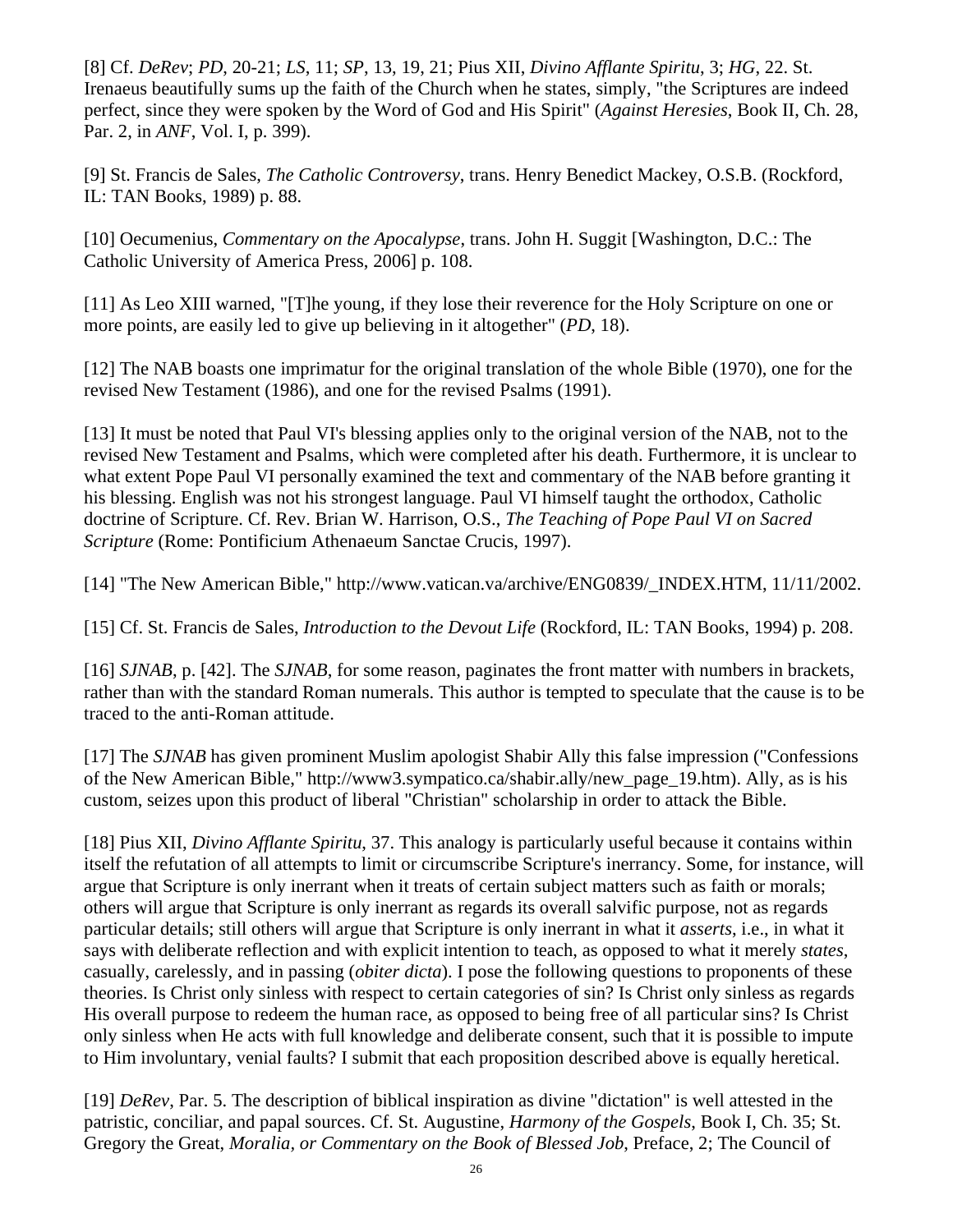[8] Cf. *DeRev*; *PD*, 20-21; *LS*, 11; *SP*, 13, 19, 21; Pius XII, *Divino Afflante Spiritu*, 3; *HG*, 22. St. Irenaeus beautifully sums up the faith of the Church when he states, simply, "the Scriptures are indeed perfect, since they were spoken by the Word of God and His Spirit" (*Against Heresies*, Book II, Ch. 28, Par. 2, in *ANF*, Vol. I, p. 399).

[9] St. Francis de Sales, *The Catholic Controversy*, trans. Henry Benedict Mackey, O.S.B. (Rockford, IL: TAN Books, 1989) p. 88.

[10] Oecumenius, *Commentary on the Apocalypse*, trans. John H. Suggit [Washington, D.C.: The Catholic University of America Press, 2006] p. 108.

[11] As Leo XIII warned, "[T]he young, if they lose their reverence for the Holy Scripture on one or more points, are easily led to give up believing in it altogether" (*PD*, 18).

[12] The NAB boasts one imprimatur for the original translation of the whole Bible (1970), one for the revised New Testament (1986), and one for the revised Psalms (1991).

[13] It must be noted that Paul VI's blessing applies only to the original version of the NAB, not to the revised New Testament and Psalms, which were completed after his death. Furthermore, it is unclear to what extent Pope Paul VI personally examined the text and commentary of the NAB before granting it his blessing. English was not his strongest language. Paul VI himself taught the orthodox, Catholic doctrine of Scripture. Cf. Rev. Brian W. Harrison, O.S., *The Teaching of Pope Paul VI on Sacred Scripture* (Rome: Pontificium Athenaeum Sanctae Crucis, 1997).

[14] "The New American Bible," http://www.vatican.va/archive/ENG0839/_INDEX.HTM, 11/11/2002.

[15] Cf. St. Francis de Sales, *Introduction to the Devout Life* (Rockford, IL: TAN Books, 1994) p. 208.

[16] *SJNAB*, p. [42]. The *SJNAB*, for some reason, paginates the front matter with numbers in brackets, rather than with the standard Roman numerals. This author is tempted to speculate that the cause is to be traced to the anti-Roman attitude.

[17] The *SJNAB* has given prominent Muslim apologist Shabir Ally this false impression ("Confessions of the New American Bible," http://www3.sympatico.ca/shabir.ally/new_page_19.htm). Ally, as is his custom, seizes upon this product of liberal "Christian" scholarship in order to attack the Bible.

[18] Pius XII, *Divino Afflante Spiritu*, 37. This analogy is particularly useful because it contains within itself the refutation of all attempts to limit or circumscribe Scripture's inerrancy. Some, for instance, will argue that Scripture is only inerrant when it treats of certain subject matters such as faith or morals; others will argue that Scripture is only inerrant as regards its overall salvific purpose, not as regards particular details; still others will argue that Scripture is only inerrant in what it *asserts*, i.e., in what it says with deliberate reflection and with explicit intention to teach, as opposed to what it merely *states*, casually, carelessly, and in passing (*obiter dicta*). I pose the following questions to proponents of these theories. Is Christ only sinless with respect to certain categories of sin? Is Christ only sinless as regards His overall purpose to redeem the human race, as opposed to being free of all particular sins? Is Christ only sinless when He acts with full knowledge and deliberate consent, such that it is possible to impute to Him involuntary, venial faults? I submit that each proposition described above is equally heretical.

[19] *DeRev*, Par. 5. The description of biblical inspiration as divine "dictation" is well attested in the patristic, conciliar, and papal sources. Cf. St. Augustine, *Harmony of the Gospels*, Book I, Ch. 35; St. Gregory the Great, *Moralia, or Commentary on the Book of Blessed Job*, Preface, 2; The Council of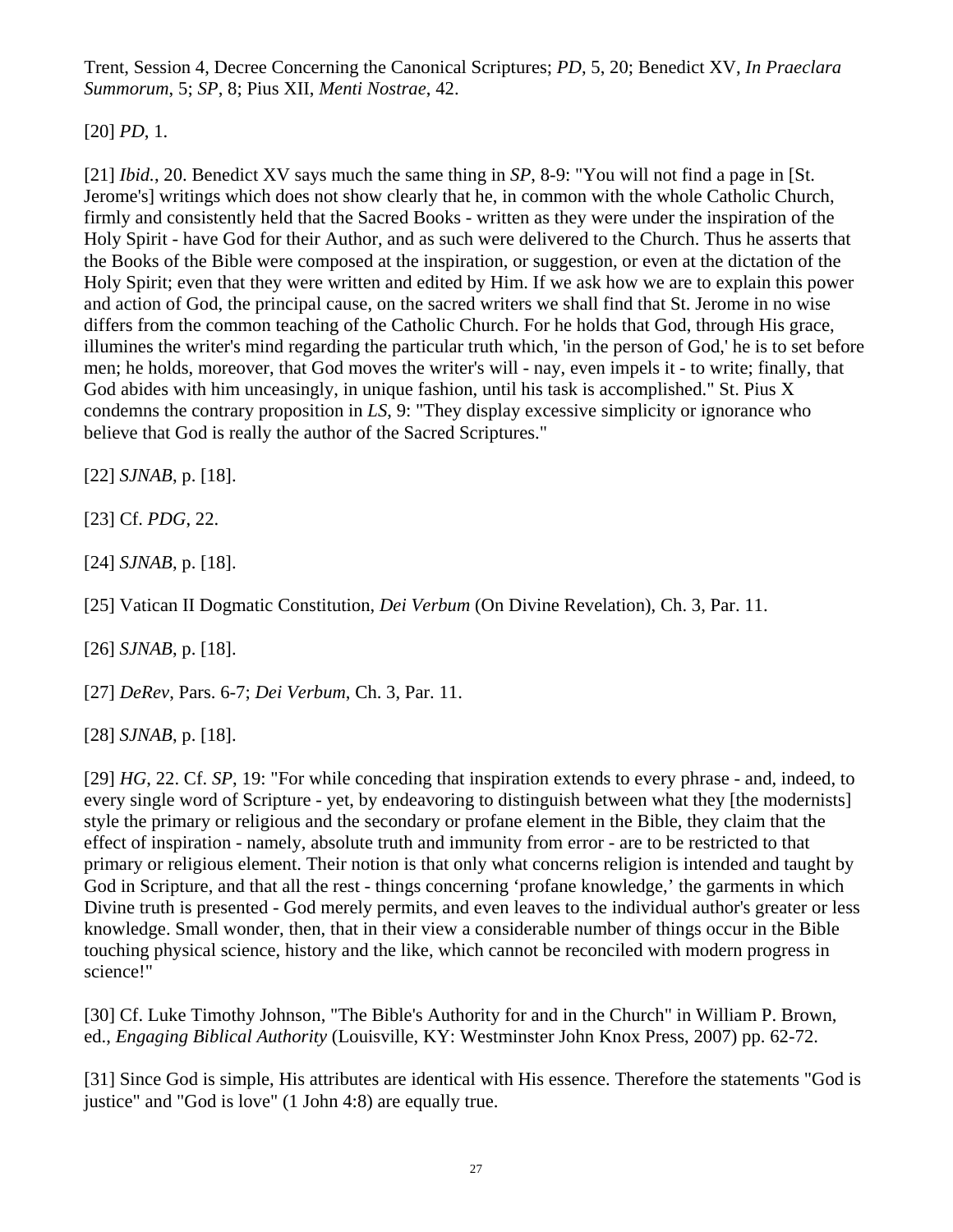Trent, Session 4, Decree Concerning the Canonical Scriptures; *PD*, 5, 20; Benedict XV, *In Praeclara Summorum*, 5; *SP*, 8; Pius XII, *Menti Nostrae*, 42.

[20] *PD*, 1.

[21] *Ibid.*, 20. Benedict XV says much the same thing in *SP*, 8-9: "You will not find a page in [St. Jerome's] writings which does not show clearly that he, in common with the whole Catholic Church, firmly and consistently held that the Sacred Books - written as they were under the inspiration of the Holy Spirit - have God for their Author, and as such were delivered to the Church. Thus he asserts that the Books of the Bible were composed at the inspiration, or suggestion, or even at the dictation of the Holy Spirit; even that they were written and edited by Him. If we ask how we are to explain this power and action of God, the principal cause, on the sacred writers we shall find that St. Jerome in no wise differs from the common teaching of the Catholic Church. For he holds that God, through His grace, illumines the writer's mind regarding the particular truth which, 'in the person of God,' he is to set before men; he holds, moreover, that God moves the writer's will - nay, even impels it - to write; finally, that God abides with him unceasingly, in unique fashion, until his task is accomplished." St. Pius X condemns the contrary proposition in *LS*, 9: "They display excessive simplicity or ignorance who believe that God is really the author of the Sacred Scriptures."

[22] *SJNAB*, p. [18].

[23] Cf. *PDG*, 22.

[24] *SJNAB*, p. [18].

[25] Vatican II Dogmatic Constitution, *Dei Verbum* (On Divine Revelation), Ch. 3, Par. 11.

[26] *SJNAB*, p. [18].

[27] *DeRev*, Pars. 6-7; *Dei Verbum*, Ch. 3, Par. 11.

[28] *SJNAB*, p. [18].

[29] *HG*, 22. Cf. *SP*, 19: "For while conceding that inspiration extends to every phrase - and, indeed, to every single word of Scripture - yet, by endeavoring to distinguish between what they [the modernists] style the primary or religious and the secondary or profane element in the Bible, they claim that the effect of inspiration - namely, absolute truth and immunity from error - are to be restricted to that primary or religious element. Their notion is that only what concerns religion is intended and taught by God in Scripture, and that all the rest - things concerning 'profane knowledge,' the garments in which Divine truth is presented - God merely permits, and even leaves to the individual author's greater or less knowledge. Small wonder, then, that in their view a considerable number of things occur in the Bible touching physical science, history and the like, which cannot be reconciled with modern progress in science!"

[30] Cf. Luke Timothy Johnson, "The Bible's Authority for and in the Church" in William P. Brown, ed., *Engaging Biblical Authority* (Louisville, KY: Westminster John Knox Press, 2007) pp. 62-72.

[31] Since God is simple, His attributes are identical with His essence. Therefore the statements "God is justice" and "God is love" (1 John 4:8) are equally true.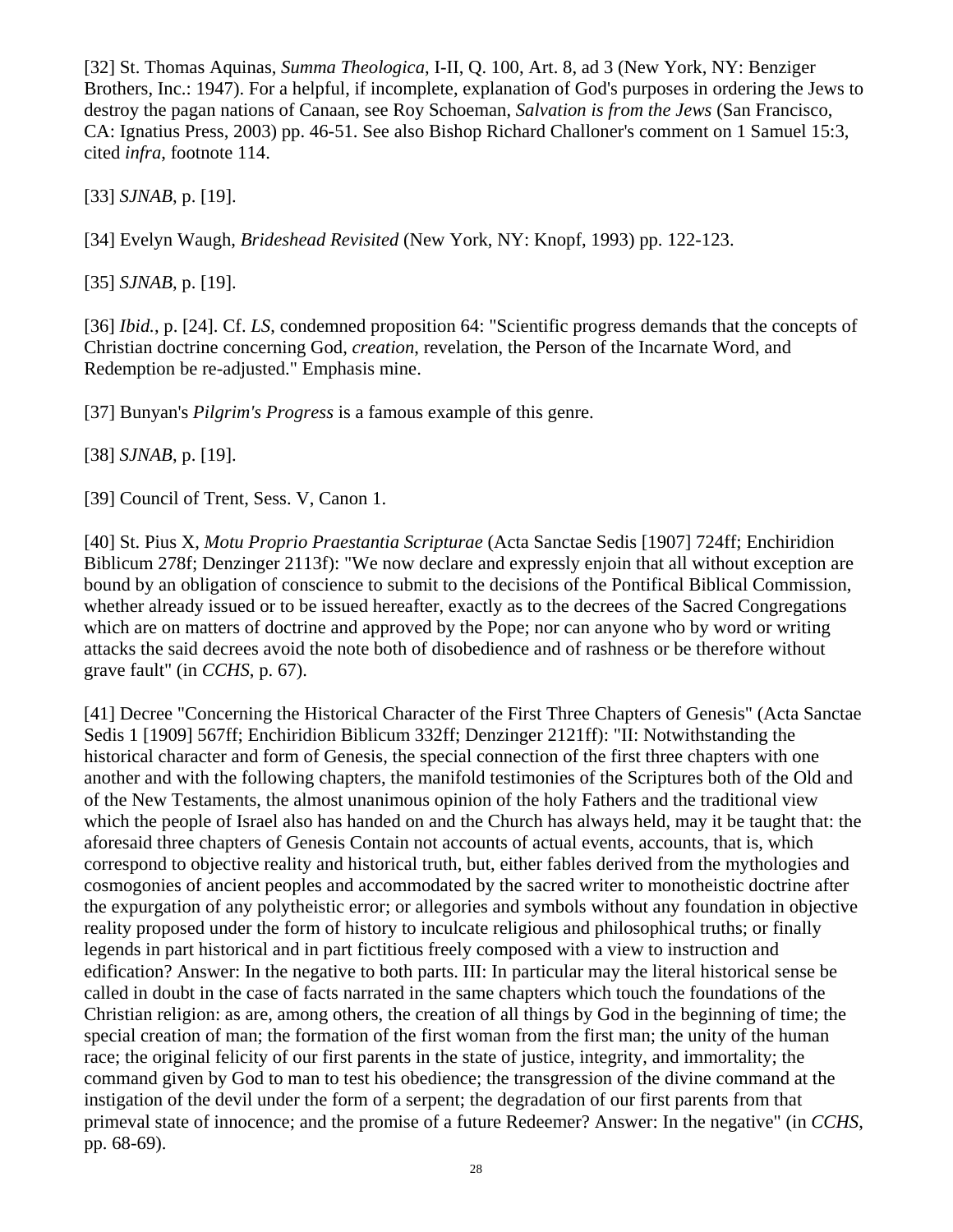[32] St. Thomas Aquinas, *Summa Theologica*, I-II, Q. 100, Art. 8, ad 3 (New York, NY: Benziger Brothers, Inc.: 1947). For a helpful, if incomplete, explanation of God's purposes in ordering the Jews to destroy the pagan nations of Canaan, see Roy Schoeman, *Salvation is from the Jews* (San Francisco, CA: Ignatius Press, 2003) pp. 46-51. See also Bishop Richard Challoner's comment on 1 Samuel 15:3, cited *infra*, footnote 114.

[33] *SJNAB*, p. [19].

[34] Evelyn Waugh, *Brideshead Revisited* (New York, NY: Knopf, 1993) pp. 122-123.

[35] *SJNAB*, p. [19].

[36] *Ibid.*, p. [24]. Cf. *LS*, condemned proposition 64: "Scientific progress demands that the concepts of Christian doctrine concerning God, *creation*, revelation, the Person of the Incarnate Word, and Redemption be re-adjusted." Emphasis mine.

[37] Bunyan's *Pilgrim's Progress* is a famous example of this genre.

[38] *SJNAB*, p. [19].

[39] Council of Trent, Sess. V, Canon 1.

[40] St. Pius X, *Motu Proprio Praestantia Scripturae* (Acta Sanctae Sedis [1907] 724ff; Enchiridion Biblicum 278f; Denzinger 2113f): "We now declare and expressly enjoin that all without exception are bound by an obligation of conscience to submit to the decisions of the Pontifical Biblical Commission, whether already issued or to be issued hereafter, exactly as to the decrees of the Sacred Congregations which are on matters of doctrine and approved by the Pope; nor can anyone who by word or writing attacks the said decrees avoid the note both of disobedience and of rashness or be therefore without grave fault" (in *CCHS*, p. 67).

[41] Decree "Concerning the Historical Character of the First Three Chapters of Genesis" (Acta Sanctae Sedis 1 [1909] 567ff; Enchiridion Biblicum 332ff; Denzinger 2121ff): "II: Notwithstanding the historical character and form of Genesis, the special connection of the first three chapters with one another and with the following chapters, the manifold testimonies of the Scriptures both of the Old and of the New Testaments, the almost unanimous opinion of the holy Fathers and the traditional view which the people of Israel also has handed on and the Church has always held, may it be taught that: the aforesaid three chapters of Genesis Contain not accounts of actual events, accounts, that is, which correspond to objective reality and historical truth, but, either fables derived from the mythologies and cosmogonies of ancient peoples and accommodated by the sacred writer to monotheistic doctrine after the expurgation of any polytheistic error; or allegories and symbols without any foundation in objective reality proposed under the form of history to inculcate religious and philosophical truths; or finally legends in part historical and in part fictitious freely composed with a view to instruction and edification? Answer: In the negative to both parts. III: In particular may the literal historical sense be called in doubt in the case of facts narrated in the same chapters which touch the foundations of the Christian religion: as are, among others, the creation of all things by God in the beginning of time; the special creation of man; the formation of the first woman from the first man; the unity of the human race; the original felicity of our first parents in the state of justice, integrity, and immortality; the command given by God to man to test his obedience; the transgression of the divine command at the instigation of the devil under the form of a serpent; the degradation of our first parents from that primeval state of innocence; and the promise of a future Redeemer? Answer: In the negative" (in *CCHS*, pp. 68-69).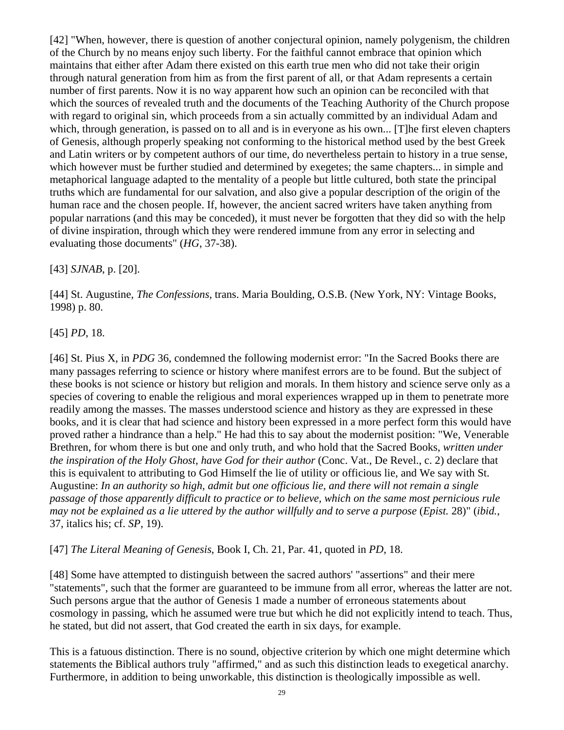[42] "When, however, there is question of another conjectural opinion, namely polygenism, the children of the Church by no means enjoy such liberty. For the faithful cannot embrace that opinion which maintains that either after Adam there existed on this earth true men who did not take their origin through natural generation from him as from the first parent of all, or that Adam represents a certain number of first parents. Now it is no way apparent how such an opinion can be reconciled with that which the sources of revealed truth and the documents of the Teaching Authority of the Church propose with regard to original sin, which proceeds from a sin actually committed by an individual Adam and which, through generation, is passed on to all and is in everyone as his own... [T]he first eleven chapters of Genesis, although properly speaking not conforming to the historical method used by the best Greek and Latin writers or by competent authors of our time, do nevertheless pertain to history in a true sense, which however must be further studied and determined by exegetes; the same chapters... in simple and metaphorical language adapted to the mentality of a people but little cultured, both state the principal truths which are fundamental for our salvation, and also give a popular description of the origin of the human race and the chosen people. If, however, the ancient sacred writers have taken anything from popular narrations (and this may be conceded), it must never be forgotten that they did so with the help of divine inspiration, through which they were rendered immune from any error in selecting and evaluating those documents" (*HG*, 37-38).

[43] *SJNAB*, p. [20].

[44] St. Augustine, *The Confessions*, trans. Maria Boulding, O.S.B. (New York, NY: Vintage Books, 1998) p. 80.

[45] *PD*, 18.

[46] St. Pius X, in *PDG* 36, condemned the following modernist error: "In the Sacred Books there are many passages referring to science or history where manifest errors are to be found. But the subject of these books is not science or history but religion and morals. In them history and science serve only as a species of covering to enable the religious and moral experiences wrapped up in them to penetrate more readily among the masses. The masses understood science and history as they are expressed in these books, and it is clear that had science and history been expressed in a more perfect form this would have proved rather a hindrance than a help." He had this to say about the modernist position: "We, Venerable Brethren, for whom there is but one and only truth, and who hold that the Sacred Books, *written under the inspiration of the Holy Ghost, have God for their author* (Conc. Vat., De Revel., c. 2) declare that this is equivalent to attributing to God Himself the lie of utility or officious lie, and We say with St. Augustine: *In an authority so high, admit but one officious lie, and there will not remain a single passage of those apparently difficult to practice or to believe, which on the same most pernicious rule may not be explained as a lie uttered by the author willfully and to serve a purpose* (*Epist.* 28)" (*ibid.*, 37, italics his; cf. *SP*, 19).

[47] *The Literal Meaning of Genesis*, Book I, Ch. 21, Par. 41, quoted in *PD*, 18.

[48] Some have attempted to distinguish between the sacred authors' "assertions" and their mere "statements", such that the former are guaranteed to be immune from all error, whereas the latter are not. Such persons argue that the author of Genesis 1 made a number of erroneous statements about cosmology in passing, which he assumed were true but which he did not explicitly intend to teach. Thus, he stated, but did not assert, that God created the earth in six days, for example.

This is a fatuous distinction. There is no sound, objective criterion by which one might determine which statements the Biblical authors truly "affirmed," and as such this distinction leads to exegetical anarchy. Furthermore, in addition to being unworkable, this distinction is theologically impossible as well.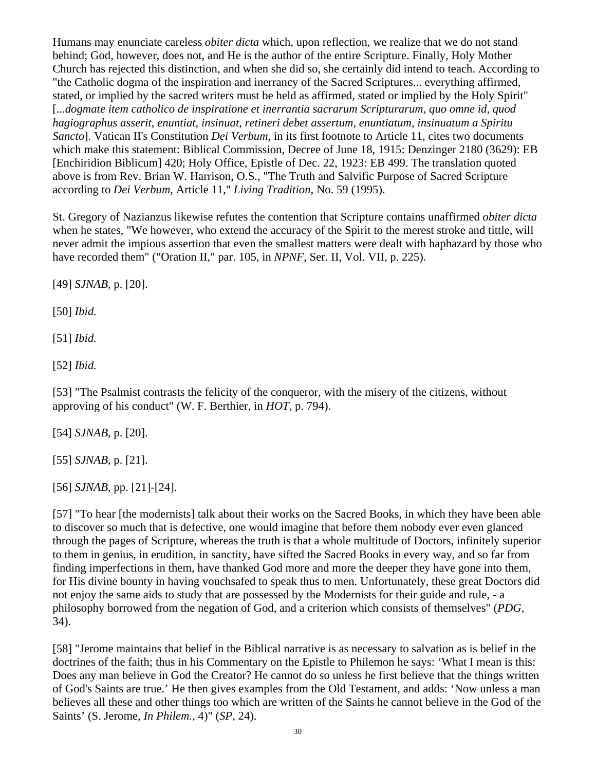Humans may enunciate careless *obiter dicta* which, upon reflection, we realize that we do not stand behind; God, however, does not, and He is the author of the entire Scripture. Finally, Holy Mother Church has rejected this distinction, and when she did so, she certainly did intend to teach. According to "the Catholic dogma of the inspiration and inerrancy of the Sacred Scriptures... everything affirmed, stated, or implied by the sacred writers must be held as affirmed, stated or implied by the Holy Spirit" [...*dogmate item catholico de inspiratione et inerrantia sacrarum Scripturarum, quo omne id, quod hagiographus asserit, enuntiat, insinuat, retineri debet assertum, enuntiatum, insinuatum a Spiritu Sancto*]. Vatican II's Constitution *Dei Verbum*, in its first footnote to Article 11, cites two documents which make this statement: Biblical Commission, Decree of June 18, 1915: Denzinger 2180 (3629): EB [Enchiridion Biblicum] 420; Holy Office, Epistle of Dec. 22, 1923: EB 499. The translation quoted above is from Rev. Brian W. Harrison, O.S., "The Truth and Salvific Purpose of Sacred Scripture according to *Dei Verbum*, Article 11," *Living Tradition*, No. 59 (1995).

St. Gregory of Nazianzus likewise refutes the contention that Scripture contains unaffirmed *obiter dicta* when he states, "We however, who extend the accuracy of the Spirit to the merest stroke and tittle, will never admit the impious assertion that even the smallest matters were dealt with haphazard by those who have recorded them" ("Oration II," par. 105, in *NPNF*, Ser. II, Vol. VII, p. 225).

[49] *SJNAB*, p. [20].

[50] *Ibid.*

[51] *Ibid.*

[52] *Ibid.*

[53] "The Psalmist contrasts the felicity of the conqueror, with the misery of the citizens, without approving of his conduct" (W. F. Berthier, in *HOT*, p. 794).

[54] *SJNAB*, p. [20].

[55] *SJNAB*, p. [21].

[56] *SJNAB*, pp. [21]-[24].

[57] "To hear [the modernists] talk about their works on the Sacred Books, in which they have been able to discover so much that is defective, one would imagine that before them nobody ever even glanced through the pages of Scripture, whereas the truth is that a whole multitude of Doctors, infinitely superior to them in genius, in erudition, in sanctity, have sifted the Sacred Books in every way, and so far from finding imperfections in them, have thanked God more and more the deeper they have gone into them, for His divine bounty in having vouchsafed to speak thus to men. Unfortunately, these great Doctors did not enjoy the same aids to study that are possessed by the Modernists for their guide and rule, - a philosophy borrowed from the negation of God, and a criterion which consists of themselves" (*PDG*, 34).

[58] "Jerome maintains that belief in the Biblical narrative is as necessary to salvation as is belief in the doctrines of the faith; thus in his Commentary on the Epistle to Philemon he says: 'What I mean is this: Does any man believe in God the Creator? He cannot do so unless he first believe that the things written of God's Saints are true.' He then gives examples from the Old Testament, and adds: 'Now unless a man believes all these and other things too which are written of the Saints he cannot believe in the God of the Saints' (S. Jerome, *In Philem.*, 4)" (*SP*, 24).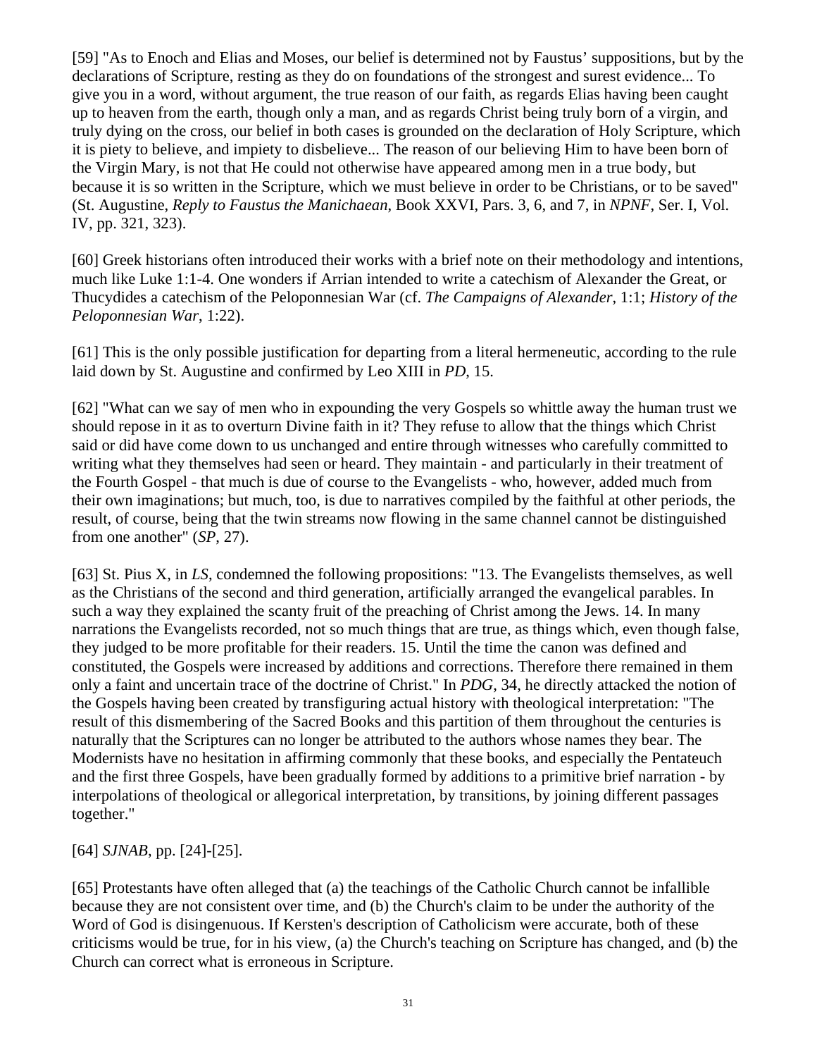[59] "As to Enoch and Elias and Moses, our belief is determined not by Faustus' suppositions, but by the declarations of Scripture, resting as they do on foundations of the strongest and surest evidence... To give you in a word, without argument, the true reason of our faith, as regards Elias having been caught up to heaven from the earth, though only a man, and as regards Christ being truly born of a virgin, and truly dying on the cross, our belief in both cases is grounded on the declaration of Holy Scripture, which it is piety to believe, and impiety to disbelieve... The reason of our believing Him to have been born of the Virgin Mary, is not that He could not otherwise have appeared among men in a true body, but because it is so written in the Scripture, which we must believe in order to be Christians, or to be saved" (St. Augustine, *Reply to Faustus the Manichaean*, Book XXVI, Pars. 3, 6, and 7, in *NPNF*, Ser. I, Vol. IV, pp. 321, 323).

[60] Greek historians often introduced their works with a brief note on their methodology and intentions, much like Luke 1:1-4. One wonders if Arrian intended to write a catechism of Alexander the Great, or Thucydides a catechism of the Peloponnesian War (cf. *The Campaigns of Alexander*, 1:1; *History of the Peloponnesian War*, 1:22).

[61] This is the only possible justification for departing from a literal hermeneutic, according to the rule laid down by St. Augustine and confirmed by Leo XIII in *PD*, 15.

[62] "What can we say of men who in expounding the very Gospels so whittle away the human trust we should repose in it as to overturn Divine faith in it? They refuse to allow that the things which Christ said or did have come down to us unchanged and entire through witnesses who carefully committed to writing what they themselves had seen or heard. They maintain - and particularly in their treatment of the Fourth Gospel - that much is due of course to the Evangelists - who, however, added much from their own imaginations; but much, too, is due to narratives compiled by the faithful at other periods, the result, of course, being that the twin streams now flowing in the same channel cannot be distinguished from one another" (*SP*, 27).

[63] St. Pius X, in *LS*, condemned the following propositions: "13. The Evangelists themselves, as well as the Christians of the second and third generation, artificially arranged the evangelical parables. In such a way they explained the scanty fruit of the preaching of Christ among the Jews. 14. In many narrations the Evangelists recorded, not so much things that are true, as things which, even though false, they judged to be more profitable for their readers. 15. Until the time the canon was defined and constituted, the Gospels were increased by additions and corrections. Therefore there remained in them only a faint and uncertain trace of the doctrine of Christ." In *PDG*, 34, he directly attacked the notion of the Gospels having been created by transfiguring actual history with theological interpretation: "The result of this dismembering of the Sacred Books and this partition of them throughout the centuries is naturally that the Scriptures can no longer be attributed to the authors whose names they bear. The Modernists have no hesitation in affirming commonly that these books, and especially the Pentateuch and the first three Gospels, have been gradually formed by additions to a primitive brief narration - by interpolations of theological or allegorical interpretation, by transitions, by joining different passages together."

[64] *SJNAB*, pp. [24]-[25].

[65] Protestants have often alleged that (a) the teachings of the Catholic Church cannot be infallible because they are not consistent over time, and (b) the Church's claim to be under the authority of the Word of God is disingenuous. If Kersten's description of Catholicism were accurate, both of these criticisms would be true, for in his view, (a) the Church's teaching on Scripture has changed, and (b) the Church can correct what is erroneous in Scripture.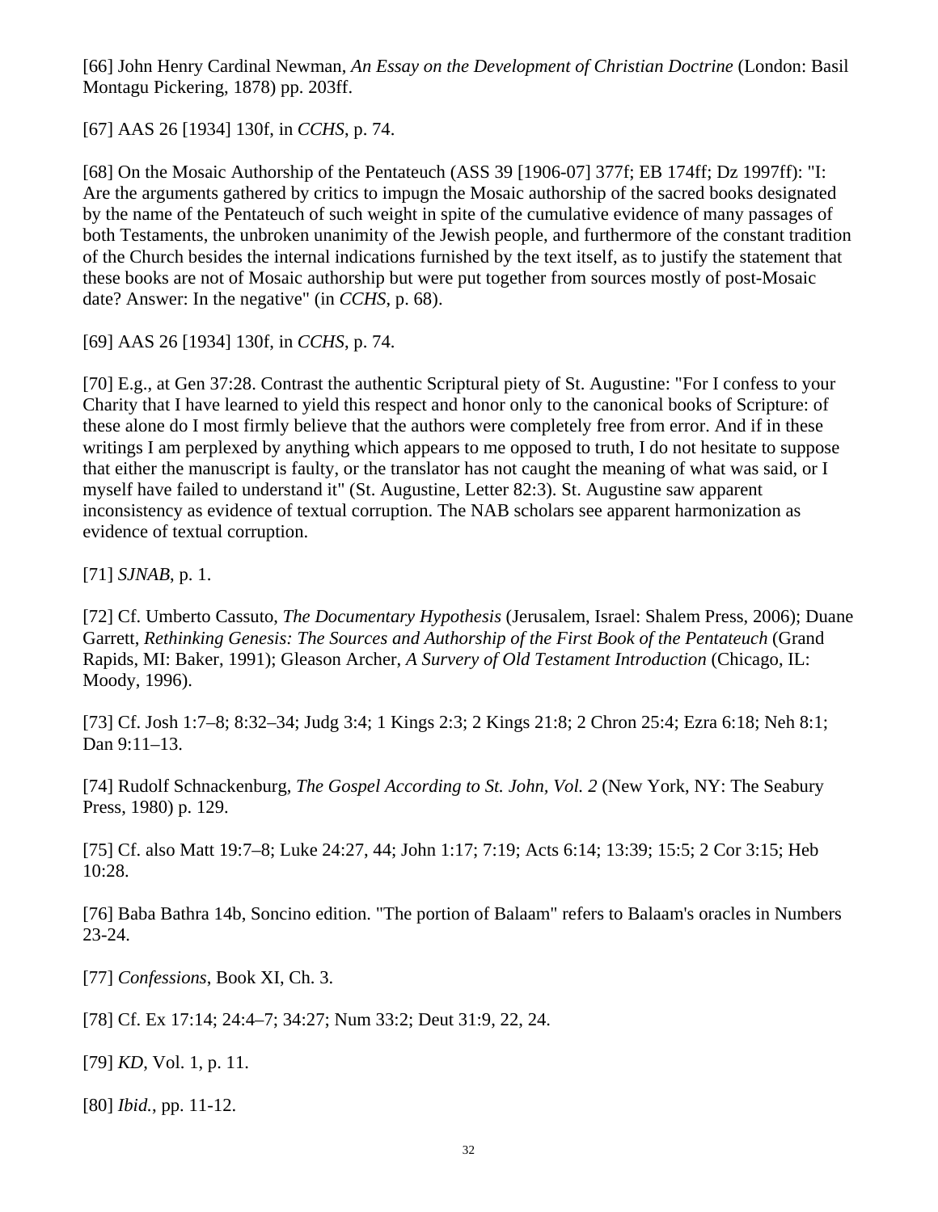[66] John Henry Cardinal Newman, *An Essay on the Development of Christian Doctrine* (London: Basil Montagu Pickering, 1878) pp. 203ff.

[67] AAS 26 [1934] 130f, in *CCHS*, p. 74.

[68] On the Mosaic Authorship of the Pentateuch (ASS 39 [1906-07] 377f; EB 174ff; Dz 1997ff): "I: Are the arguments gathered by critics to impugn the Mosaic authorship of the sacred books designated by the name of the Pentateuch of such weight in spite of the cumulative evidence of many passages of both Testaments, the unbroken unanimity of the Jewish people, and furthermore of the constant tradition of the Church besides the internal indications furnished by the text itself, as to justify the statement that these books are not of Mosaic authorship but were put together from sources mostly of post-Mosaic date? Answer: In the negative" (in *CCHS*, p. 68).

[69] AAS 26 [1934] 130f, in *CCHS*, p. 74.

[70] E.g., at Gen 37:28. Contrast the authentic Scriptural piety of St. Augustine: "For I confess to your Charity that I have learned to yield this respect and honor only to the canonical books of Scripture: of these alone do I most firmly believe that the authors were completely free from error. And if in these writings I am perplexed by anything which appears to me opposed to truth, I do not hesitate to suppose that either the manuscript is faulty, or the translator has not caught the meaning of what was said, or I myself have failed to understand it" (St. Augustine, Letter 82:3). St. Augustine saw apparent inconsistency as evidence of textual corruption. The NAB scholars see apparent harmonization as evidence of textual corruption.

[71] *SJNAB*, p. 1.

[72] Cf. Umberto Cassuto, *The Documentary Hypothesis* (Jerusalem, Israel: Shalem Press, 2006); Duane Garrett, *Rethinking Genesis: The Sources and Authorship of the First Book of the Pentateuch* (Grand Rapids, MI: Baker, 1991); Gleason Archer, *A Survery of Old Testament Introduction* (Chicago, IL: Moody, 1996).

[73] Cf. Josh 1:7–8; 8:32–34; Judg 3:4; 1 Kings 2:3; 2 Kings 21:8; 2 Chron 25:4; Ezra 6:18; Neh 8:1; Dan 9:11–13.

[74] Rudolf Schnackenburg, *The Gospel According to St. John, Vol. 2* (New York, NY: The Seabury Press, 1980) p. 129.

[75] Cf. also Matt 19:7–8; Luke 24:27, 44; John 1:17; 7:19; Acts 6:14; 13:39; 15:5; 2 Cor 3:15; Heb 10:28.

[76] Baba Bathra 14b, Soncino edition. "The portion of Balaam" refers to Balaam's oracles in Numbers 23-24.

[77] *Confessions*, Book XI, Ch. 3.

[78] Cf. Ex 17:14; 24:4–7; 34:27; Num 33:2; Deut 31:9, 22, 24.

[79] *KD*, Vol. 1, p. 11.

[80] *Ibid.*, pp. 11-12.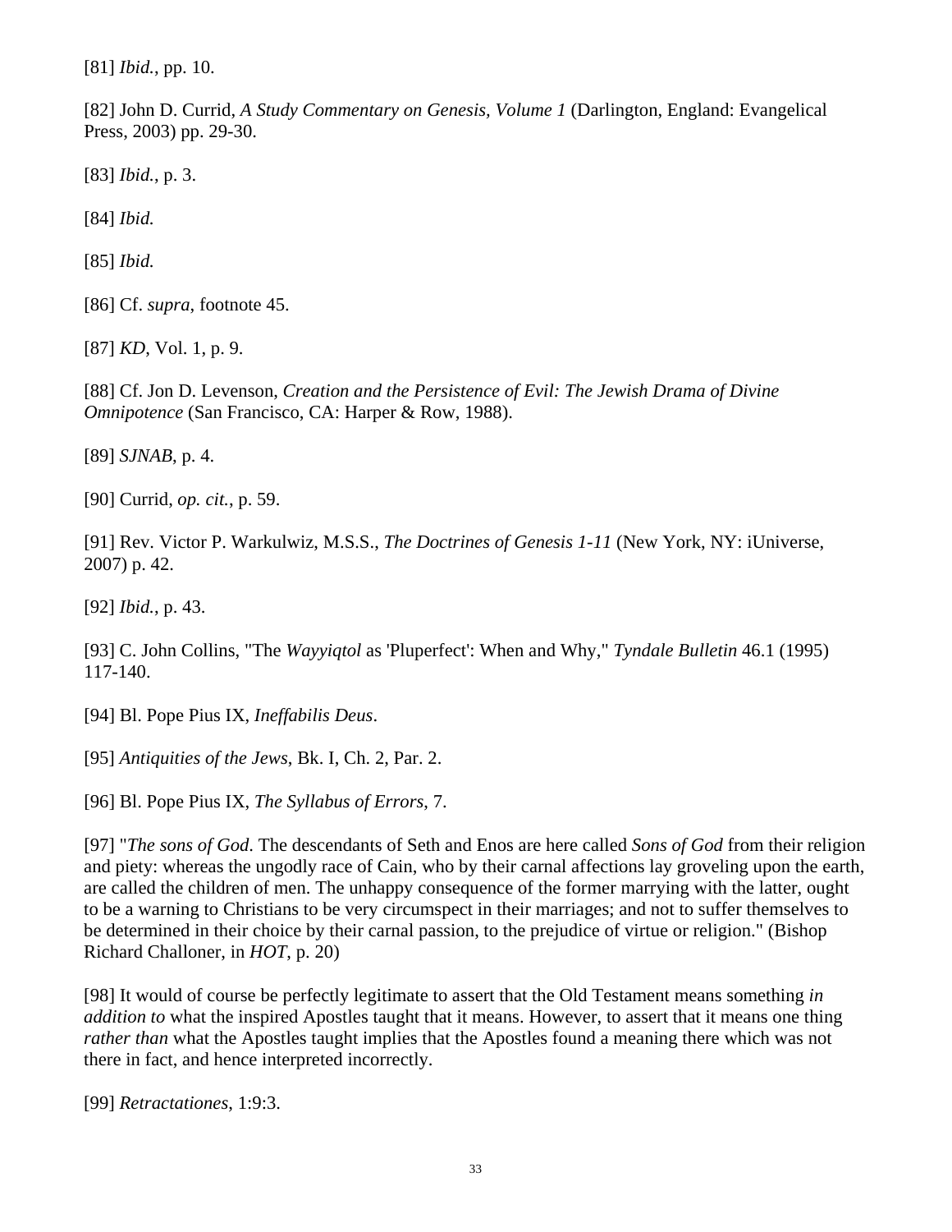[81] *Ibid.*, pp. 10.

[82] John D. Currid, *A Study Commentary on Genesis, Volume 1* (Darlington, England: Evangelical Press, 2003) pp. 29-30.

[83] *Ibid.*, p. 3.

[84] *Ibid.*

[85] *Ibid.*

[86] Cf. *supra*, footnote 45.

[87] *KD*, Vol. 1, p. 9.

[88] Cf. Jon D. Levenson, *Creation and the Persistence of Evil: The Jewish Drama of Divine Omnipotence* (San Francisco, CA: Harper & Row, 1988).

[89] *SJNAB*, p. 4.

[90] Currid, *op. cit.*, p. 59.

[91] Rev. Victor P. Warkulwiz, M.S.S., *The Doctrines of Genesis 1-11* (New York, NY: iUniverse, 2007) p. 42.

[92] *Ibid.*, p. 43.

[93] C. John Collins, "The *Wayyiqtol* as 'Pluperfect': When and Why," *Tyndale Bulletin* 46.1 (1995) 117-140.

[94] Bl. Pope Pius IX, *Ineffabilis Deus*.

[95] *Antiquities of the Jews*, Bk. I, Ch. 2, Par. 2.

[96] Bl. Pope Pius IX, *The Syllabus of Errors*, 7.

[97] "*The sons of God*. The descendants of Seth and Enos are here called *Sons of God* from their religion and piety: whereas the ungodly race of Cain, who by their carnal affections lay groveling upon the earth, are called the children of men. The unhappy consequence of the former marrying with the latter, ought to be a warning to Christians to be very circumspect in their marriages; and not to suffer themselves to be determined in their choice by their carnal passion, to the prejudice of virtue or religion." (Bishop Richard Challoner, in *HOT*, p. 20)

[98] It would of course be perfectly legitimate to assert that the Old Testament means something *in addition to* what the inspired Apostles taught that it means. However, to assert that it means one thing *rather than* what the Apostles taught implies that the Apostles found a meaning there which was not there in fact, and hence interpreted incorrectly.

[99] *Retractationes*, 1:9:3.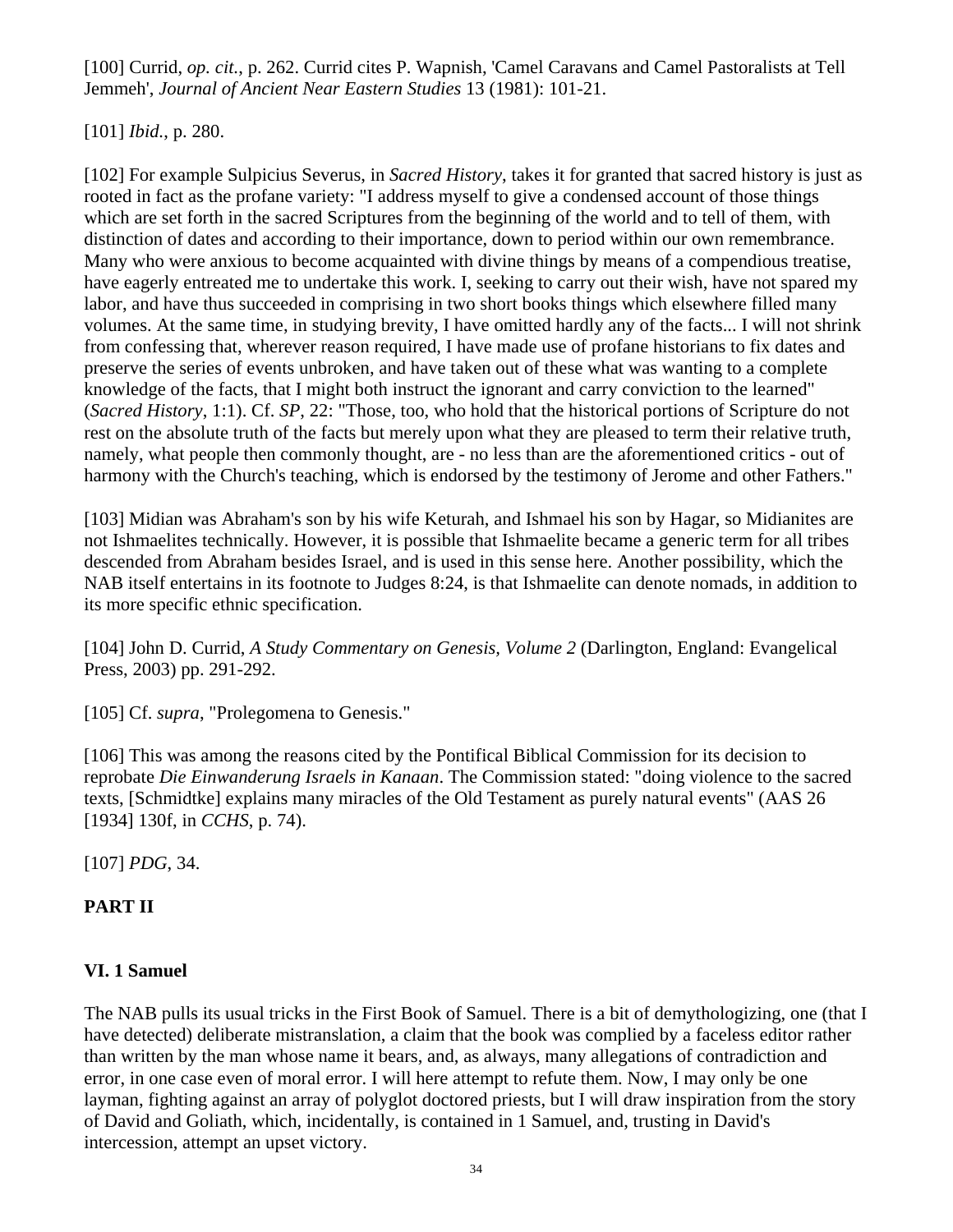[100] Currid, *op. cit.*, p. 262. Currid cites P. Wapnish, 'Camel Caravans and Camel Pastoralists at Tell Jemmeh', *Journal of Ancient Near Eastern Studies* 13 (1981): 101-21.

[101] *Ibid.*, p. 280.

[102] For example Sulpicius Severus, in *Sacred History*, takes it for granted that sacred history is just as rooted in fact as the profane variety: "I address myself to give a condensed account of those things which are set forth in the sacred Scriptures from the beginning of the world and to tell of them, with distinction of dates and according to their importance, down to period within our own remembrance. Many who were anxious to become acquainted with divine things by means of a compendious treatise, have eagerly entreated me to undertake this work. I, seeking to carry out their wish, have not spared my labor, and have thus succeeded in comprising in two short books things which elsewhere filled many volumes. At the same time, in studying brevity, I have omitted hardly any of the facts... I will not shrink from confessing that, wherever reason required, I have made use of profane historians to fix dates and preserve the series of events unbroken, and have taken out of these what was wanting to a complete knowledge of the facts, that I might both instruct the ignorant and carry conviction to the learned" (*Sacred History*, 1:1). Cf. *SP*, 22: "Those, too, who hold that the historical portions of Scripture do not rest on the absolute truth of the facts but merely upon what they are pleased to term their relative truth, namely, what people then commonly thought, are - no less than are the aforementioned critics - out of harmony with the Church's teaching, which is endorsed by the testimony of Jerome and other Fathers."

[103] Midian was Abraham's son by his wife Keturah, and Ishmael his son by Hagar, so Midianites are not Ishmaelites technically. However, it is possible that Ishmaelite became a generic term for all tribes descended from Abraham besides Israel, and is used in this sense here. Another possibility, which the NAB itself entertains in its footnote to Judges 8:24, is that Ishmaelite can denote nomads, in addition to its more specific ethnic specification.

[104] John D. Currid, *A Study Commentary on Genesis, Volume 2* (Darlington, England: Evangelical Press, 2003) pp. 291-292.

[105] Cf. *supra*, "Prolegomena to Genesis."

[106] This was among the reasons cited by the Pontifical Biblical Commission for its decision to reprobate *Die Einwanderung Israels in Kanaan*. The Commission stated: "doing violence to the sacred texts, [Schmidtke] explains many miracles of the Old Testament as purely natural events" (AAS 26 [1934] 130f, in *CCHS*, p. 74).

[107] *PDG*, 34.

## PART II

### VI. 1 Samuel

The NAB pulls its usual tricks in the First Book of Samuel. There is a bit of demythologizing, one (that I have detected) deliberate mistranslation, a claim that the book was complied by a faceless editor rather than written by the man whose name it bears, and, as always, many allegations of contradiction and error, in one case even of moral error. I will here attempt to refute them. Now, I may only be one layman, fighting against an array of polyglot doctored priests, but I will draw inspiration from the story of David and Goliath, which, incidentally, is contained in 1 Samuel, and, trusting in David's intercession, attempt an upset victory.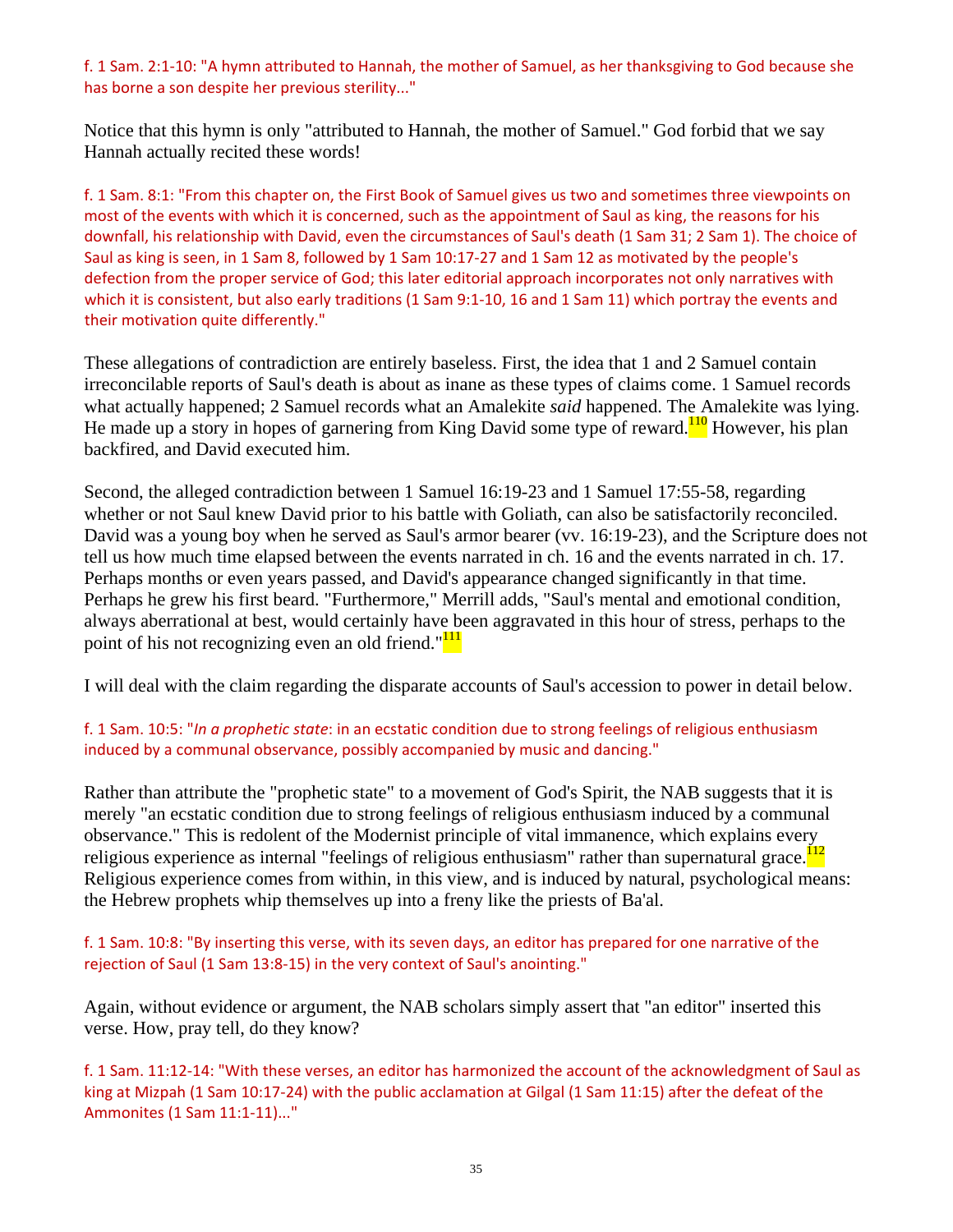f. 1 Sam. 2:1-10: "A hymn attributed to Hannah, the mother of Samuel, as her thanksgiving to God because she has borne a son despite her previous sterility..."

Notice that this hymn is only "attributed to Hannah, the mother of Samuel." God forbid that we say Hannah actually recited these words!

f. 1 Sam. 8:1: "From this chapter on, the First Book of Samuel gives us two and sometimes three viewpoints on most of the events with which it is concerned, such as the appointment of Saul as king, the reasons for his downfall, his relationship with David, even the circumstances of Saul's death (1 Sam 31; 2 Sam 1). The choice of Saul as king is seen, in 1 Sam 8, followed by 1 Sam 10:17-27 and 1 Sam 12 as motivated by the people's defection from the proper service of God; this later editorial approach incorporates not only narratives with which it is consistent, but also early traditions (1 Sam 9:1-10, 16 and 1 Sam 11) which portray the events and their motivation quite differently."

These allegations of contradiction are entirely baseless. First, the idea that 1 and 2 Samuel contain irreconcilable reports of Saul's death is about as inane as these types of claims come. 1 Samuel records what actually happened; 2 Samuel records what an Amalekite *said* happened. The Amalekite was lying. He made up a story in hopes of garnering from King David some type of reward.[110] However, his plan backfired, and David executed him.

Second, the alleged contradiction between 1 Samuel 16:19-23 and 1 Samuel 17:55-58, regarding whether or not Saul knew David prior to his battle with Goliath, can also be satisfactorily reconciled. David was a young boy when he served as Saul's armor bearer (vv. 16:19-23), and the Scripture does not tell us how much time elapsed between the events narrated in ch. 16 and the events narrated in ch. 17. Perhaps months or even years passed, and David's appearance changed significantly in that time. Perhaps he grew his first beard. "Furthermore," Merrill adds, "Saul's mental and emotional condition, always aberrational at best, would certainly have been aggravated in this hour of stress, perhaps to the point of his not recognizing even an old friend."[111]

I will deal with the claim regarding the disparate accounts of Saul's accession to power in detail below.

f. 1 Sam. 10:5: "*In a prophetic state*: in an ecstatic condition due to strong feelings of religious enthusiasm induced by a communal observance, possibly accompanied by music and dancing."

Rather than attribute the "prophetic state" to a movement of God's Spirit, the NAB suggests that it is merely "an ecstatic condition due to strong feelings of religious enthusiasm induced by a communal observance." This is redolent of the Modernist principle of vital immanence, which explains every religious experience as internal "feelings of religious enthusiasm" rather than supernatural grace.[112] Religious experience comes from within, in this view, and is induced by natural, psychological means: the Hebrew prophets whip themselves up into a freny like the priests of Ba'al.

f. 1 Sam. 10:8: "By inserting this verse, with its seven days, an editor has prepared for one narrative of the rejection of Saul (1 Sam 13:8-15) in the very context of Saul's anointing."

Again, without evidence or argument, the NAB scholars simply assert that "an editor" inserted this verse. How, pray tell, do they know?

f. 1 Sam. 11:12-14: "With these verses, an editor has harmonized the account of the acknowledgment of Saul as king at Mizpah (1 Sam 10:17-24) with the public acclamation at Gilgal (1 Sam 11:15) after the defeat of the Ammonites (1 Sam 11:1-11)..."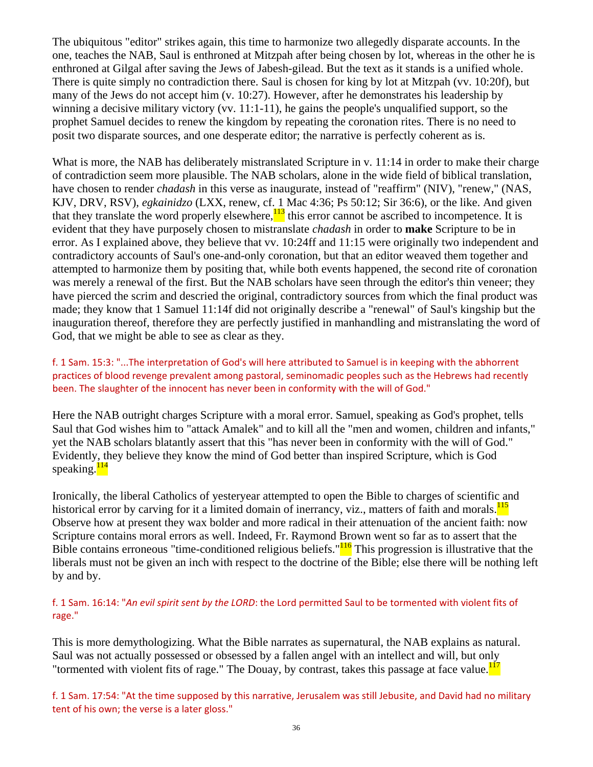The ubiquitous "editor" strikes again, this time to harmonize two allegedly disparate accounts. In the one, teaches the NAB, Saul is enthroned at Mitzpah after being chosen by lot, whereas in the other he is enthroned at Gilgal after saving the Jews of Jabesh-gilead. But the text as it stands is a unified whole. There is quite simply no contradiction there. Saul is chosen for king by lot at Mitzpah (vv. 10:20f), but many of the Jews do not accept him (v. 10:27). However, after he demonstrates his leadership by winning a decisive military victory (vv. 11:1-11), he gains the people's unqualified support, so the prophet Samuel decides to renew the kingdom by repeating the coronation rites. There is no need to posit two disparate sources, and one desperate editor; the narrative is perfectly coherent as is.

What is more, the NAB has deliberately mistranslated Scripture in v. 11:14 in order to make their charge of contradiction seem more plausible. The NAB scholars, alone in the wide field of biblical translation, have chosen to render *chadash* in this verse as inaugurate, instead of "reaffirm" (NIV), "renew," (NAS, KJV, DRV, RSV), *egkainidzo* (LXX, renew, cf. 1 Mac 4:36; Ps 50:12; Sir 36:6), or the like. And given that they translate the word properly elsewhere,[113] this error cannot be ascribed to incompetence. It is evident that they have purposely chosen to mistranslate *chadash* in order to **make** Scripture to be in error. As I explained above, they believe that vv. 10:24ff and 11:15 were originally two independent and contradictory accounts of Saul's one-and-only coronation, but that an editor weaved them together and attempted to harmonize them by positing that, while both events happened, the second rite of coronation was merely a renewal of the first. But the NAB scholars have seen through the editor's thin veneer; they have pierced the scrim and descried the original, contradictory sources from which the final product was made; they know that 1 Samuel 11:14f did not originally describe a "renewal" of Saul's kingship but the inauguration thereof, therefore they are perfectly justified in manhandling and mistranslating the word of God, that we might be able to see as clear as they.

f. 1 Sam. 15:3: "...The interpretation of God's will here attributed to Samuel is in keeping with the abhorrent practices of blood revenge prevalent among pastoral, seminomadic peoples such as the Hebrews had recently been. The slaughter of the innocent has never been in conformity with the will of God."

Here the NAB outright charges Scripture with a moral error. Samuel, speaking as God's prophet, tells Saul that God wishes him to "attack Amalek" and to kill all the "men and women, children and infants," yet the NAB scholars blatantly assert that this "has never been in conformity with the will of God." Evidently, they believe they know the mind of God better than inspired Scripture, which is God speaking.[114]

Ironically, the liberal Catholics of yesteryear attempted to open the Bible to charges of scientific and historical error by carving for it a limited domain of inerrancy, viz., matters of faith and morals.[115] Observe how at present they wax bolder and more radical in their attenuation of the ancient faith: now Scripture contains moral errors as well. Indeed, Fr. Raymond Brown went so far as to assert that the Bible contains erroneous "time-conditioned religious beliefs."[116] This progression is illustrative that the liberals must not be given an inch with respect to the doctrine of the Bible; else there will be nothing left by and by.

f. 1 Sam. 16:14: "*An evil spirit sent by the LORD*: the Lord permitted Saul to be tormented with violent fits of rage."

This is more demythologizing. What the Bible narrates as supernatural, the NAB explains as natural. Saul was not actually possessed or obsessed by a fallen angel with an intellect and will, but only "tormented with violent fits of rage." The Douay, by contrast, takes this passage at face value.[117]

f. 1 Sam. 17:54: "At the time supposed by this narrative, Jerusalem was still Jebusite, and David had no military tent of his own; the verse is a later gloss."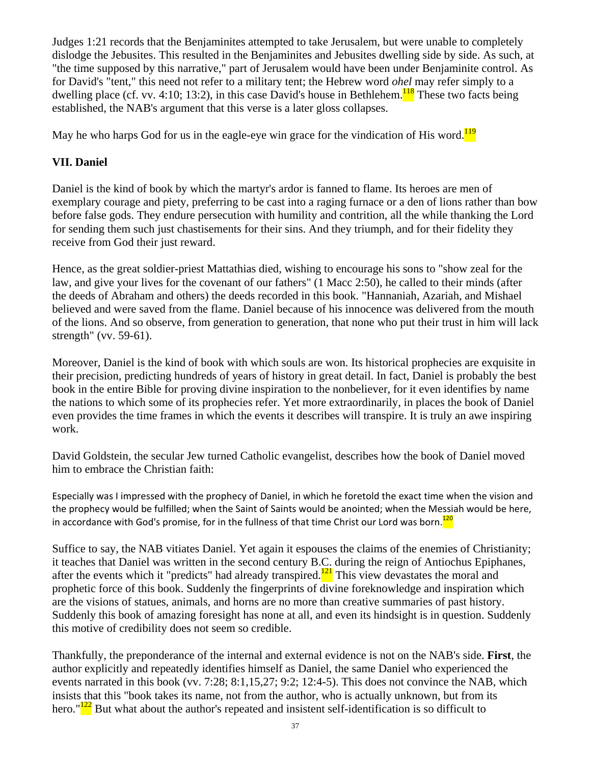Judges 1:21 records that the Benjaminites attempted to take Jerusalem, but were unable to completely dislodge the Jebusites. This resulted in the Benjaminites and Jebusites dwelling side by side. As such, at "the time supposed by this narrative," part of Jerusalem would have been under Benjaminite control. As for David's "tent," this need not refer to a military tent; the Hebrew word *ohel* may refer simply to a dwelling place (cf. vv. 4:10; 13:2), in this case David's house in Bethlehem.[118] These two facts being established, the NAB's argument that this verse is a later gloss collapses.

May he who harps God for us in the eagle-eye win grace for the vindication of His word.[119]

## VII. Daniel

Daniel is the kind of book by which the martyr's ardor is fanned to flame. Its heroes are men of exemplary courage and piety, preferring to be cast into a raging furnace or a den of lions rather than bow before false gods. They endure persecution with humility and contrition, all the while thanking the Lord for sending them such just chastisements for their sins. And they triumph, and for their fidelity they receive from God their just reward.

Hence, as the great soldier-priest Mattathias died, wishing to encourage his sons to "show zeal for the law, and give your lives for the covenant of our fathers" (1 Macc 2:50), he called to their minds (after the deeds of Abraham and others) the deeds recorded in this book. "Hannaniah, Azariah, and Mishael believed and were saved from the flame. Daniel because of his innocence was delivered from the mouth of the lions. And so observe, from generation to generation, that none who put their trust in him will lack strength" (vv. 59-61).

Moreover, Daniel is the kind of book with which souls are won. Its historical prophecies are exquisite in their precision, predicting hundreds of years of history in great detail. In fact, Daniel is probably the best book in the entire Bible for proving divine inspiration to the nonbeliever, for it even identifies by name the nations to which some of its prophecies refer. Yet more extraordinarily, in places the book of Daniel even provides the time frames in which the events it describes will transpire. It is truly an awe inspiring work.

David Goldstein, the secular Jew turned Catholic evangelist, describes how the book of Daniel moved him to embrace the Christian faith:

> Especially was I impressed with the prophecy of Daniel, in which he foretold the exact time when the vision and the prophecy would be fulfilled; when the Saint of Saints would be anointed; when the Messiah would be here, in accordance with God's promise, for in the fullness of that time Christ our Lord was born.[120]

Suffice to say, the NAB vitiates Daniel. Yet again it espouses the claims of the enemies of Christianity; it teaches that Daniel was written in the second century B.C. during the reign of Antiochus Epiphanes, after the events which it "predicts" had already transpired.[121] This view devastates the moral and prophetic force of this book. Suddenly the fingerprints of divine foreknowledge and inspiration which are the visions of statues, animals, and horns are no more than creative summaries of past history. Suddenly this book of amazing foresight has none at all, and even its hindsight is in question. Suddenly this motive of credibility does not seem so credible.

Thankfully, the preponderance of the internal and external evidence is not on the NAB's side. **First**, the author explicitly and repeatedly identifies himself as Daniel, the same Daniel who experienced the events narrated in this book (vv. 7:28; 8:1,15,27; 9:2; 12:4-5). This does not convince the NAB, which insists that this "book takes its name, not from the author, who is actually unknown, but from its hero."[122] But what about the author's repeated and insistent self-identification is so difficult to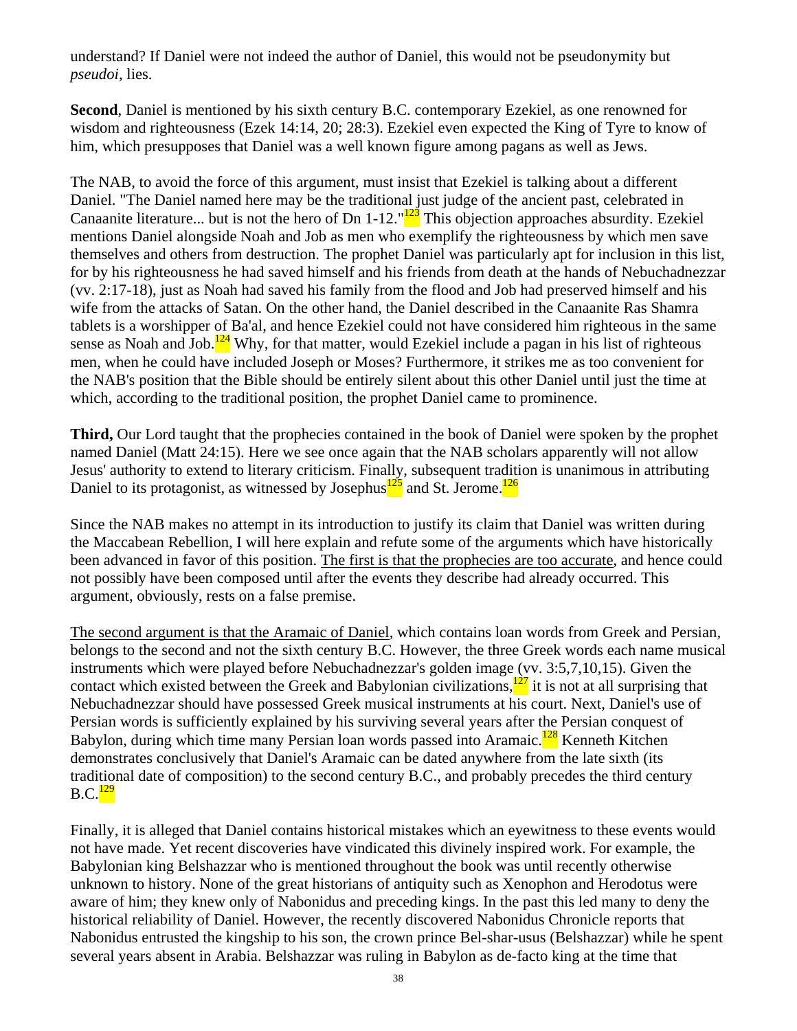understand? If Daniel were not indeed the author of Daniel, this would not be pseudonymity but *pseudoi*, lies.

**Second**, Daniel is mentioned by his sixth century B.C. contemporary Ezekiel, as one renowned for wisdom and righteousness (Ezek 14:14, 20; 28:3). Ezekiel even expected the King of Tyre to know of him, which presupposes that Daniel was a well known figure among pagans as well as Jews.

The NAB, to avoid the force of this argument, must insist that Ezekiel is talking about a different Daniel. "The Daniel named here may be the traditional just judge of the ancient past, celebrated in Canaanite literature... but is not the hero of Dn 1-12."[123] This objection approaches absurdity. Ezekiel mentions Daniel alongside Noah and Job as men who exemplify the righteousness by which men save themselves and others from destruction. The prophet Daniel was particularly apt for inclusion in this list, for by his righteousness he had saved himself and his friends from death at the hands of Nebuchadnezzar (vv. 2:17-18), just as Noah had saved his family from the flood and Job had preserved himself and his wife from the attacks of Satan. On the other hand, the Daniel described in the Canaanite Ras Shamra tablets is a worshipper of Ba'al, and hence Ezekiel could not have considered him righteous in the same sense as Noah and Job.[124] Why, for that matter, would Ezekiel include a pagan in his list of righteous men, when he could have included Joseph or Moses? Furthermore, it strikes me as too convenient for the NAB's position that the Bible should be entirely silent about this other Daniel until just the time at which, according to the traditional position, the prophet Daniel came to prominence.

**Third,** Our Lord taught that the prophecies contained in the book of Daniel were spoken by the prophet named Daniel (Matt 24:15). Here we see once again that the NAB scholars apparently will not allow Jesus' authority to extend to literary criticism. Finally, subsequent tradition is unanimous in attributing Daniel to its protagonist, as witnessed by Josephus[125] and St. Jerome.[126]

Since the NAB makes no attempt in its introduction to justify its claim that Daniel was written during the Maccabean Rebellion, I will here explain and refute some of the arguments which have historically been advanced in favor of this position. <u>The first is that the prophecies are too accurate</u>, and hence could not possibly have been composed until after the events they describe had already occurred. This argument, obviously, rests on a false premise.

<u>The second argument is that the Aramaic of Daniel</u>, which contains loan words from Greek and Persian, belongs to the second and not the sixth century B.C. However, the three Greek words each name musical instruments which were played before Nebuchadnezzar's golden image (vv. 3:5,7,10,15). Given the contact which existed between the Greek and Babylonian civilizations,[127] it is not at all surprising that Nebuchadnezzar should have possessed Greek musical instruments at his court. Next, Daniel's use of Persian words is sufficiently explained by his surviving several years after the Persian conquest of Babylon, during which time many Persian loan words passed into Aramaic.[128] Kenneth Kitchen demonstrates conclusively that Daniel's Aramaic can be dated anywhere from the late sixth (its traditional date of composition) to the second century B.C., and probably precedes the third century B.C.[129]

Finally, it is alleged that Daniel contains historical mistakes which an eyewitness to these events would not have made. Yet recent discoveries have vindicated this divinely inspired work. For example, the Babylonian king Belshazzar who is mentioned throughout the book was until recently otherwise unknown to history. None of the great historians of antiquity such as Xenophon and Herodotus were aware of him; they knew only of Nabonidus and preceding kings. In the past this led many to deny the historical reliability of Daniel. However, the recently discovered Nabonidus Chronicle reports that Nabonidus entrusted the kingship to his son, the crown prince Bel-shar-usus (Belshazzar) while he spent several years absent in Arabia. Belshazzar was ruling in Babylon as de-facto king at the time that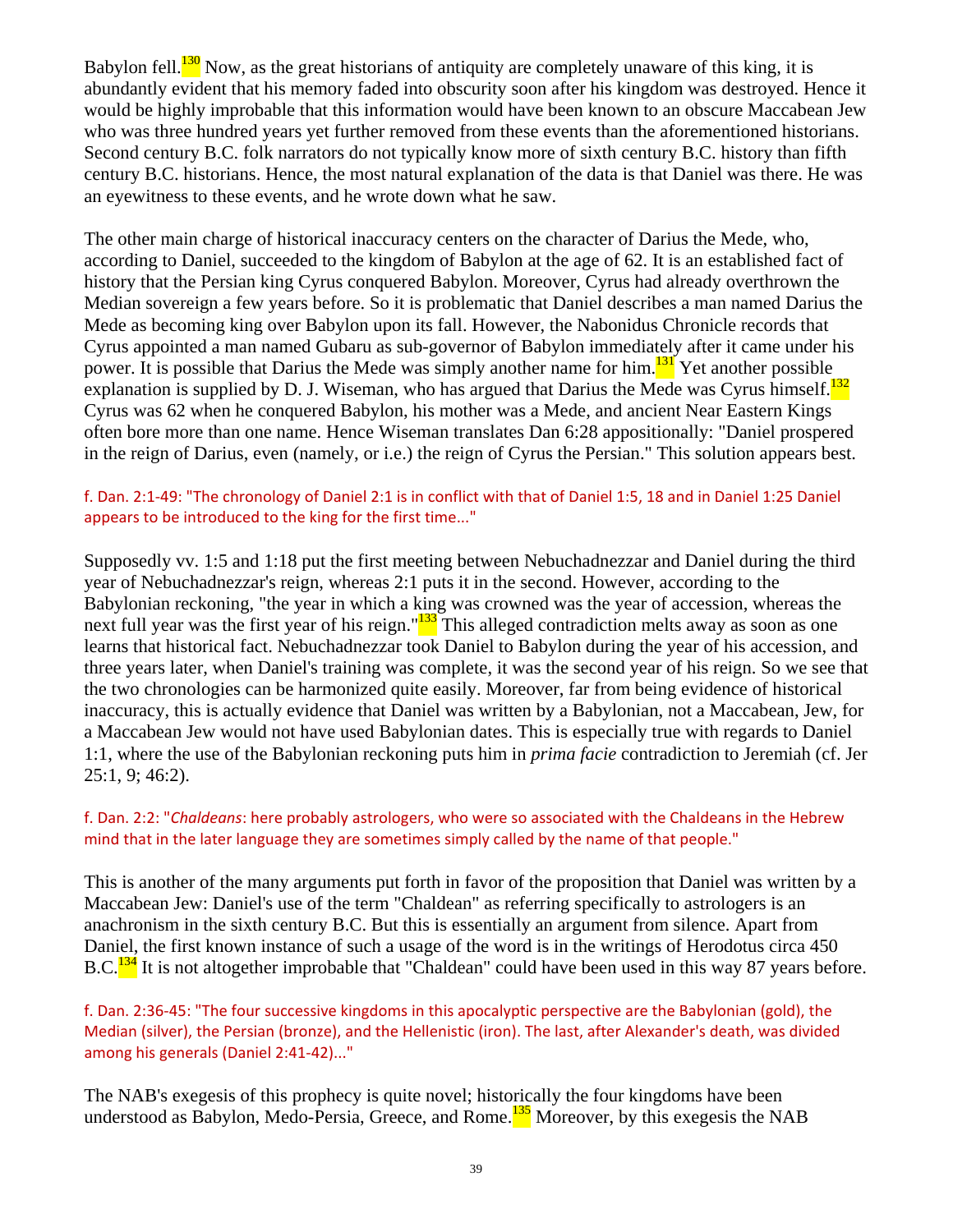Babylon fell.[130] Now, as the great historians of antiquity are completely unaware of this king, it is abundantly evident that his memory faded into obscurity soon after his kingdom was destroyed. Hence it would be highly improbable that this information would have been known to an obscure Maccabean Jew who was three hundred years yet further removed from these events than the aforementioned historians. Second century B.C. folk narrators do not typically know more of sixth century B.C. history than fifth century B.C. historians. Hence, the most natural explanation of the data is that Daniel was there. He was an eyewitness to these events, and he wrote down what he saw.

The other main charge of historical inaccuracy centers on the character of Darius the Mede, who, according to Daniel, succeeded to the kingdom of Babylon at the age of 62. It is an established fact of history that the Persian king Cyrus conquered Babylon. Moreover, Cyrus had already overthrown the Median sovereign a few years before. So it is problematic that Daniel describes a man named Darius the Mede as becoming king over Babylon upon its fall. However, the Nabonidus Chronicle records that Cyrus appointed a man named Gubaru as sub-governor of Babylon immediately after it came under his power. It is possible that Darius the Mede was simply another name for him.[131] Yet another possible explanation is supplied by D. J. Wiseman, who has argued that Darius the Mede was Cyrus himself.[132] Cyrus was 62 when he conquered Babylon, his mother was a Mede, and ancient Near Eastern Kings often bore more than one name. Hence Wiseman translates Dan 6:28 appositionally: "Daniel prospered in the reign of Darius, even (namely, or i.e.) the reign of Cyrus the Persian." This solution appears best.

f. Dan. 2:1-49: "The chronology of Daniel 2:1 is in conflict with that of Daniel 1:5, 18 and in Daniel 1:25 Daniel appears to be introduced to the king for the first time..."

Supposedly vv. 1:5 and 1:18 put the first meeting between Nebuchadnezzar and Daniel during the third year of Nebuchadnezzar's reign, whereas 2:1 puts it in the second. However, according to the Babylonian reckoning, "the year in which a king was crowned was the year of accession, whereas the next full year was the first year of his reign."[133] This alleged contradiction melts away as soon as one learns that historical fact. Nebuchadnezzar took Daniel to Babylon during the year of his accession, and three years later, when Daniel's training was complete, it was the second year of his reign. So we see that the two chronologies can be harmonized quite easily. Moreover, far from being evidence of historical inaccuracy, this is actually evidence that Daniel was written by a Babylonian, not a Maccabean, Jew, for a Maccabean Jew would not have used Babylonian dates. This is especially true with regards to Daniel 1:1, where the use of the Babylonian reckoning puts him in *prima facie* contradiction to Jeremiah (cf. Jer 25:1, 9; 46:2).

f. Dan. 2:2: "*Chaldeans*: here probably astrologers, who were so associated with the Chaldeans in the Hebrew mind that in the later language they are sometimes simply called by the name of that people."

This is another of the many arguments put forth in favor of the proposition that Daniel was written by a Maccabean Jew: Daniel's use of the term "Chaldean" as referring specifically to astrologers is an anachronism in the sixth century B.C. But this is essentially an argument from silence. Apart from Daniel, the first known instance of such a usage of the word is in the writings of Herodotus circa 450 B.C.[134] It is not altogether improbable that "Chaldean" could have been used in this way 87 years before.

f. Dan. 2:36-45: "The four successive kingdoms in this apocalyptic perspective are the Babylonian (gold), the Median (silver), the Persian (bronze), and the Hellenistic (iron). The last, after Alexander's death, was divided among his generals (Daniel 2:41-42)..."

The NAB's exegesis of this prophecy is quite novel; historically the four kingdoms have been understood as Babylon, Medo-Persia, Greece, and Rome.[135] Moreover, by this exegesis the NAB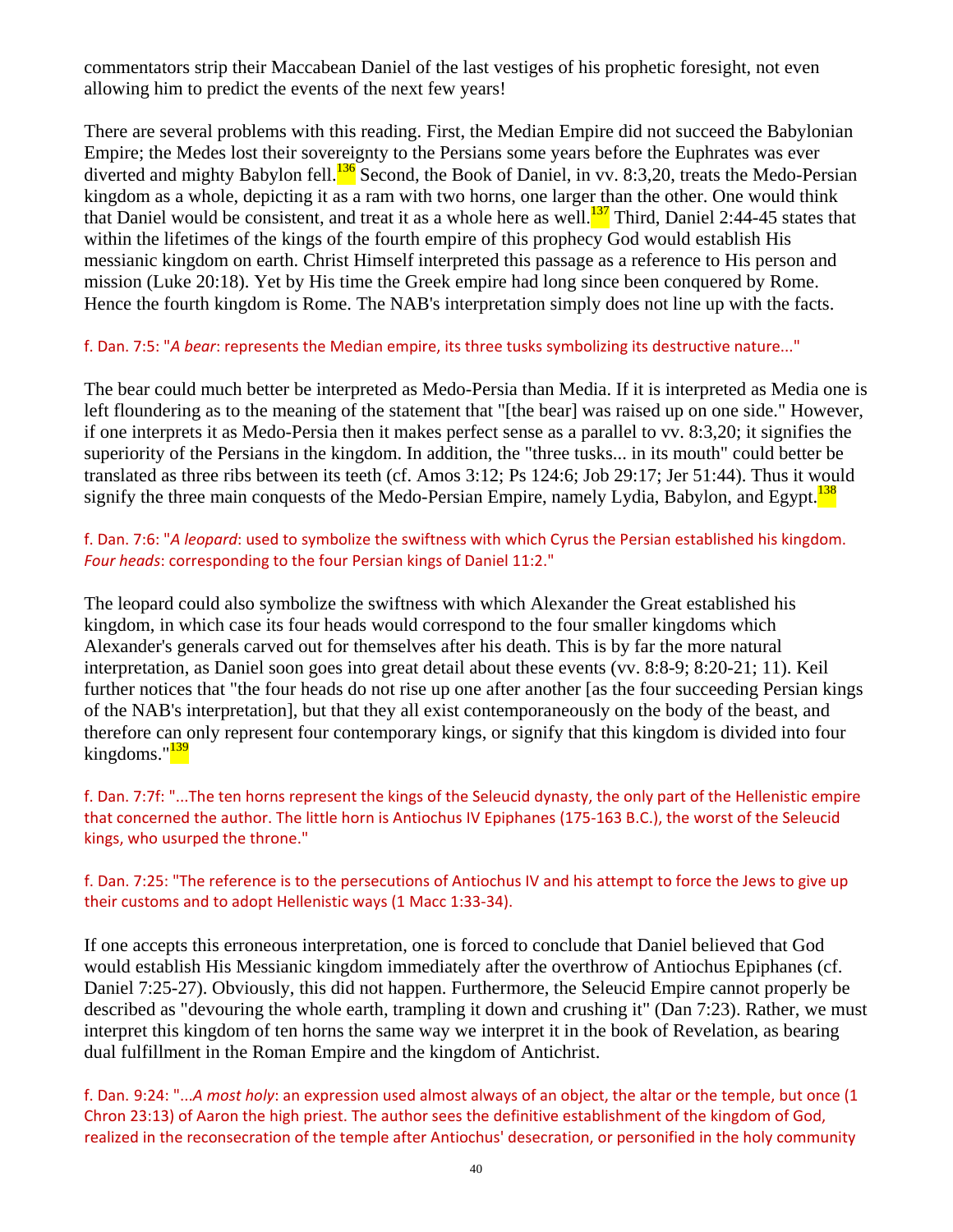commentators strip their Maccabean Daniel of the last vestiges of his prophetic foresight, not even allowing him to predict the events of the next few years!

There are several problems with this reading. First, the Median Empire did not succeed the Babylonian Empire; the Medes lost their sovereignty to the Persians some years before the Euphrates was ever diverted and mighty Babylon fell.[136] Second, the Book of Daniel, in vv. 8:3,20, treats the Medo-Persian kingdom as a whole, depicting it as a ram with two horns, one larger than the other. One would think that Daniel would be consistent, and treat it as a whole here as well.[137] Third, Daniel 2:44-45 states that within the lifetimes of the kings of the fourth empire of this prophecy God would establish His messianic kingdom on earth. Christ Himself interpreted this passage as a reference to His person and mission (Luke 20:18). Yet by His time the Greek empire had long since been conquered by Rome. Hence the fourth kingdom is Rome. The NAB's interpretation simply does not line up with the facts.

f. Dan. 7:5: "*A bear*: represents the Median empire, its three tusks symbolizing its destructive nature..."

The bear could much better be interpreted as Medo-Persia than Media. If it is interpreted as Media one is left floundering as to the meaning of the statement that "[the bear] was raised up on one side." However, if one interprets it as Medo-Persia then it makes perfect sense as a parallel to vv. 8:3,20; it signifies the superiority of the Persians in the kingdom. In addition, the "three tusks... in its mouth" could better be translated as three ribs between its teeth (cf. Amos 3:12; Ps 124:6; Job 29:17; Jer 51:44). Thus it would signify the three main conquests of the Medo-Persian Empire, namely Lydia, Babylon, and Egypt.[138]

f. Dan. 7:6: "*A leopard*: used to symbolize the swiftness with which Cyrus the Persian established his kingdom. *Four heads*: corresponding to the four Persian kings of Daniel 11:2."

The leopard could also symbolize the swiftness with which Alexander the Great established his kingdom, in which case its four heads would correspond to the four smaller kingdoms which Alexander's generals carved out for themselves after his death. This is by far the more natural interpretation, as Daniel soon goes into great detail about these events (vv. 8:8-9; 8:20-21; 11). Keil further notices that "the four heads do not rise up one after another [as the four succeeding Persian kings of the NAB's interpretation], but that they all exist contemporaneously on the body of the beast, and therefore can only represent four contemporary kings, or signify that this kingdom is divided into four kingdoms."[139]

f. Dan. 7:7f: "...The ten horns represent the kings of the Seleucid dynasty, the only part of the Hellenistic empire that concerned the author. The little horn is Antiochus IV Epiphanes (175-163 B.C.), the worst of the Seleucid kings, who usurped the throne."

f. Dan. 7:25: "The reference is to the persecutions of Antiochus IV and his attempt to force the Jews to give up their customs and to adopt Hellenistic ways (1 Macc 1:33-34).

If one accepts this erroneous interpretation, one is forced to conclude that Daniel believed that God would establish His Messianic kingdom immediately after the overthrow of Antiochus Epiphanes (cf. Daniel 7:25-27). Obviously, this did not happen. Furthermore, the Seleucid Empire cannot properly be described as "devouring the whole earth, trampling it down and crushing it" (Dan 7:23). Rather, we must interpret this kingdom of ten horns the same way we interpret it in the book of Revelation, as bearing dual fulfillment in the Roman Empire and the kingdom of Antichrist.

f. Dan. 9:24: "...*A most holy*: an expression used almost always of an object, the altar or the temple, but once (1 Chron 23:13) of Aaron the high priest. The author sees the definitive establishment of the kingdom of God, realized in the reconsecration of the temple after Antiochus' desecration, or personified in the holy community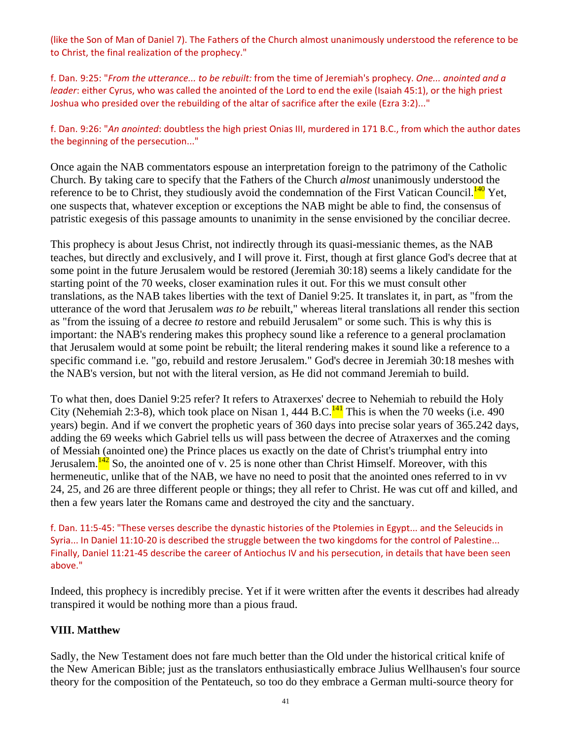(like the Son of Man of Daniel 7). The Fathers of the Church almost unanimously understood the reference to be to Christ, the final realization of the prophecy."

f. Dan. 9:25: "*From the utterance... to be rebuilt:* from the time of Jeremiah's prophecy. *One... anointed and a leader*: either Cyrus, who was called the anointed of the Lord to end the exile (Isaiah 45:1), or the high priest Joshua who presided over the rebuilding of the altar of sacrifice after the exile (Ezra 3:2)..."

f. Dan. 9:26: "*An anointed*: doubtless the high priest Onias III, murdered in 171 B.C., from which the author dates the beginning of the persecution..."

Once again the NAB commentators espouse an interpretation foreign to the patrimony of the Catholic Church. By taking care to specify that the Fathers of the Church *almost* unanimously understood the reference to be to Christ, they studiously avoid the condemnation of the First Vatican Council.[140] Yet, one suspects that, whatever exception or exceptions the NAB might be able to find, the consensus of patristic exegesis of this passage amounts to unanimity in the sense envisioned by the conciliar decree.

This prophecy is about Jesus Christ, not indirectly through its quasi-messianic themes, as the NAB teaches, but directly and exclusively, and I will prove it. First, though at first glance God's decree that at some point in the future Jerusalem would be restored (Jeremiah 30:18) seems a likely candidate for the starting point of the 70 weeks, closer examination rules it out. For this we must consult other translations, as the NAB takes liberties with the text of Daniel 9:25. It translates it, in part, as "from the utterance of the word that Jerusalem *was to be* rebuilt," whereas literal translations all render this section as "from the issuing of a decree *to* restore and rebuild Jerusalem" or some such. This is why this is important: the NAB's rendering makes this prophecy sound like a reference to a general proclamation that Jerusalem would at some point be rebuilt; the literal rendering makes it sound like a reference to a specific command i.e. "go, rebuild and restore Jerusalem." God's decree in Jeremiah 30:18 meshes with the NAB's version, but not with the literal version, as He did not command Jeremiah to build.

To what then, does Daniel 9:25 refer? It refers to Atraxerxes' decree to Nehemiah to rebuild the Holy City (Nehemiah 2:3-8), which took place on Nisan 1, 444 B.C.[141] This is when the 70 weeks (i.e. 490 years) begin. And if we convert the prophetic years of 360 days into precise solar years of 365.242 days, adding the 69 weeks which Gabriel tells us will pass between the decree of Atraxerxes and the coming of Messiah (anointed one) the Prince places us exactly on the date of Christ's triumphal entry into Jerusalem.[142] So, the anointed one of v. 25 is none other than Christ Himself. Moreover, with this hermeneutic, unlike that of the NAB, we have no need to posit that the anointed ones referred to in vv 24, 25, and 26 are three different people or things; they all refer to Christ. He was cut off and killed, and then a few years later the Romans came and destroyed the city and the sanctuary.

f. Dan. 11:5-45: "These verses describe the dynastic histories of the Ptolemies in Egypt... and the Seleucids in Syria... In Daniel 11:10-20 is described the struggle between the two kingdoms for the control of Palestine... Finally, Daniel 11:21-45 describe the career of Antiochus IV and his persecution, in details that have been seen above."

Indeed, this prophecy is incredibly precise. Yet if it were written after the events it describes had already transpired it would be nothing more than a pious fraud.

## VIII. Matthew

Sadly, the New Testament does not fare much better than the Old under the historical critical knife of the New American Bible; just as the translators enthusiastically embrace Julius Wellhausen's four source theory for the composition of the Pentateuch, so too do they embrace a German multi-source theory for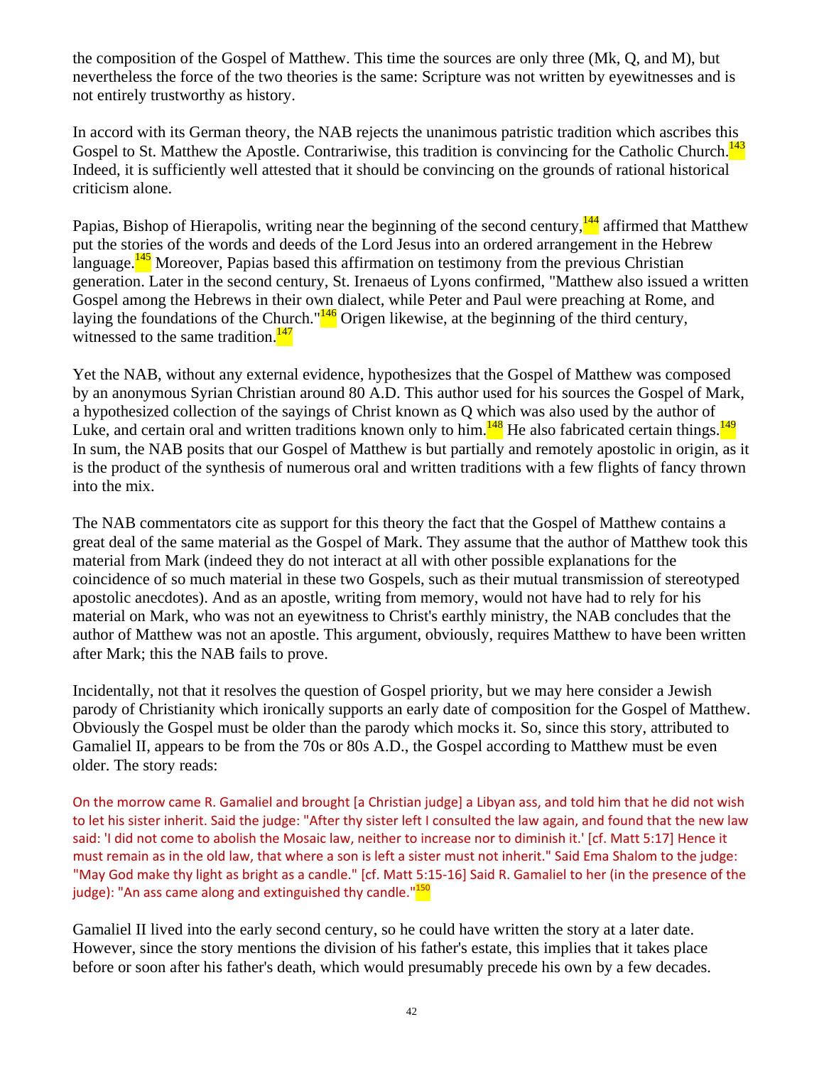the composition of the Gospel of Matthew. This time the sources are only three (Mk, Q, and M), but nevertheless the force of the two theories is the same: Scripture was not written by eyewitnesses and is not entirely trustworthy as history.

In accord with its German theory, the NAB rejects the unanimous patristic tradition which ascribes this Gospel to St. Matthew the Apostle. Contrariwise, this tradition is convincing for the Catholic Church.[143] Indeed, it is sufficiently well attested that it should be convincing on the grounds of rational historical criticism alone.

Papias, Bishop of Hierapolis, writing near the beginning of the second century,[144] affirmed that Matthew put the stories of the words and deeds of the Lord Jesus into an ordered arrangement in the Hebrew language.[145] Moreover, Papias based this affirmation on testimony from the previous Christian generation. Later in the second century, St. Irenaeus of Lyons confirmed, "Matthew also issued a written Gospel among the Hebrews in their own dialect, while Peter and Paul were preaching at Rome, and laying the foundations of the Church."[146] Origen likewise, at the beginning of the third century, witnessed to the same tradition.[147]

Yet the NAB, without any external evidence, hypothesizes that the Gospel of Matthew was composed by an anonymous Syrian Christian around 80 A.D. This author used for his sources the Gospel of Mark, a hypothesized collection of the sayings of Christ known as Q which was also used by the author of Luke, and certain oral and written traditions known only to him.[148] He also fabricated certain things.[149] In sum, the NAB posits that our Gospel of Matthew is but partially and remotely apostolic in origin, as it is the product of the synthesis of numerous oral and written traditions with a few flights of fancy thrown into the mix.

The NAB commentators cite as support for this theory the fact that the Gospel of Matthew contains a great deal of the same material as the Gospel of Mark. They assume that the author of Matthew took this material from Mark (indeed they do not interact at all with other possible explanations for the coincidence of so much material in these two Gospels, such as their mutual transmission of stereotyped apostolic anecdotes). And as an apostle, writing from memory, would not have had to rely for his material on Mark, who was not an eyewitness to Christ's earthly ministry, the NAB concludes that the author of Matthew was not an apostle. This argument, obviously, requires Matthew to have been written after Mark; this the NAB fails to prove.

Incidentally, not that it resolves the question of Gospel priority, but we may here consider a Jewish parody of Christianity which ironically supports an early date of composition for the Gospel of Matthew. Obviously the Gospel must be older than the parody which mocks it. So, since this story, attributed to Gamaliel II, appears to be from the 70s or 80s A.D., the Gospel according to Matthew must be even older. The story reads:

> On the morrow came R. Gamaliel and brought [a Christian judge] a Libyan ass, and told him that he did not wish to let his sister inherit. Said the judge: "After thy sister left I consulted the law again, and found that the new law said: 'I did not come to abolish the Mosaic law, neither to increase nor to diminish it.' [cf. Matt 5:17] Hence it must remain as in the old law, that where a son is left a sister must not inherit." Said Ema Shalom to the judge: "May God make thy light as bright as a candle." [cf. Matt 5:15-16] Said R. Gamaliel to her (in the presence of the judge): "An ass came along and extinguished thy candle."[150]

Gamaliel II lived into the early second century, so he could have written the story at a later date. However, since the story mentions the division of his father's estate, this implies that it takes place before or soon after his father's death, which would presumably precede his own by a few decades.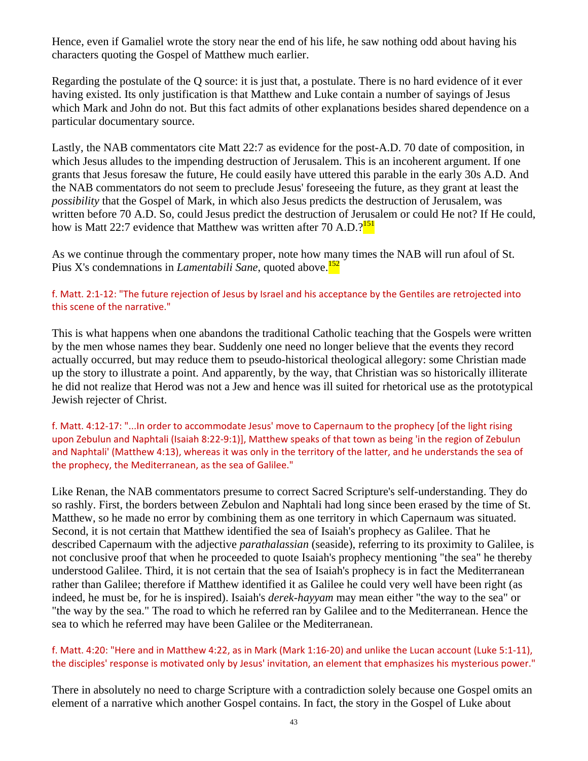Hence, even if Gamaliel wrote the story near the end of his life, he saw nothing odd about having his characters quoting the Gospel of Matthew much earlier.

Regarding the postulate of the Q source: it is just that, a postulate. There is no hard evidence of it ever having existed. Its only justification is that Matthew and Luke contain a number of sayings of Jesus which Mark and John do not. But this fact admits of other explanations besides shared dependence on a particular documentary source.

Lastly, the NAB commentators cite Matt 22:7 as evidence for the post-A.D. 70 date of composition, in which Jesus alludes to the impending destruction of Jerusalem. This is an incoherent argument. If one grants that Jesus foresaw the future, He could easily have uttered this parable in the early 30s A.D. And the NAB commentators do not seem to preclude Jesus' foreseeing the future, as they grant at least the *possibility* that the Gospel of Mark, in which also Jesus predicts the destruction of Jerusalem, was written before 70 A.D. So, could Jesus predict the destruction of Jerusalem or could He not? If He could, how is Matt 22:7 evidence that Matthew was written after 70 A.D.?[151]

As we continue through the commentary proper, note how many times the NAB will run afoul of St. Pius X's condemnations in *Lamentabili Sane*, quoted above.[152]

f. Matt. 2:1-12: "The future rejection of Jesus by Israel and his acceptance by the Gentiles are retrojected into this scene of the narrative."

This is what happens when one abandons the traditional Catholic teaching that the Gospels were written by the men whose names they bear. Suddenly one need no longer believe that the events they record actually occurred, but may reduce them to pseudo-historical theological allegory: some Christian made up the story to illustrate a point. And apparently, by the way, that Christian was so historically illiterate he did not realize that Herod was not a Jew and hence was ill suited for rhetorical use as the prototypical Jewish rejecter of Christ.

f. Matt. 4:12-17: "...In order to accommodate Jesus' move to Capernaum to the prophecy [of the light rising upon Zebulun and Naphtali (Isaiah 8:22-9:1)], Matthew speaks of that town as being 'in the region of Zebulun and Naphtali' (Matthew 4:13), whereas it was only in the territory of the latter, and he understands the sea of the prophecy, the Mediterranean, as the sea of Galilee."

Like Renan, the NAB commentators presume to correct Sacred Scripture's self-understanding. They do so rashly. First, the borders between Zebulun and Naphtali had long since been erased by the time of St. Matthew, so he made no error by combining them as one territory in which Capernaum was situated. Second, it is not certain that Matthew identified the sea of Isaiah's prophecy as Galilee. That he described Capernaum with the adjective *parathalassian* (seaside), referring to its proximity to Galilee, is not conclusive proof that when he proceeded to quote Isaiah's prophecy mentioning "the sea" he thereby understood Galilee. Third, it is not certain that the sea of Isaiah's prophecy is in fact the Mediterranean rather than Galilee; therefore if Matthew identified it as Galilee he could very well have been right (as indeed, he must be, for he is inspired). Isaiah's *derek-hayyam* may mean either "the way to the sea" or "the way by the sea." The road to which he referred ran by Galilee and to the Mediterranean. Hence the sea to which he referred may have been Galilee or the Mediterranean.

f. Matt. 4:20: "Here and in Matthew 4:22, as in Mark (Mark 1:16-20) and unlike the Lucan account (Luke 5:1-11), the disciples' response is motivated only by Jesus' invitation, an element that emphasizes his mysterious power."

There in absolutely no need to charge Scripture with a contradiction solely because one Gospel omits an element of a narrative which another Gospel contains. In fact, the story in the Gospel of Luke about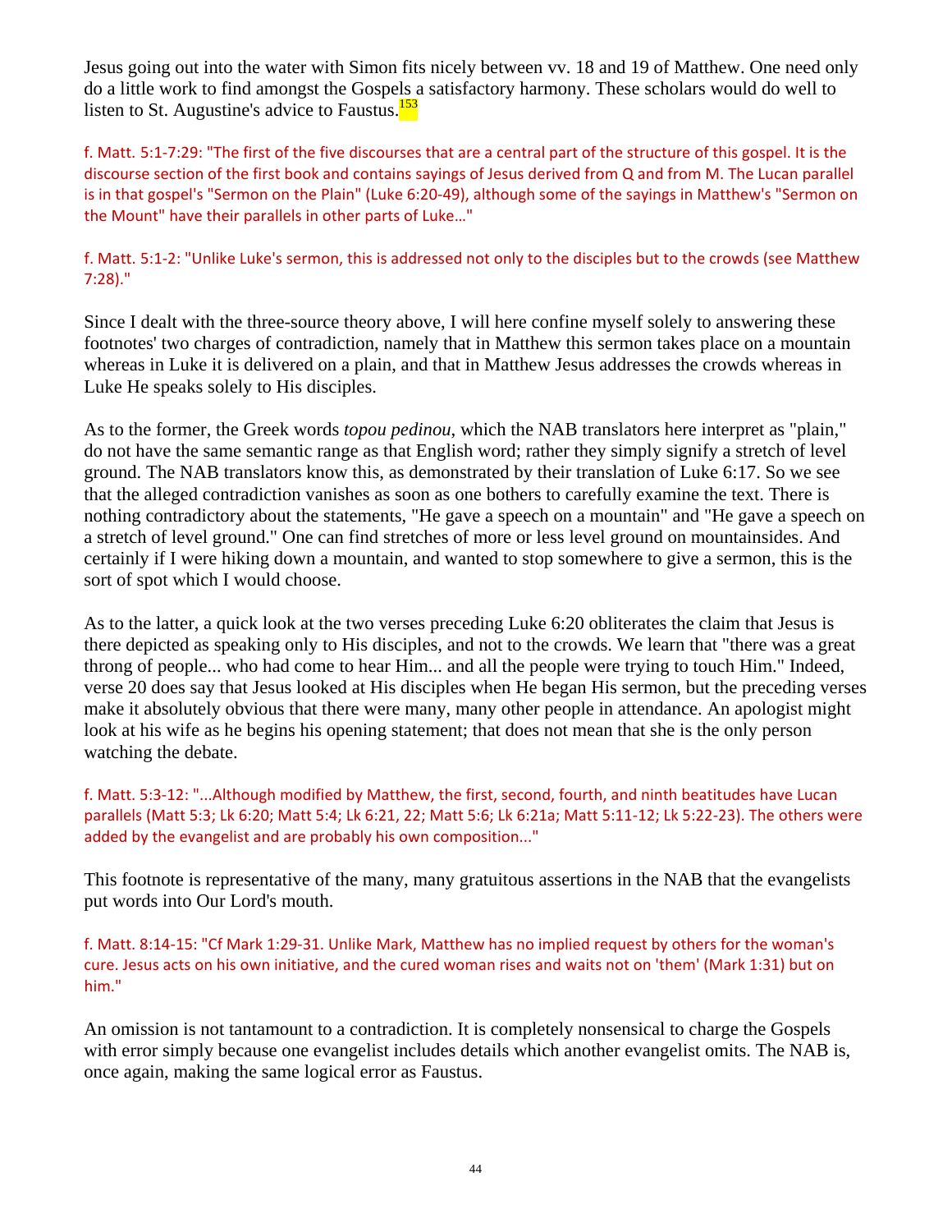Jesus going out into the water with Simon fits nicely between vv. 18 and 19 of Matthew. One need only do a little work to find amongst the Gospels a satisfactory harmony. These scholars would do well to listen to St. Augustine's advice to Faustus.[153]

f. Matt. 5:1-7:29: "The first of the five discourses that are a central part of the structure of this gospel. It is the discourse section of the first book and contains sayings of Jesus derived from Q and from M. The Lucan parallel is in that gospel's "Sermon on the Plain" (Luke 6:20-49), although some of the sayings in Matthew's "Sermon on the Mount" have their parallels in other parts of Luke…"

f. Matt. 5:1-2: "Unlike Luke's sermon, this is addressed not only to the disciples but to the crowds (see Matthew 7:28)."

Since I dealt with the three-source theory above, I will here confine myself solely to answering these footnotes' two charges of contradiction, namely that in Matthew this sermon takes place on a mountain whereas in Luke it is delivered on a plain, and that in Matthew Jesus addresses the crowds whereas in Luke He speaks solely to His disciples.

As to the former, the Greek words *topou pedinou*, which the NAB translators here interpret as "plain," do not have the same semantic range as that English word; rather they simply signify a stretch of level ground. The NAB translators know this, as demonstrated by their translation of Luke 6:17. So we see that the alleged contradiction vanishes as soon as one bothers to carefully examine the text. There is nothing contradictory about the statements, "He gave a speech on a mountain" and "He gave a speech on a stretch of level ground." One can find stretches of more or less level ground on mountainsides. And certainly if I were hiking down a mountain, and wanted to stop somewhere to give a sermon, this is the sort of spot which I would choose.

As to the latter, a quick look at the two verses preceding Luke 6:20 obliterates the claim that Jesus is there depicted as speaking only to His disciples, and not to the crowds. We learn that "there was a great throng of people... who had come to hear Him... and all the people were trying to touch Him." Indeed, verse 20 does say that Jesus looked at His disciples when He began His sermon, but the preceding verses make it absolutely obvious that there were many, many other people in attendance. An apologist might look at his wife as he begins his opening statement; that does not mean that she is the only person watching the debate.

f. Matt. 5:3-12: "...Although modified by Matthew, the first, second, fourth, and ninth beatitudes have Lucan parallels (Matt 5:3; Lk 6:20; Matt 5:4; Lk 6:21, 22; Matt 5:6; Lk 6:21a; Matt 5:11-12; Lk 5:22-23). The others were added by the evangelist and are probably his own composition..."

This footnote is representative of the many, many gratuitous assertions in the NAB that the evangelists put words into Our Lord's mouth.

f. Matt. 8:14-15: "Cf Mark 1:29-31. Unlike Mark, Matthew has no implied request by others for the woman's cure. Jesus acts on his own initiative, and the cured woman rises and waits not on 'them' (Mark 1:31) but on him."

An omission is not tantamount to a contradiction. It is completely nonsensical to charge the Gospels with error simply because one evangelist includes details which another evangelist omits. The NAB is, once again, making the same logical error as Faustus.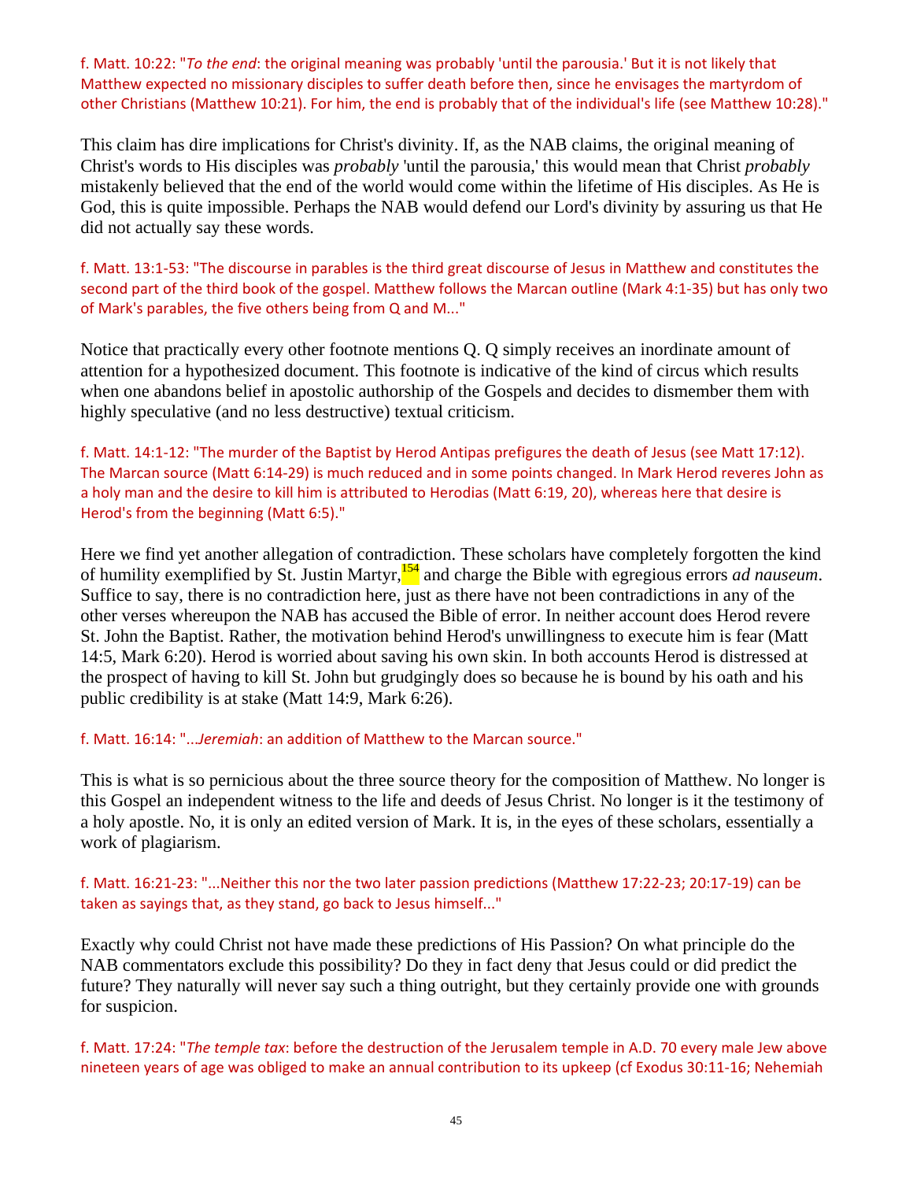f. Matt. 10:22: "*To the end*: the original meaning was probably 'until the parousia.' But it is not likely that Matthew expected no missionary disciples to suffer death before then, since he envisages the martyrdom of other Christians (Matthew 10:21). For him, the end is probably that of the individual's life (see Matthew 10:28)."

This claim has dire implications for Christ's divinity. If, as the NAB claims, the original meaning of Christ's words to His disciples was *probably* 'until the parousia,' this would mean that Christ *probably* mistakenly believed that the end of the world would come within the lifetime of His disciples. As He is God, this is quite impossible. Perhaps the NAB would defend our Lord's divinity by assuring us that He did not actually say these words.

f. Matt. 13:1-53: "The discourse in parables is the third great discourse of Jesus in Matthew and constitutes the second part of the third book of the gospel. Matthew follows the Marcan outline (Mark 4:1-35) but has only two of Mark's parables, the five others being from Q and M..."

Notice that practically every other footnote mentions Q. Q simply receives an inordinate amount of attention for a hypothesized document. This footnote is indicative of the kind of circus which results when one abandons belief in apostolic authorship of the Gospels and decides to dismember them with highly speculative (and no less destructive) textual criticism.

f. Matt. 14:1-12: "The murder of the Baptist by Herod Antipas prefigures the death of Jesus (see Matt 17:12). The Marcan source (Matt 6:14-29) is much reduced and in some points changed. In Mark Herod reveres John as a holy man and the desire to kill him is attributed to Herodias (Matt 6:19, 20), whereas here that desire is Herod's from the beginning (Matt 6:5)."

Here we find yet another allegation of contradiction. These scholars have completely forgotten the kind of humility exemplified by St. Justin Martyr,[154] and charge the Bible with egregious errors *ad nauseum*. Suffice to say, there is no contradiction here, just as there have not been contradictions in any of the other verses whereupon the NAB has accused the Bible of error. In neither account does Herod revere St. John the Baptist. Rather, the motivation behind Herod's unwillingness to execute him is fear (Matt 14:5, Mark 6:20). Herod is worried about saving his own skin. In both accounts Herod is distressed at the prospect of having to kill St. John but grudgingly does so because he is bound by his oath and his public credibility is at stake (Matt 14:9, Mark 6:26).

f. Matt. 16:14: "...*Jeremiah*: an addition of Matthew to the Marcan source."

This is what is so pernicious about the three source theory for the composition of Matthew. No longer is this Gospel an independent witness to the life and deeds of Jesus Christ. No longer is it the testimony of a holy apostle. No, it is only an edited version of Mark. It is, in the eyes of these scholars, essentially a work of plagiarism.

f. Matt. 16:21-23: "...Neither this nor the two later passion predictions (Matthew 17:22-23; 20:17-19) can be taken as sayings that, as they stand, go back to Jesus himself..."

Exactly why could Christ not have made these predictions of His Passion? On what principle do the NAB commentators exclude this possibility? Do they in fact deny that Jesus could or did predict the future? They naturally will never say such a thing outright, but they certainly provide one with grounds for suspicion.

f. Matt. 17:24: "*The temple tax*: before the destruction of the Jerusalem temple in A.D. 70 every male Jew above nineteen years of age was obliged to make an annual contribution to its upkeep (cf Exodus 30:11-16; Nehemiah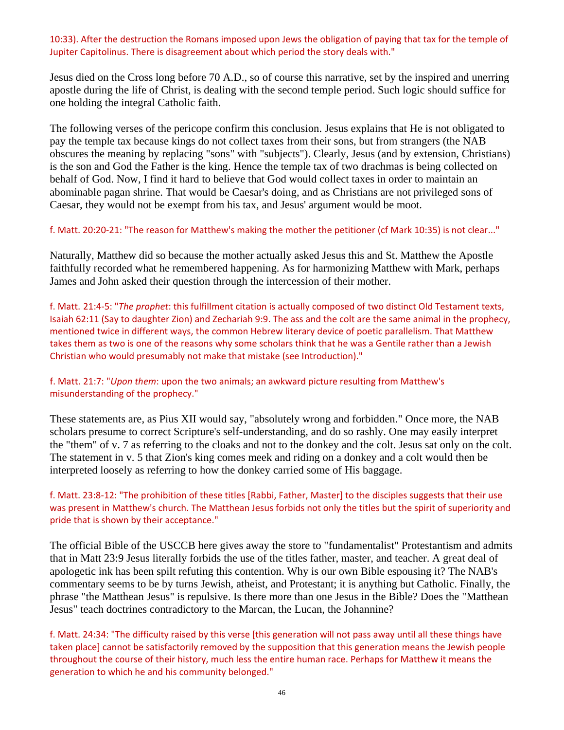10:33). After the destruction the Romans imposed upon Jews the obligation of paying that tax for the temple of Jupiter Capitolinus. There is disagreement about which period the story deals with."

Jesus died on the Cross long before 70 A.D., so of course this narrative, set by the inspired and unerring apostle during the life of Christ, is dealing with the second temple period. Such logic should suffice for one holding the integral Catholic faith.

The following verses of the pericope confirm this conclusion. Jesus explains that He is not obligated to pay the temple tax because kings do not collect taxes from their sons, but from strangers (the NAB obscures the meaning by replacing "sons" with "subjects"). Clearly, Jesus (and by extension, Christians) is the son and God the Father is the king. Hence the temple tax of two drachmas is being collected on behalf of God. Now, I find it hard to believe that God would collect taxes in order to maintain an abominable pagan shrine. That would be Caesar's doing, and as Christians are not privileged sons of Caesar, they would not be exempt from his tax, and Jesus' argument would be moot.

f. Matt. 20:20-21: "The reason for Matthew's making the mother the petitioner (cf Mark 10:35) is not clear..."

Naturally, Matthew did so because the mother actually asked Jesus this and St. Matthew the Apostle faithfully recorded what he remembered happening. As for harmonizing Matthew with Mark, perhaps James and John asked their question through the intercession of their mother.

f. Matt. 21:4-5: "*The prophet*: this fulfillment citation is actually composed of two distinct Old Testament texts, Isaiah 62:11 (Say to daughter Zion) and Zechariah 9:9. The ass and the colt are the same animal in the prophecy, mentioned twice in different ways, the common Hebrew literary device of poetic parallelism. That Matthew takes them as two is one of the reasons why some scholars think that he was a Gentile rather than a Jewish Christian who would presumably not make that mistake (see Introduction)."

f. Matt. 21:7: "*Upon them*: upon the two animals; an awkward picture resulting from Matthew's misunderstanding of the prophecy."

These statements are, as Pius XII would say, "absolutely wrong and forbidden." Once more, the NAB scholars presume to correct Scripture's self-understanding, and do so rashly. One may easily interpret the "them" of v. 7 as referring to the cloaks and not to the donkey and the colt. Jesus sat only on the colt. The statement in v. 5 that Zion's king comes meek and riding on a donkey and a colt would then be interpreted loosely as referring to how the donkey carried some of His baggage.

f. Matt. 23:8-12: "The prohibition of these titles [Rabbi, Father, Master] to the disciples suggests that their use was present in Matthew's church. The Matthean Jesus forbids not only the titles but the spirit of superiority and pride that is shown by their acceptance."

The official Bible of the USCCB here gives away the store to "fundamentalist" Protestantism and admits that in Matt 23:9 Jesus literally forbids the use of the titles father, master, and teacher. A great deal of apologetic ink has been spilt refuting this contention. Why is our own Bible espousing it? The NAB's commentary seems to be by turns Jewish, atheist, and Protestant; it is anything but Catholic. Finally, the phrase "the Matthean Jesus" is repulsive. Is there more than one Jesus in the Bible? Does the "Matthean Jesus" teach doctrines contradictory to the Marcan, the Lucan, the Johannine?

f. Matt. 24:34: "The difficulty raised by this verse [this generation will not pass away until all these things have taken place] cannot be satisfactorily removed by the supposition that this generation means the Jewish people throughout the course of their history, much less the entire human race. Perhaps for Matthew it means the generation to which he and his community belonged."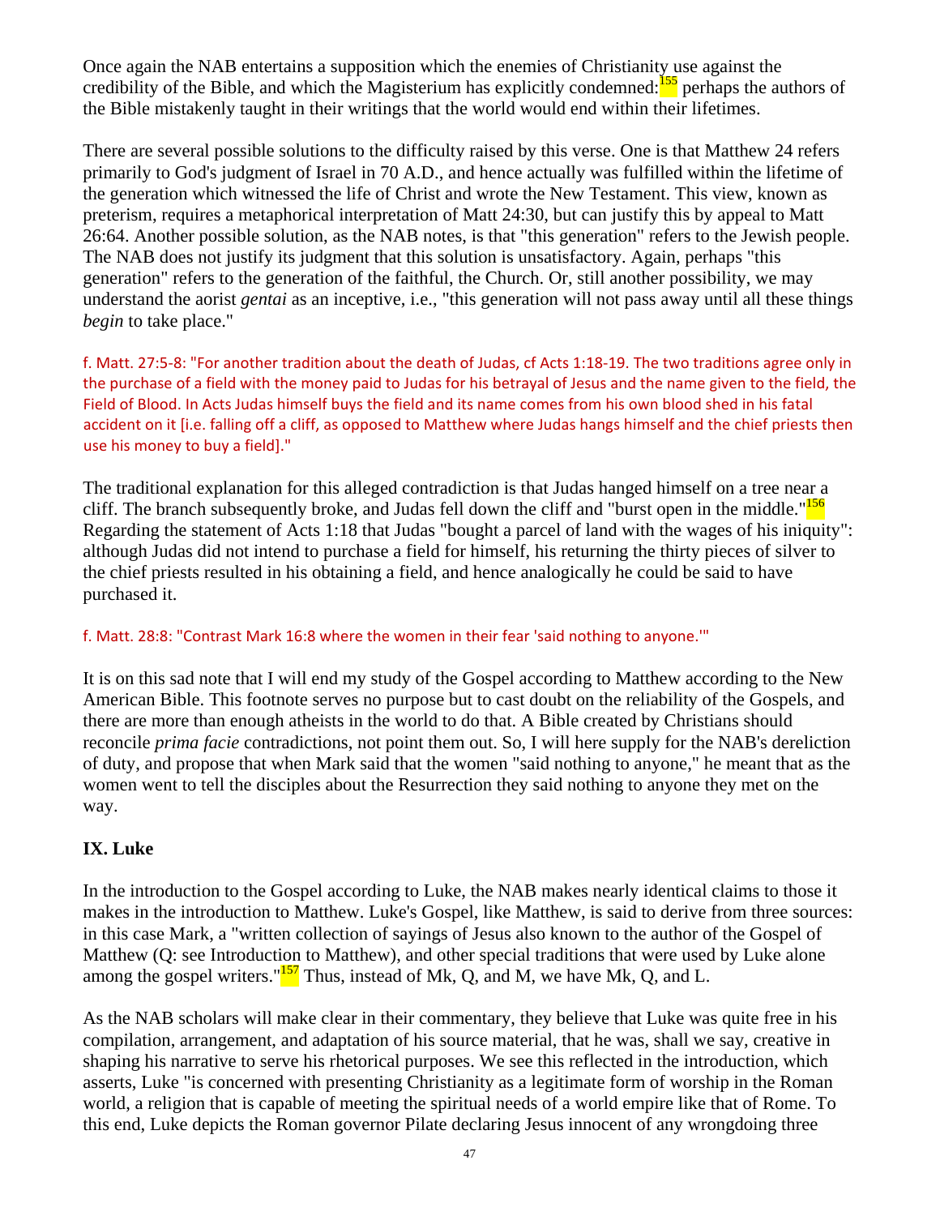Once again the NAB entertains a supposition which the enemies of Christianity use against the credibility of the Bible, and which the Magisterium has explicitly condemned:[155] perhaps the authors of the Bible mistakenly taught in their writings that the world would end within their lifetimes.

There are several possible solutions to the difficulty raised by this verse. One is that Matthew 24 refers primarily to God's judgment of Israel in 70 A.D., and hence actually was fulfilled within the lifetime of the generation which witnessed the life of Christ and wrote the New Testament. This view, known as preterism, requires a metaphorical interpretation of Matt 24:30, but can justify this by appeal to Matt 26:64. Another possible solution, as the NAB notes, is that "this generation" refers to the Jewish people. The NAB does not justify its judgment that this solution is unsatisfactory. Again, perhaps "this generation" refers to the generation of the faithful, the Church. Or, still another possibility, we may understand the aorist *gentai* as an inceptive, i.e., "this generation will not pass away until all these things *begin* to take place."

f. Matt. 27:5-8: "For another tradition about the death of Judas, cf Acts 1:18-19. The two traditions agree only in the purchase of a field with the money paid to Judas for his betrayal of Jesus and the name given to the field, the Field of Blood. In Acts Judas himself buys the field and its name comes from his own blood shed in his fatal accident on it [i.e. falling off a cliff, as opposed to Matthew where Judas hangs himself and the chief priests then use his money to buy a field]."

The traditional explanation for this alleged contradiction is that Judas hanged himself on a tree near a cliff. The branch subsequently broke, and Judas fell down the cliff and "burst open in the middle."[156] Regarding the statement of Acts 1:18 that Judas "bought a parcel of land with the wages of his iniquity": although Judas did not intend to purchase a field for himself, his returning the thirty pieces of silver to the chief priests resulted in his obtaining a field, and hence analogically he could be said to have purchased it.

f. Matt. 28:8: "Contrast Mark 16:8 where the women in their fear 'said nothing to anyone.'"

It is on this sad note that I will end my study of the Gospel according to Matthew according to the New American Bible. This footnote serves no purpose but to cast doubt on the reliability of the Gospels, and there are more than enough atheists in the world to do that. A Bible created by Christians should reconcile *prima facie* contradictions, not point them out. So, I will here supply for the NAB's dereliction of duty, and propose that when Mark said that the women "said nothing to anyone," he meant that as the women went to tell the disciples about the Resurrection they said nothing to anyone they met on the way.

## IX. Luke

In the introduction to the Gospel according to Luke, the NAB makes nearly identical claims to those it makes in the introduction to Matthew. Luke's Gospel, like Matthew, is said to derive from three sources: in this case Mark, a "written collection of sayings of Jesus also known to the author of the Gospel of Matthew (Q: see Introduction to Matthew), and other special traditions that were used by Luke alone among the gospel writers."[157] Thus, instead of Mk, Q, and M, we have Mk, Q, and L.

As the NAB scholars will make clear in their commentary, they believe that Luke was quite free in his compilation, arrangement, and adaptation of his source material, that he was, shall we say, creative in shaping his narrative to serve his rhetorical purposes. We see this reflected in the introduction, which asserts, Luke "is concerned with presenting Christianity as a legitimate form of worship in the Roman world, a religion that is capable of meeting the spiritual needs of a world empire like that of Rome. To this end, Luke depicts the Roman governor Pilate declaring Jesus innocent of any wrongdoing three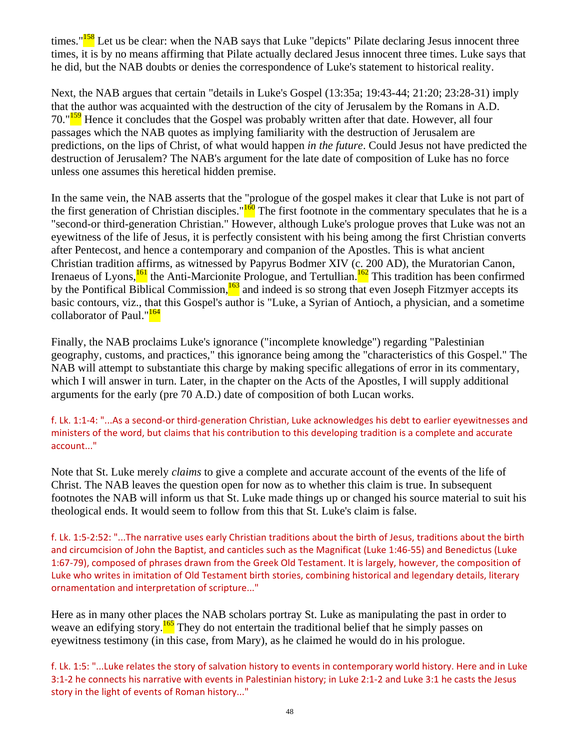times."[158] Let us be clear: when the NAB says that Luke "depicts" Pilate declaring Jesus innocent three times, it is by no means affirming that Pilate actually declared Jesus innocent three times. Luke says that he did, but the NAB doubts or denies the correspondence of Luke's statement to historical reality.

Next, the NAB argues that certain "details in Luke's Gospel (13:35a; 19:43-44; 21:20; 23:28-31) imply that the author was acquainted with the destruction of the city of Jerusalem by the Romans in A.D. 70."[159] Hence it concludes that the Gospel was probably written after that date. However, all four passages which the NAB quotes as implying familiarity with the destruction of Jerusalem are predictions, on the lips of Christ, of what would happen *in the future*. Could Jesus not have predicted the destruction of Jerusalem? The NAB's argument for the late date of composition of Luke has no force unless one assumes this heretical hidden premise.

In the same vein, the NAB asserts that the "prologue of the gospel makes it clear that Luke is not part of the first generation of Christian disciples."[160] The first footnote in the commentary speculates that he is a "second-or third-generation Christian." However, although Luke's prologue proves that Luke was not an eyewitness of the life of Jesus, it is perfectly consistent with his being among the first Christian converts after Pentecost, and hence a contemporary and companion of the Apostles. This is what ancient Christian tradition affirms, as witnessed by Papyrus Bodmer XIV (c. 200 AD), the Muratorian Canon, Irenaeus of Lyons,[161] the Anti-Marcionite Prologue, and Tertullian.[162] This tradition has been confirmed by the Pontifical Biblical Commission,[163] and indeed is so strong that even Joseph Fitzmyer accepts its basic contours, viz., that this Gospel's author is "Luke, a Syrian of Antioch, a physician, and a sometime collaborator of Paul."[164]

Finally, the NAB proclaims Luke's ignorance ("incomplete knowledge") regarding "Palestinian geography, customs, and practices," this ignorance being among the "characteristics of this Gospel." The NAB will attempt to substantiate this charge by making specific allegations of error in its commentary, which I will answer in turn. Later, in the chapter on the Acts of the Apostles, I will supply additional arguments for the early (pre 70 A.D.) date of composition of both Lucan works.

f. Lk. 1:1-4: "...As a second-or third-generation Christian, Luke acknowledges his debt to earlier eyewitnesses and ministers of the word, but claims that his contribution to this developing tradition is a complete and accurate account..."

Note that St. Luke merely *claims* to give a complete and accurate account of the events of the life of Christ. The NAB leaves the question open for now as to whether this claim is true. In subsequent footnotes the NAB will inform us that St. Luke made things up or changed his source material to suit his theological ends. It would seem to follow from this that St. Luke's claim is false.

f. Lk. 1:5-2:52: "...The narrative uses early Christian traditions about the birth of Jesus, traditions about the birth and circumcision of John the Baptist, and canticles such as the Magnificat (Luke 1:46-55) and Benedictus (Luke 1:67-79), composed of phrases drawn from the Greek Old Testament. It is largely, however, the composition of Luke who writes in imitation of Old Testament birth stories, combining historical and legendary details, literary ornamentation and interpretation of scripture..."

Here as in many other places the NAB scholars portray St. Luke as manipulating the past in order to weave an edifying story.[165] They do not entertain the traditional belief that he simply passes on eyewitness testimony (in this case, from Mary), as he claimed he would do in his prologue.

f. Lk. 1:5: "...Luke relates the story of salvation history to events in contemporary world history. Here and in Luke 3:1-2 he connects his narrative with events in Palestinian history; in Luke 2:1-2 and Luke 3:1 he casts the Jesus story in the light of events of Roman history..."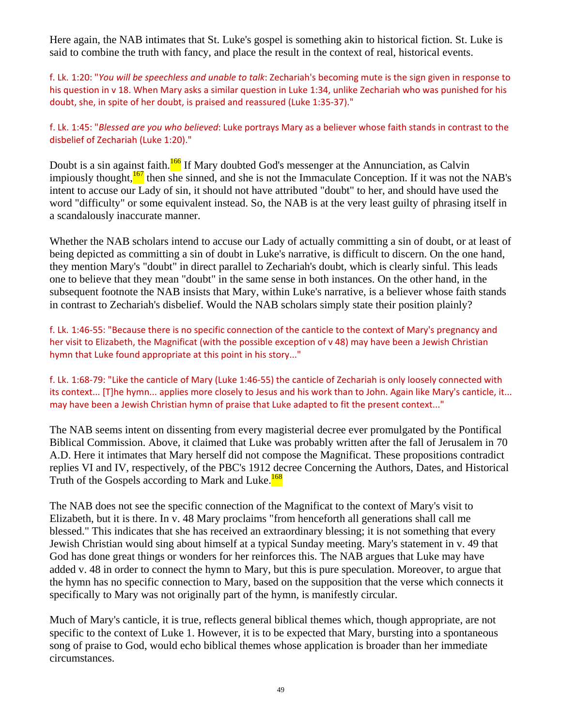Here again, the NAB intimates that St. Luke's gospel is something akin to historical fiction. St. Luke is said to combine the truth with fancy, and place the result in the context of real, historical events.

f. Lk. 1:20: "*You will be speechless and unable to talk*: Zechariah's becoming mute is the sign given in response to his question in v 18. When Mary asks a similar question in Luke 1:34, unlike Zechariah who was punished for his doubt, she, in spite of her doubt, is praised and reassured (Luke 1:35-37)."

f. Lk. 1:45: "*Blessed are you who believed*: Luke portrays Mary as a believer whose faith stands in contrast to the disbelief of Zechariah (Luke 1:20)."

Doubt is a sin against faith.[166] If Mary doubted God's messenger at the Annunciation, as Calvin impiously thought,[167] then she sinned, and she is not the Immaculate Conception. If it was not the NAB's intent to accuse our Lady of sin, it should not have attributed "doubt" to her, and should have used the word "difficulty" or some equivalent instead. So, the NAB is at the very least guilty of phrasing itself in a scandalously inaccurate manner.

Whether the NAB scholars intend to accuse our Lady of actually committing a sin of doubt, or at least of being depicted as committing a sin of doubt in Luke's narrative, is difficult to discern. On the one hand, they mention Mary's "doubt" in direct parallel to Zechariah's doubt, which is clearly sinful. This leads one to believe that they mean "doubt" in the same sense in both instances. On the other hand, in the subsequent footnote the NAB insists that Mary, within Luke's narrative, is a believer whose faith stands in contrast to Zechariah's disbelief. Would the NAB scholars simply state their position plainly?

f. Lk. 1:46-55: "Because there is no specific connection of the canticle to the context of Mary's pregnancy and her visit to Elizabeth, the Magnificat (with the possible exception of v 48) may have been a Jewish Christian hymn that Luke found appropriate at this point in his story..."

f. Lk. 1:68-79: "Like the canticle of Mary (Luke 1:46-55) the canticle of Zechariah is only loosely connected with its context... [T]he hymn... applies more closely to Jesus and his work than to John. Again like Mary's canticle, it... may have been a Jewish Christian hymn of praise that Luke adapted to fit the present context..."

The NAB seems intent on dissenting from every magisterial decree ever promulgated by the Pontifical Biblical Commission. Above, it claimed that Luke was probably written after the fall of Jerusalem in 70 A.D. Here it intimates that Mary herself did not compose the Magnificat. These propositions contradict replies VI and IV, respectively, of the PBC's 1912 decree Concerning the Authors, Dates, and Historical Truth of the Gospels according to Mark and Luke.[168]

The NAB does not see the specific connection of the Magnificat to the context of Mary's visit to Elizabeth, but it is there. In v. 48 Mary proclaims "from henceforth all generations shall call me blessed." This indicates that she has received an extraordinary blessing; it is not something that every Jewish Christian would sing about himself at a typical Sunday meeting. Mary's statement in v. 49 that God has done great things or wonders for her reinforces this. The NAB argues that Luke may have added v. 48 in order to connect the hymn to Mary, but this is pure speculation. Moreover, to argue that the hymn has no specific connection to Mary, based on the supposition that the verse which connects it specifically to Mary was not originally part of the hymn, is manifestly circular.

Much of Mary's canticle, it is true, reflects general biblical themes which, though appropriate, are not specific to the context of Luke 1. However, it is to be expected that Mary, bursting into a spontaneous song of praise to God, would echo biblical themes whose application is broader than her immediate circumstances.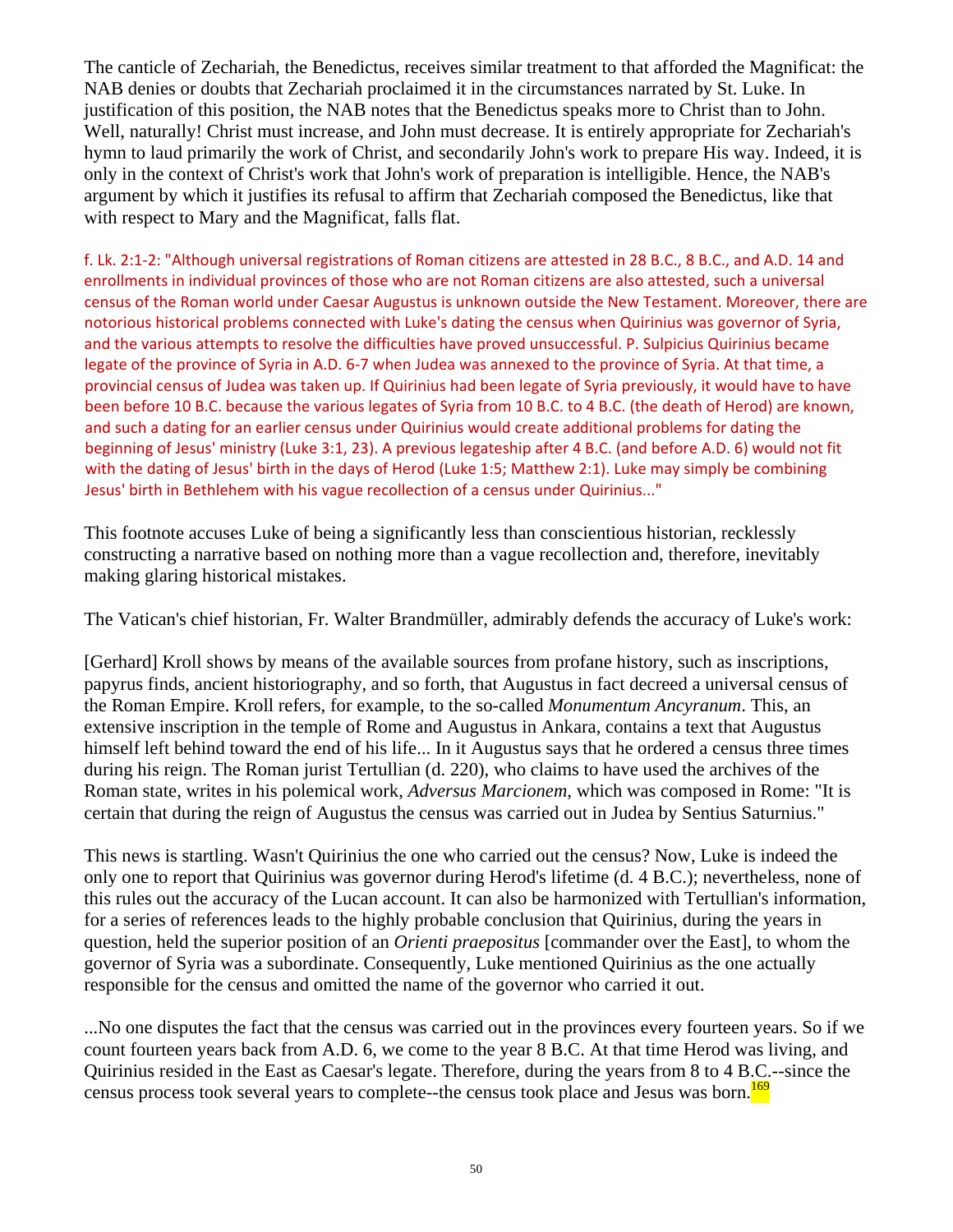The canticle of Zechariah, the Benedictus, receives similar treatment to that afforded the Magnificat: the NAB denies or doubts that Zechariah proclaimed it in the circumstances narrated by St. Luke. In justification of this position, the NAB notes that the Benedictus speaks more to Christ than to John. Well, naturally! Christ must increase, and John must decrease. It is entirely appropriate for Zechariah's hymn to laud primarily the work of Christ, and secondarily John's work to prepare His way. Indeed, it is only in the context of Christ's work that John's work of preparation is intelligible. Hence, the NAB's argument by which it justifies its refusal to affirm that Zechariah composed the Benedictus, like that with respect to Mary and the Magnificat, falls flat.

f. Lk. 2:1-2: "Although universal registrations of Roman citizens are attested in 28 B.C., 8 B.C., and A.D. 14 and enrollments in individual provinces of those who are not Roman citizens are also attested, such a universal census of the Roman world under Caesar Augustus is unknown outside the New Testament. Moreover, there are notorious historical problems connected with Luke's dating the census when Quirinius was governor of Syria, and the various attempts to resolve the difficulties have proved unsuccessful. P. Sulpicius Quirinius became legate of the province of Syria in A.D. 6-7 when Judea was annexed to the province of Syria. At that time, a provincial census of Judea was taken up. If Quirinius had been legate of Syria previously, it would have to have been before 10 B.C. because the various legates of Syria from 10 B.C. to 4 B.C. (the death of Herod) are known, and such a dating for an earlier census under Quirinius would create additional problems for dating the beginning of Jesus' ministry (Luke 3:1, 23). A previous legateship after 4 B.C. (and before A.D. 6) would not fit with the dating of Jesus' birth in the days of Herod (Luke 1:5; Matthew 2:1). Luke may simply be combining Jesus' birth in Bethlehem with his vague recollection of a census under Quirinius..."

This footnote accuses Luke of being a significantly less than conscientious historian, recklessly constructing a narrative based on nothing more than a vague recollection and, therefore, inevitably making glaring historical mistakes.

The Vatican's chief historian, Fr. Walter Brandmüller, admirably defends the accuracy of Luke's work:

[Gerhard] Kroll shows by means of the available sources from profane history, such as inscriptions, papyrus finds, ancient historiography, and so forth, that Augustus in fact decreed a universal census of the Roman Empire. Kroll refers, for example, to the so-called *Monumentum Ancyranum*. This, an extensive inscription in the temple of Rome and Augustus in Ankara, contains a text that Augustus himself left behind toward the end of his life... In it Augustus says that he ordered a census three times during his reign. The Roman jurist Tertullian (d. 220), who claims to have used the archives of the Roman state, writes in his polemical work, *Adversus Marcionem*, which was composed in Rome: "It is certain that during the reign of Augustus the census was carried out in Judea by Sentius Saturnius."

This news is startling. Wasn't Quirinius the one who carried out the census? Now, Luke is indeed the only one to report that Quirinius was governor during Herod's lifetime (d. 4 B.C.); nevertheless, none of this rules out the accuracy of the Lucan account. It can also be harmonized with Tertullian's information, for a series of references leads to the highly probable conclusion that Quirinius, during the years in question, held the superior position of an *Orienti praepositus* [commander over the East], to whom the governor of Syria was a subordinate. Consequently, Luke mentioned Quirinius as the one actually responsible for the census and omitted the name of the governor who carried it out.

...No one disputes the fact that the census was carried out in the provinces every fourteen years. So if we count fourteen years back from A.D. 6, we come to the year 8 B.C. At that time Herod was living, and Quirinius resided in the East as Caesar's legate. Therefore, during the years from 8 to 4 B.C.--since the census process took several years to complete--the census took place and Jesus was born.[169]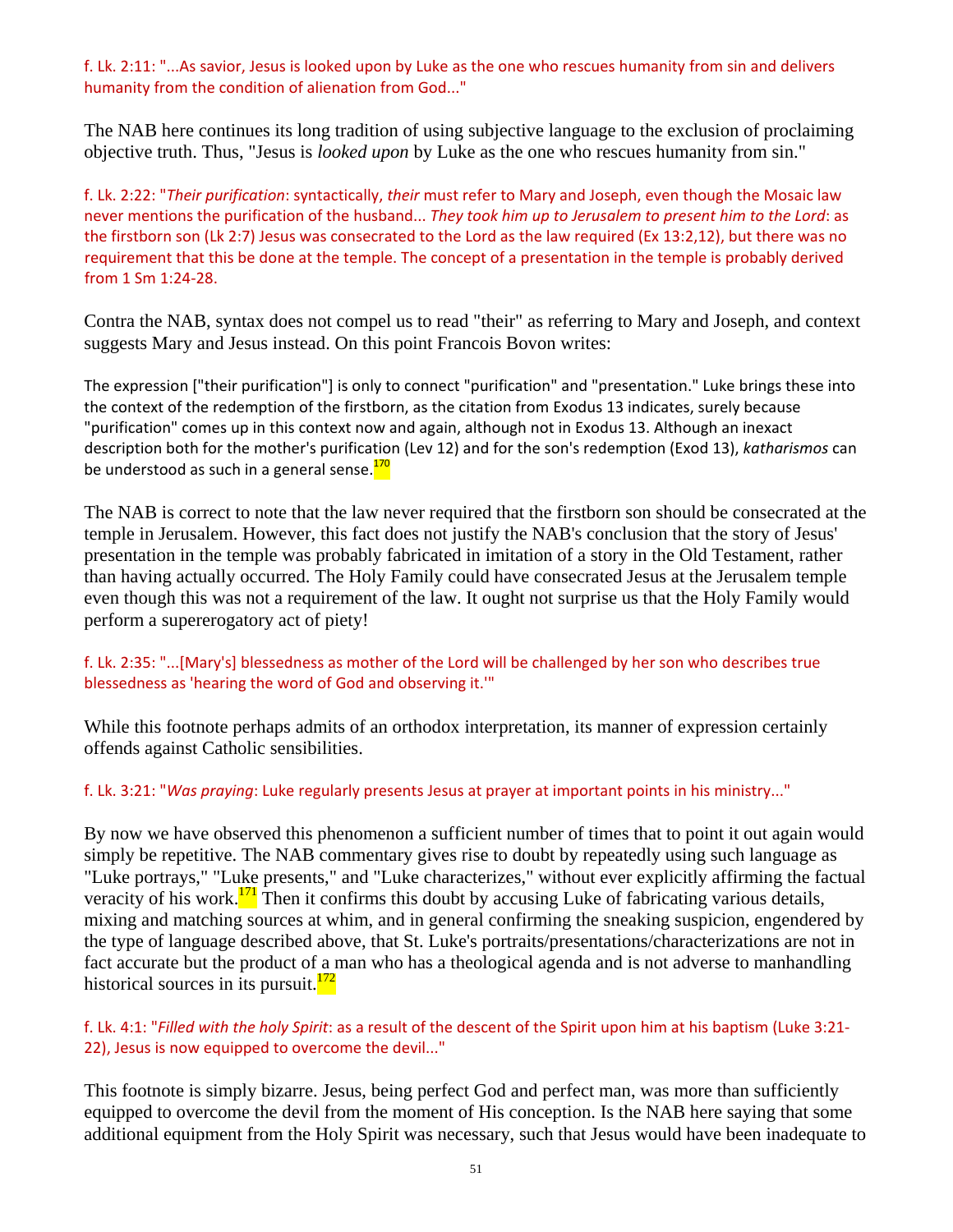f. Lk. 2:11: "...As savior, Jesus is looked upon by Luke as the one who rescues humanity from sin and delivers humanity from the condition of alienation from God..."

The NAB here continues its long tradition of using subjective language to the exclusion of proclaiming objective truth. Thus, "Jesus is *looked upon* by Luke as the one who rescues humanity from sin."

f. Lk. 2:22: "*Their purification*: syntactically, *their* must refer to Mary and Joseph, even though the Mosaic law never mentions the purification of the husband... *They took him up to Jerusalem to present him to the Lord*: as the firstborn son (Lk 2:7) Jesus was consecrated to the Lord as the law required (Ex 13:2,12), but there was no requirement that this be done at the temple. The concept of a presentation in the temple is probably derived from 1 Sm 1:24-28.

Contra the NAB, syntax does not compel us to read "their" as referring to Mary and Joseph, and context suggests Mary and Jesus instead. On this point Francois Bovon writes:

> The expression ["their purification"] is only to connect "purification" and "presentation." Luke brings these into the context of the redemption of the firstborn, as the citation from Exodus 13 indicates, surely because "purification" comes up in this context now and again, although not in Exodus 13. Although an inexact description both for the mother's purification (Lev 12) and for the son's redemption (Exod 13), *katharismos* can be understood as such in a general sense.[170]

The NAB is correct to note that the law never required that the firstborn son should be consecrated at the temple in Jerusalem. However, this fact does not justify the NAB's conclusion that the story of Jesus' presentation in the temple was probably fabricated in imitation of a story in the Old Testament, rather than having actually occurred. The Holy Family could have consecrated Jesus at the Jerusalem temple even though this was not a requirement of the law. It ought not surprise us that the Holy Family would perform a supererogatory act of piety!

f. Lk. 2:35: "...[Mary's] blessedness as mother of the Lord will be challenged by her son who describes true blessedness as 'hearing the word of God and observing it.'"

While this footnote perhaps admits of an orthodox interpretation, its manner of expression certainly offends against Catholic sensibilities.

f. Lk. 3:21: "*Was praying*: Luke regularly presents Jesus at prayer at important points in his ministry..."

By now we have observed this phenomenon a sufficient number of times that to point it out again would simply be repetitive. The NAB commentary gives rise to doubt by repeatedly using such language as "Luke portrays," "Luke presents," and "Luke characterizes," without ever explicitly affirming the factual veracity of his work.[171] Then it confirms this doubt by accusing Luke of fabricating various details, mixing and matching sources at whim, and in general confirming the sneaking suspicion, engendered by the type of language described above, that St. Luke's portraits/presentations/characterizations are not in fact accurate but the product of a man who has a theological agenda and is not adverse to manhandling historical sources in its pursuit.[172]

f. Lk. 4:1: "*Filled with the holy Spirit*: as a result of the descent of the Spirit upon him at his baptism (Luke 3:21-22), Jesus is now equipped to overcome the devil..."

This footnote is simply bizarre. Jesus, being perfect God and perfect man, was more than sufficiently equipped to overcome the devil from the moment of His conception. Is the NAB here saying that some additional equipment from the Holy Spirit was necessary, such that Jesus would have been inadequate to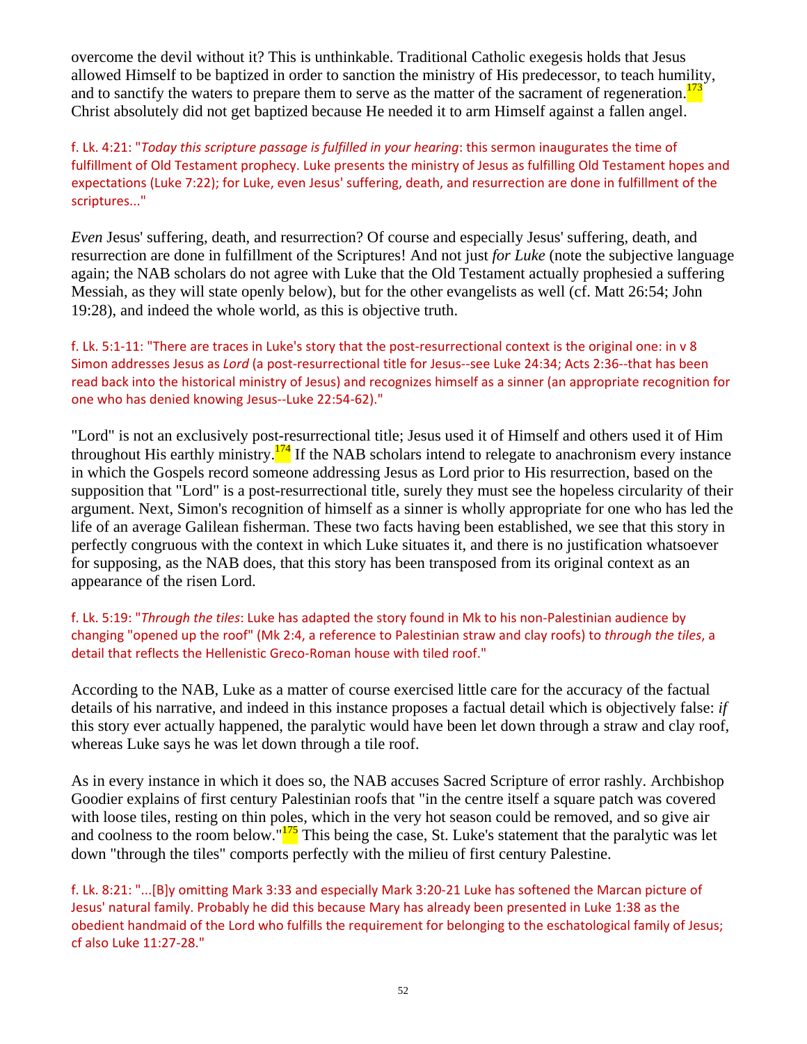overcome the devil without it? This is unthinkable. Traditional Catholic exegesis holds that Jesus allowed Himself to be baptized in order to sanction the ministry of His predecessor, to teach humility, and to sanctify the waters to prepare them to serve as the matter of the sacrament of regeneration.[173] Christ absolutely did not get baptized because He needed it to arm Himself against a fallen angel.

f. Lk. 4:21: "*Today this scripture passage is fulfilled in your hearing*: this sermon inaugurates the time of fulfillment of Old Testament prophecy. Luke presents the ministry of Jesus as fulfilling Old Testament hopes and expectations (Luke 7:22); for Luke, even Jesus' suffering, death, and resurrection are done in fulfillment of the scriptures..."

*Even* Jesus' suffering, death, and resurrection? Of course and especially Jesus' suffering, death, and resurrection are done in fulfillment of the Scriptures! And not just *for Luke* (note the subjective language again; the NAB scholars do not agree with Luke that the Old Testament actually prophesied a suffering Messiah, as they will state openly below), but for the other evangelists as well (cf. Matt 26:54; John 19:28), and indeed the whole world, as this is objective truth.

f. Lk. 5:1-11: "There are traces in Luke's story that the post-resurrectional context is the original one: in v 8 Simon addresses Jesus as *Lord* (a post-resurrectional title for Jesus--see Luke 24:34; Acts 2:36--that has been read back into the historical ministry of Jesus) and recognizes himself as a sinner (an appropriate recognition for one who has denied knowing Jesus--Luke 22:54-62)."

"Lord" is not an exclusively post-resurrectional title; Jesus used it of Himself and others used it of Him throughout His earthly ministry.[174] If the NAB scholars intend to relegate to anachronism every instance in which the Gospels record someone addressing Jesus as Lord prior to His resurrection, based on the supposition that "Lord" is a post-resurrectional title, surely they must see the hopeless circularity of their argument. Next, Simon's recognition of himself as a sinner is wholly appropriate for one who has led the life of an average Galilean fisherman. These two facts having been established, we see that this story in perfectly congruous with the context in which Luke situates it, and there is no justification whatsoever for supposing, as the NAB does, that this story has been transposed from its original context as an appearance of the risen Lord.

f. Lk. 5:19: "*Through the tiles*: Luke has adapted the story found in Mk to his non-Palestinian audience by changing "opened up the roof" (Mk 2:4, a reference to Palestinian straw and clay roofs) to *through the tiles*, a detail that reflects the Hellenistic Greco-Roman house with tiled roof."

According to the NAB, Luke as a matter of course exercised little care for the accuracy of the factual details of his narrative, and indeed in this instance proposes a factual detail which is objectively false: *if* this story ever actually happened, the paralytic would have been let down through a straw and clay roof, whereas Luke says he was let down through a tile roof.

As in every instance in which it does so, the NAB accuses Sacred Scripture of error rashly. Archbishop Goodier explains of first century Palestinian roofs that "in the centre itself a square patch was covered with loose tiles, resting on thin poles, which in the very hot season could be removed, and so give air and coolness to the room below."[175] This being the case, St. Luke's statement that the paralytic was let down "through the tiles" comports perfectly with the milieu of first century Palestine.

f. Lk. 8:21: "...[B]y omitting Mark 3:33 and especially Mark 3:20-21 Luke has softened the Marcan picture of Jesus' natural family. Probably he did this because Mary has already been presented in Luke 1:38 as the obedient handmaid of the Lord who fulfills the requirement for belonging to the eschatological family of Jesus; cf also Luke 11:27-28."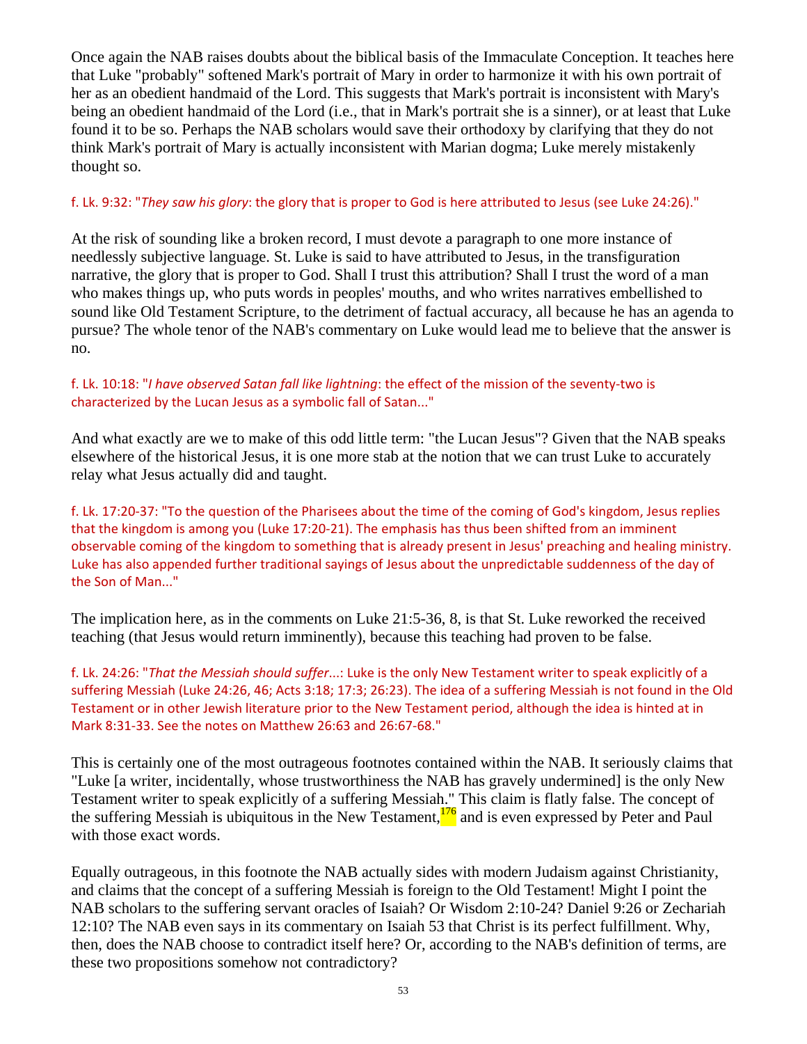Once again the NAB raises doubts about the biblical basis of the Immaculate Conception. It teaches here that Luke "probably" softened Mark's portrait of Mary in order to harmonize it with his own portrait of her as an obedient handmaid of the Lord. This suggests that Mark's portrait is inconsistent with Mary's being an obedient handmaid of the Lord (i.e., that in Mark's portrait she is a sinner), or at least that Luke found it to be so. Perhaps the NAB scholars would save their orthodoxy by clarifying that they do not think Mark's portrait of Mary is actually inconsistent with Marian dogma; Luke merely mistakenly thought so.

f. Lk. 9:32: "*They saw his glory*: the glory that is proper to God is here attributed to Jesus (see Luke 24:26)."

At the risk of sounding like a broken record, I must devote a paragraph to one more instance of needlessly subjective language. St. Luke is said to have attributed to Jesus, in the transfiguration narrative, the glory that is proper to God. Shall I trust this attribution? Shall I trust the word of a man who makes things up, who puts words in peoples' mouths, and who writes narratives embellished to sound like Old Testament Scripture, to the detriment of factual accuracy, all because he has an agenda to pursue? The whole tenor of the NAB's commentary on Luke would lead me to believe that the answer is no.

f. Lk. 10:18: "*I have observed Satan fall like lightning*: the effect of the mission of the seventy-two is characterized by the Lucan Jesus as a symbolic fall of Satan..."

And what exactly are we to make of this odd little term: "the Lucan Jesus"? Given that the NAB speaks elsewhere of the historical Jesus, it is one more stab at the notion that we can trust Luke to accurately relay what Jesus actually did and taught.

f. Lk. 17:20-37: "To the question of the Pharisees about the time of the coming of God's kingdom, Jesus replies that the kingdom is among you (Luke 17:20-21). The emphasis has thus been shifted from an imminent observable coming of the kingdom to something that is already present in Jesus' preaching and healing ministry. Luke has also appended further traditional sayings of Jesus about the unpredictable suddenness of the day of the Son of Man..."

The implication here, as in the comments on Luke 21:5-36, 8, is that St. Luke reworked the received teaching (that Jesus would return imminently), because this teaching had proven to be false.

f. Lk. 24:26: "*That the Messiah should suffer...*: Luke is the only New Testament writer to speak explicitly of a suffering Messiah (Luke 24:26, 46; Acts 3:18; 17:3; 26:23). The idea of a suffering Messiah is not found in the Old Testament or in other Jewish literature prior to the New Testament period, although the idea is hinted at in Mark 8:31-33. See the notes on Matthew 26:63 and 26:67-68."

This is certainly one of the most outrageous footnotes contained within the NAB. It seriously claims that "Luke [a writer, incidentally, whose trustworthiness the NAB has gravely undermined] is the only New Testament writer to speak explicitly of a suffering Messiah." This claim is flatly false. The concept of the suffering Messiah is ubiquitous in the New Testament,[176] and is even expressed by Peter and Paul with those exact words.

Equally outrageous, in this footnote the NAB actually sides with modern Judaism against Christianity, and claims that the concept of a suffering Messiah is foreign to the Old Testament! Might I point the NAB scholars to the suffering servant oracles of Isaiah? Or Wisdom 2:10-24? Daniel 9:26 or Zechariah 12:10? The NAB even says in its commentary on Isaiah 53 that Christ is its perfect fulfillment. Why, then, does the NAB choose to contradict itself here? Or, according to the NAB's definition of terms, are these two propositions somehow not contradictory?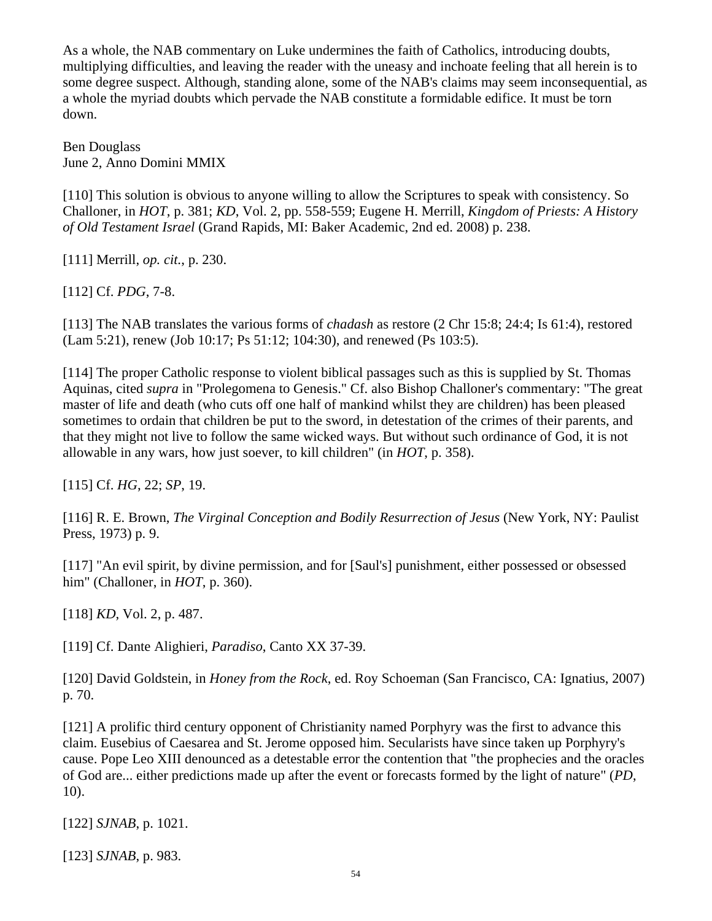As a whole, the NAB commentary on Luke undermines the faith of Catholics, introducing doubts, multiplying difficulties, and leaving the reader with the uneasy and inchoate feeling that all herein is to some degree suspect. Although, standing alone, some of the NAB's claims may seem inconsequential, as a whole the myriad doubts which pervade the NAB constitute a formidable edifice. It must be torn down.

Ben Douglass
June 2, Anno Domini MMIX

[110] This solution is obvious to anyone willing to allow the Scriptures to speak with consistency. So Challoner, in *HOT*, p. 381; *KD*, Vol. 2, pp. 558-559; Eugene H. Merrill, *Kingdom of Priests: A History of Old Testament Israel* (Grand Rapids, MI: Baker Academic, 2nd ed. 2008) p. 238.

[111] Merrill, *op. cit.*, p. 230.

[112] Cf. *PDG*, 7-8.

[113] The NAB translates the various forms of *chadash* as restore (2 Chr 15:8; 24:4; Is 61:4), restored (Lam 5:21), renew (Job 10:17; Ps 51:12; 104:30), and renewed (Ps 103:5).

[114] The proper Catholic response to violent biblical passages such as this is supplied by St. Thomas Aquinas, cited *supra* in "Prolegomena to Genesis." Cf. also Bishop Challoner's commentary: "The great master of life and death (who cuts off one half of mankind whilst they are children) has been pleased sometimes to ordain that children be put to the sword, in detestation of the crimes of their parents, and that they might not live to follow the same wicked ways. But without such ordinance of God, it is not allowable in any wars, how just soever, to kill children" (in *HOT*, p. 358).

[115] Cf. *HG*, 22; *SP*, 19.

[116] R. E. Brown, *The Virginal Conception and Bodily Resurrection of Jesus* (New York, NY: Paulist Press, 1973) p. 9.

[117] "An evil spirit, by divine permission, and for [Saul's] punishment, either possessed or obsessed him" (Challoner, in *HOT*, p. 360).

[118] *KD*, Vol. 2, p. 487.

[119] Cf. Dante Alighieri, *Paradiso*, Canto XX 37-39.

[120] David Goldstein, in *Honey from the Rock*, ed. Roy Schoeman (San Francisco, CA: Ignatius, 2007) p. 70.

[121] A prolific third century opponent of Christianity named Porphyry was the first to advance this claim. Eusebius of Caesarea and St. Jerome opposed him. Secularists have since taken up Porphyry's cause. Pope Leo XIII denounced as a detestable error the contention that "the prophecies and the oracles of God are... either predictions made up after the event or forecasts formed by the light of nature" (*PD*, 10).

[122] *SJNAB*, p. 1021.

[123] *SJNAB*, p. 983.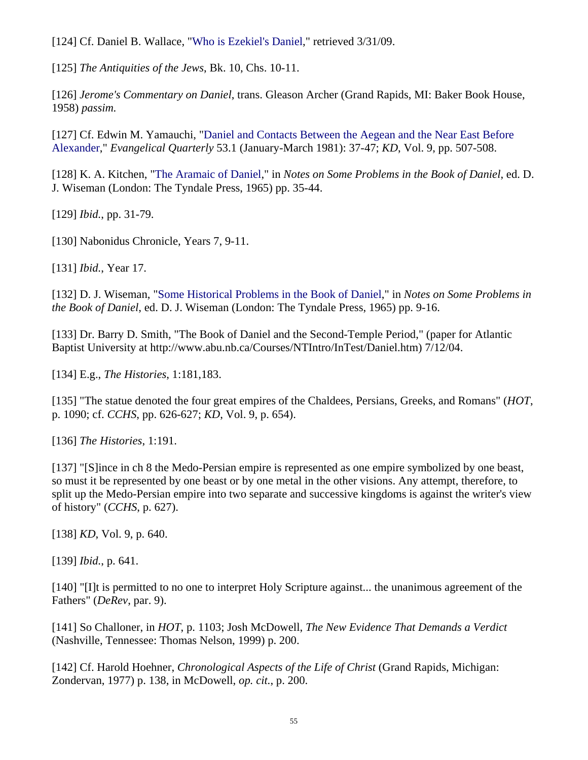[124] Cf. Daniel B. Wallace, "Who is Ezekiel's Daniel," retrieved 3/31/09.

[125] *The Antiquities of the Jews*, Bk. 10, Chs. 10-11.

[126] *Jerome's Commentary on Daniel*, trans. Gleason Archer (Grand Rapids, MI: Baker Book House, 1958) *passim.*

[127] Cf. Edwin M. Yamauchi, "Daniel and Contacts Between the Aegean and the Near East Before Alexander," *Evangelical Quarterly* 53.1 (January-March 1981): 37-47; *KD*, Vol. 9, pp. 507-508.

[128] K. A. Kitchen, "The Aramaic of Daniel," in *Notes on Some Problems in the Book of Daniel*, ed. D. J. Wiseman (London: The Tyndale Press, 1965) pp. 35-44.

[129] *Ibid.*, pp. 31-79.

[130] Nabonidus Chronicle, Years 7, 9-11.

[131] *Ibid.*, Year 17.

[132] D. J. Wiseman, "Some Historical Problems in the Book of Daniel," in *Notes on Some Problems in the Book of Daniel*, ed. D. J. Wiseman (London: The Tyndale Press, 1965) pp. 9-16.

[133] Dr. Barry D. Smith, "The Book of Daniel and the Second-Temple Period," (paper for Atlantic Baptist University at http://www.abu.nb.ca/Courses/NTIntro/InTest/Daniel.htm) 7/12/04.

[134] E.g., *The Histories*, 1:181,183.

[135] "The statue denoted the four great empires of the Chaldees, Persians, Greeks, and Romans" (*HOT*, p. 1090; cf. *CCHS*, pp. 626-627; *KD*, Vol. 9, p. 654).

[136] *The Histories*, 1:191.

[137] "[S]ince in ch 8 the Medo-Persian empire is represented as one empire symbolized by one beast, so must it be represented by one beast or by one metal in the other visions. Any attempt, therefore, to split up the Medo-Persian empire into two separate and successive kingdoms is against the writer's view of history" (*CCHS*, p. 627).

[138] *KD*, Vol. 9, p. 640.

[139] *Ibid.*, p. 641.

[140] "[I]t is permitted to no one to interpret Holy Scripture against... the unanimous agreement of the Fathers" (*DeRev*, par. 9).

[141] So Challoner, in *HOT*, p. 1103; Josh McDowell, *The New Evidence That Demands a Verdict* (Nashville, Tennessee: Thomas Nelson, 1999) p. 200.

[142] Cf. Harold Hoehner, *Chronological Aspects of the Life of Christ* (Grand Rapids, Michigan: Zondervan, 1977) p. 138, in McDowell, *op. cit.*, p. 200.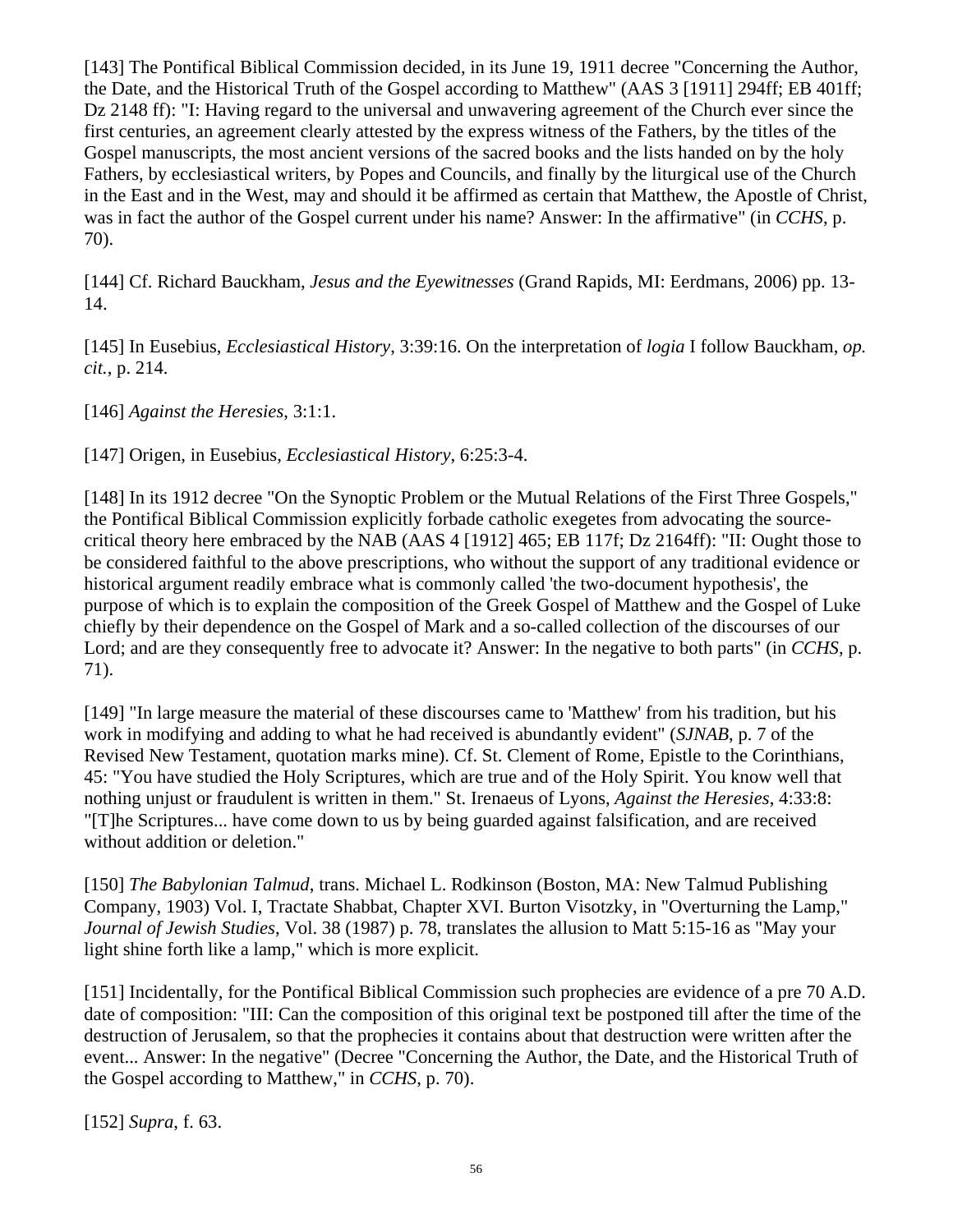[143] The Pontifical Biblical Commission decided, in its June 19, 1911 decree "Concerning the Author, the Date, and the Historical Truth of the Gospel according to Matthew" (AAS 3 [1911] 294ff; EB 401ff; Dz 2148 ff): "I: Having regard to the universal and unwavering agreement of the Church ever since the first centuries, an agreement clearly attested by the express witness of the Fathers, by the titles of the Gospel manuscripts, the most ancient versions of the sacred books and the lists handed on by the holy Fathers, by ecclesiastical writers, by Popes and Councils, and finally by the liturgical use of the Church in the East and in the West, may and should it be affirmed as certain that Matthew, the Apostle of Christ, was in fact the author of the Gospel current under his name? Answer: In the affirmative" (in *CCHS*, p. 70).

[144] Cf. Richard Bauckham, *Jesus and the Eyewitnesses* (Grand Rapids, MI: Eerdmans, 2006) pp. 13-14.

[145] In Eusebius, *Ecclesiastical History*, 3:39:16. On the interpretation of *logia* I follow Bauckham, *op. cit.*, p. 214.

[146] *Against the Heresies*, 3:1:1.

[147] Origen, in Eusebius, *Ecclesiastical History*, 6:25:3-4.

[148] In its 1912 decree "On the Synoptic Problem or the Mutual Relations of the First Three Gospels," the Pontifical Biblical Commission explicitly forbade catholic exegetes from advocating the source-critical theory here embraced by the NAB (AAS 4 [1912] 465; EB 117f; Dz 2164ff): "II: Ought those to be considered faithful to the above prescriptions, who without the support of any traditional evidence or historical argument readily embrace what is commonly called 'the two-document hypothesis', the purpose of which is to explain the composition of the Greek Gospel of Matthew and the Gospel of Luke chiefly by their dependence on the Gospel of Mark and a so-called collection of the discourses of our Lord; and are they consequently free to advocate it? Answer: In the negative to both parts" (in *CCHS*, p. 71).

[149] "In large measure the material of these discourses came to 'Matthew' from his tradition, but his work in modifying and adding to what he had received is abundantly evident" (*SJNAB*, p. 7 of the Revised New Testament, quotation marks mine). Cf. St. Clement of Rome, Epistle to the Corinthians, 45: "You have studied the Holy Scriptures, which are true and of the Holy Spirit. You know well that nothing unjust or fraudulent is written in them." St. Irenaeus of Lyons, *Against the Heresies*, 4:33:8: "[T]he Scriptures... have come down to us by being guarded against falsification, and are received without addition or deletion."

[150] *The Babylonian Talmud*, trans. Michael L. Rodkinson (Boston, MA: New Talmud Publishing Company, 1903) Vol. I, Tractate Shabbat, Chapter XVI. Burton Visotzky, in "Overturning the Lamp," *Journal of Jewish Studies*, Vol. 38 (1987) p. 78, translates the allusion to Matt 5:15-16 as "May your light shine forth like a lamp," which is more explicit.

[151] Incidentally, for the Pontifical Biblical Commission such prophecies are evidence of a pre 70 A.D. date of composition: "III: Can the composition of this original text be postponed till after the time of the destruction of Jerusalem, so that the prophecies it contains about that destruction were written after the event... Answer: In the negative" (Decree "Concerning the Author, the Date, and the Historical Truth of the Gospel according to Matthew," in *CCHS*, p. 70).

[152] *Supra*, f. 63.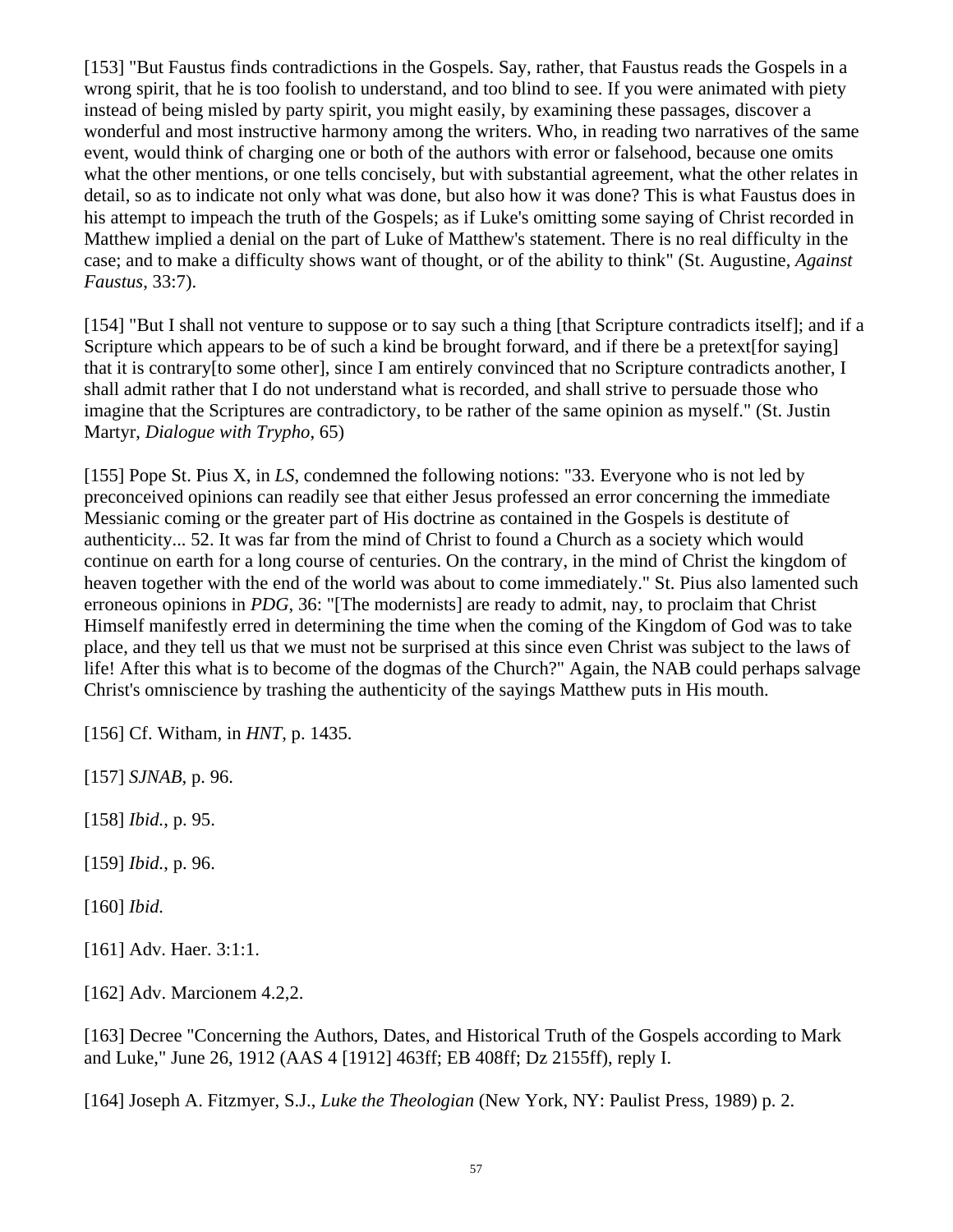[153] "But Faustus finds contradictions in the Gospels. Say, rather, that Faustus reads the Gospels in a wrong spirit, that he is too foolish to understand, and too blind to see. If you were animated with piety instead of being misled by party spirit, you might easily, by examining these passages, discover a wonderful and most instructive harmony among the writers. Who, in reading two narratives of the same event, would think of charging one or both of the authors with error or falsehood, because one omits what the other mentions, or one tells concisely, but with substantial agreement, what the other relates in detail, so as to indicate not only what was done, but also how it was done? This is what Faustus does in his attempt to impeach the truth of the Gospels; as if Luke's omitting some saying of Christ recorded in Matthew implied a denial on the part of Luke of Matthew's statement. There is no real difficulty in the case; and to make a difficulty shows want of thought, or of the ability to think" (St. Augustine, *Against Faustus*, 33:7).

[154] "But I shall not venture to suppose or to say such a thing [that Scripture contradicts itself]; and if a Scripture which appears to be of such a kind be brought forward, and if there be a pretext[for saying] that it is contrary[to some other], since I am entirely convinced that no Scripture contradicts another, I shall admit rather that I do not understand what is recorded, and shall strive to persuade those who imagine that the Scriptures are contradictory, to be rather of the same opinion as myself." (St. Justin Martyr, *Dialogue with Trypho*, 65)

[155] Pope St. Pius X, in *LS*, condemned the following notions: "33. Everyone who is not led by preconceived opinions can readily see that either Jesus professed an error concerning the immediate Messianic coming or the greater part of His doctrine as contained in the Gospels is destitute of authenticity... 52. It was far from the mind of Christ to found a Church as a society which would continue on earth for a long course of centuries. On the contrary, in the mind of Christ the kingdom of heaven together with the end of the world was about to come immediately." St. Pius also lamented such erroneous opinions in *PDG*, 36: "[The modernists] are ready to admit, nay, to proclaim that Christ Himself manifestly erred in determining the time when the coming of the Kingdom of God was to take place, and they tell us that we must not be surprised at this since even Christ was subject to the laws of life! After this what is to become of the dogmas of the Church?" Again, the NAB could perhaps salvage Christ's omniscience by trashing the authenticity of the sayings Matthew puts in His mouth.

[156] Cf. Witham, in *HNT*, p. 1435.

[157] *SJNAB*, p. 96.

[158] *Ibid.*, p. 95.

[159] *Ibid.*, p. 96.

[160] *Ibid.*

[161] Adv. Haer. 3:1:1.

[162] Adv. Marcionem 4.2,2.

[163] Decree "Concerning the Authors, Dates, and Historical Truth of the Gospels according to Mark and Luke," June 26, 1912 (AAS 4 [1912] 463ff; EB 408ff; Dz 2155ff), reply I.

[164] Joseph A. Fitzmyer, S.J., *Luke the Theologian* (New York, NY: Paulist Press, 1989) p. 2.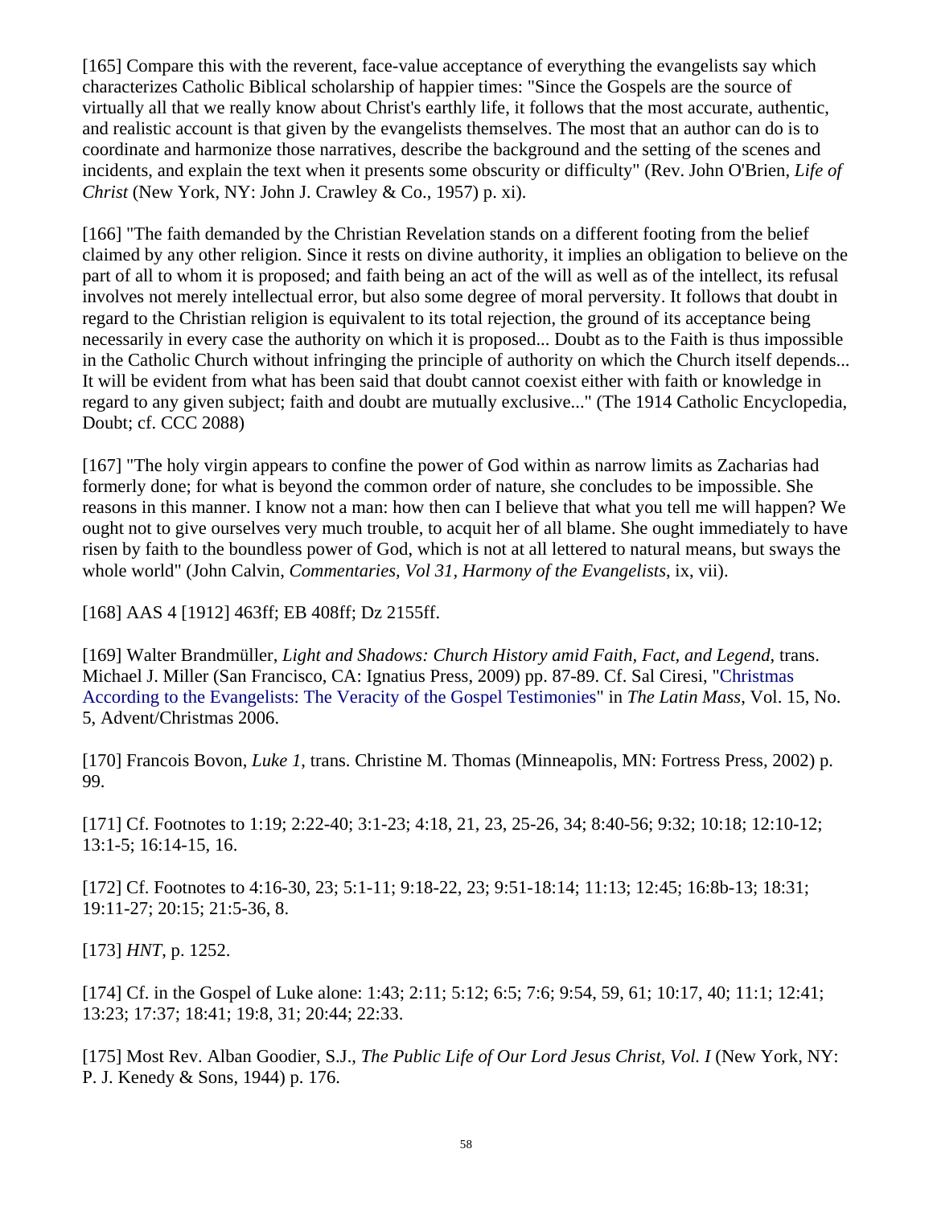[165] Compare this with the reverent, face-value acceptance of everything the evangelists say which characterizes Catholic Biblical scholarship of happier times: "Since the Gospels are the source of virtually all that we really know about Christ's earthly life, it follows that the most accurate, authentic, and realistic account is that given by the evangelists themselves. The most that an author can do is to coordinate and harmonize those narratives, describe the background and the setting of the scenes and incidents, and explain the text when it presents some obscurity or difficulty" (Rev. John O'Brien, *Life of Christ* (New York, NY: John J. Crawley & Co., 1957) p. xi).

[166] "The faith demanded by the Christian Revelation stands on a different footing from the belief claimed by any other religion. Since it rests on divine authority, it implies an obligation to believe on the part of all to whom it is proposed; and faith being an act of the will as well as of the intellect, its refusal involves not merely intellectual error, but also some degree of moral perversity. It follows that doubt in regard to the Christian religion is equivalent to its total rejection, the ground of its acceptance being necessarily in every case the authority on which it is proposed... Doubt as to the Faith is thus impossible in the Catholic Church without infringing the principle of authority on which the Church itself depends... It will be evident from what has been said that doubt cannot coexist either with faith or knowledge in regard to any given subject; faith and doubt are mutually exclusive..." (The 1914 Catholic Encyclopedia, Doubt; cf. CCC 2088)

[167] "The holy virgin appears to confine the power of God within as narrow limits as Zacharias had formerly done; for what is beyond the common order of nature, she concludes to be impossible. She reasons in this manner. I know not a man: how then can I believe that what you tell me will happen? We ought not to give ourselves very much trouble, to acquit her of all blame. She ought immediately to have risen by faith to the boundless power of God, which is not at all lettered to natural means, but sways the whole world" (John Calvin, *Commentaries, Vol 31, Harmony of the Evangelists*, ix, vii).

[168] AAS 4 [1912] 463ff; EB 408ff; Dz 2155ff.

[169] Walter Brandmüller, *Light and Shadows: Church History amid Faith, Fact, and Legend*, trans. Michael J. Miller (San Francisco, CA: Ignatius Press, 2009) pp. 87-89. Cf. Sal Ciresi, "Christmas According to the Evangelists: The Veracity of the Gospel Testimonies" in *The Latin Mass*, Vol. 15, No. 5, Advent/Christmas 2006.

[170] Francois Bovon, *Luke 1*, trans. Christine M. Thomas (Minneapolis, MN: Fortress Press, 2002) p. 99.

[171] Cf. Footnotes to 1:19; 2:22-40; 3:1-23; 4:18, 21, 23, 25-26, 34; 8:40-56; 9:32; 10:18; 12:10-12; 13:1-5; 16:14-15, 16.

[172] Cf. Footnotes to 4:16-30, 23; 5:1-11; 9:18-22, 23; 9:51-18:14; 11:13; 12:45; 16:8b-13; 18:31; 19:11-27; 20:15; 21:5-36, 8.

[173] *HNT*, p. 1252.

[174] Cf. in the Gospel of Luke alone: 1:43; 2:11; 5:12; 6:5; 7:6; 9:54, 59, 61; 10:17, 40; 11:1; 12:41; 13:23; 17:37; 18:41; 19:8, 31; 20:44; 22:33.

[175] Most Rev. Alban Goodier, S.J., *The Public Life of Our Lord Jesus Christ, Vol. I* (New York, NY: P. J. Kenedy & Sons, 1944) p. 176.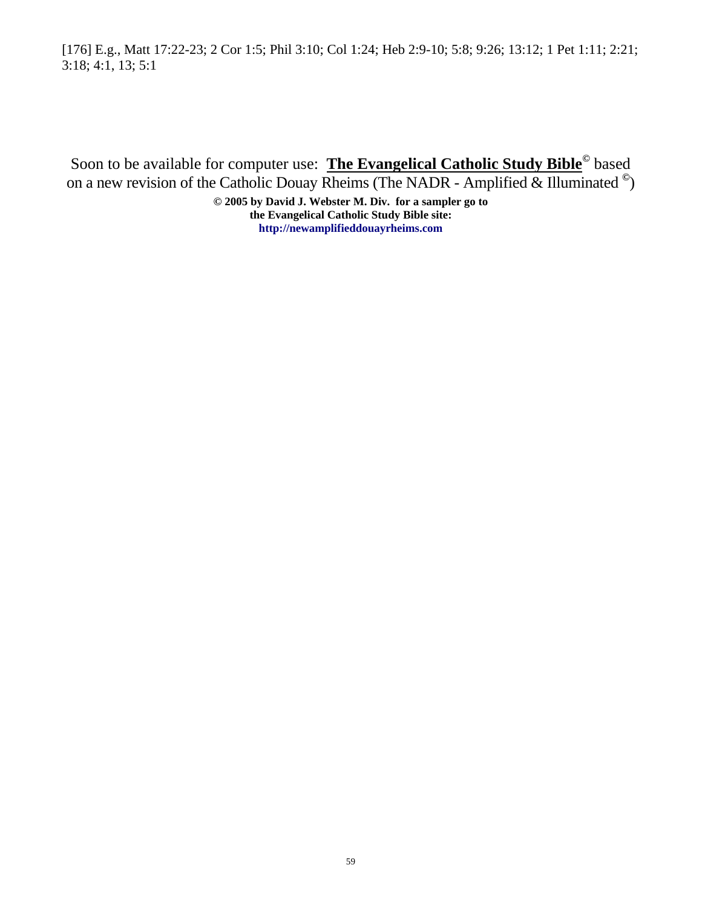[176] E.g., Matt 17:22-23; 2 Cor 1:5; Phil 3:10; Col 1:24; Heb 2:9-10; 5:8; 9:26; 13:12; 1 Pet 1:11; 2:21; 3:18; 4:1, 13; 5:1

Soon to be available for computer use: **The Evangelical Catholic Study Bible**© based on a new revision of the Catholic Douay Rheims (The NADR - Amplified & Illuminated ©)

**© 2005 by David J. Webster M. Div. for a sampler go to the Evangelical Catholic Study Bible site: http://newamplifieddouayrheims.com**